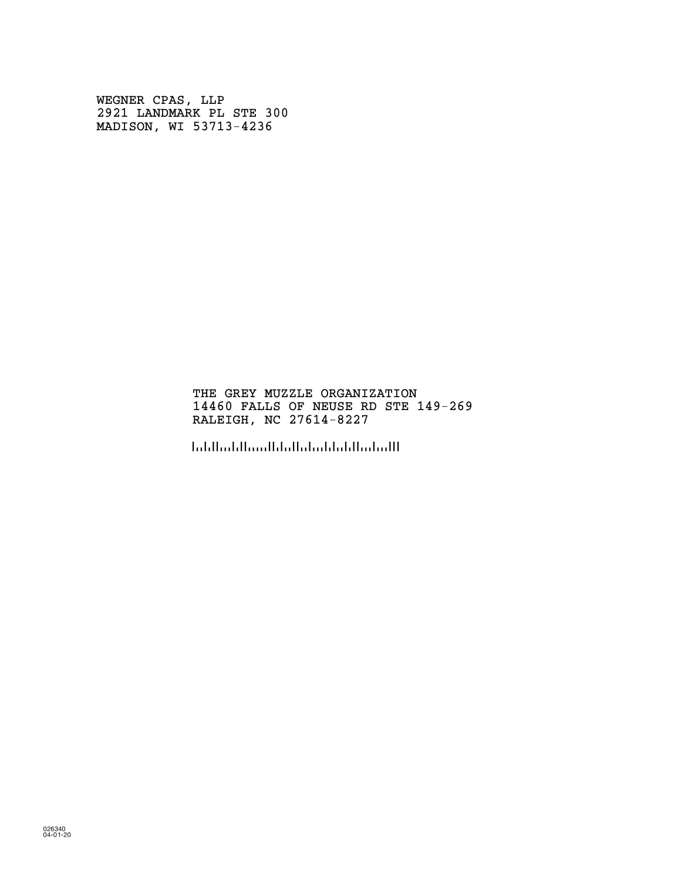WEGNER CPAS, LLP
2921 LANDMARK PL STE 300
MADISON, WI 53713-4236

THE GREY MUZZLE ORGANIZATION
14460 FALLS OF NEUSE RD STE 149-269
RALEIGH, NC 27614-8227

026340
04-01-20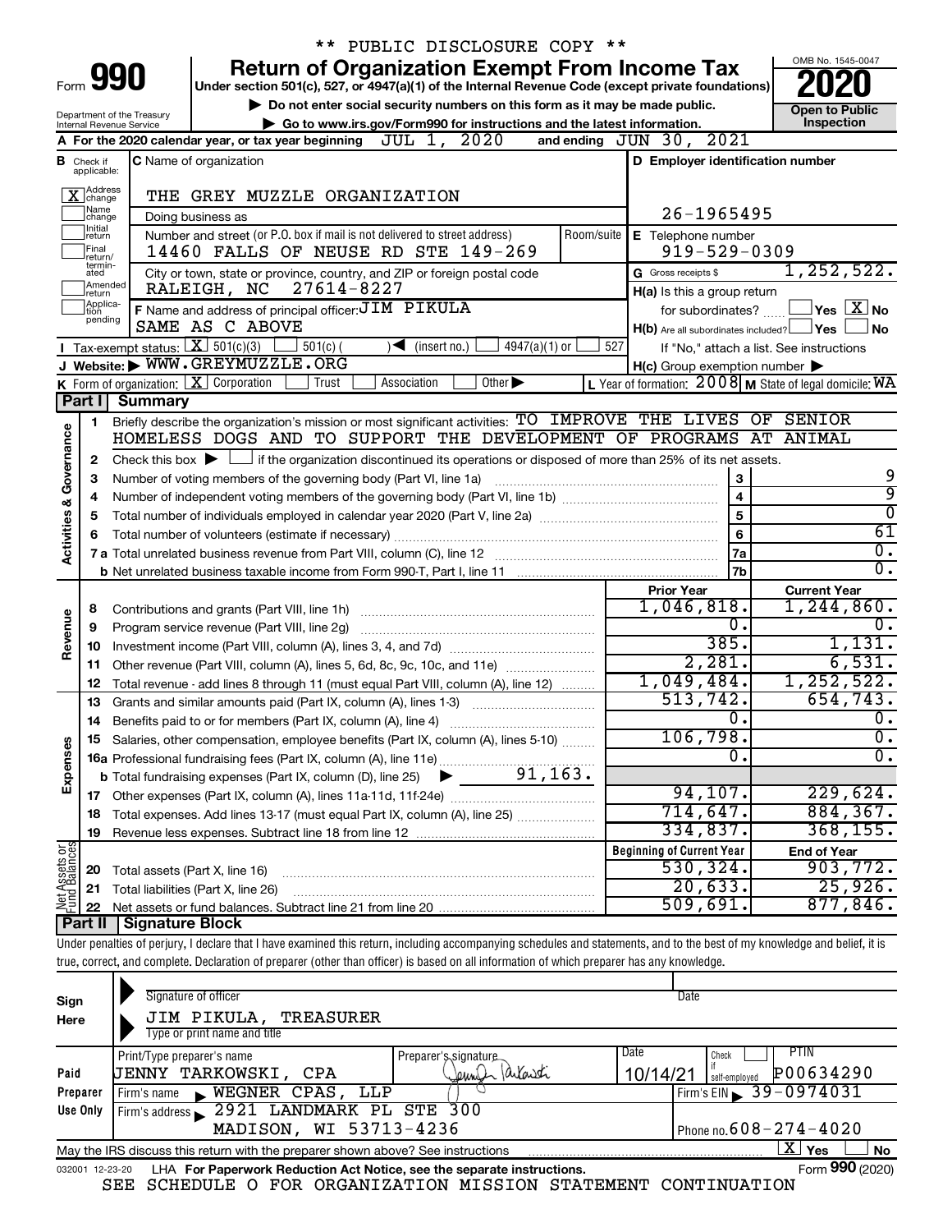\*\* PUBLIC DISCLOSURE COPY \*\*

# Form 990 — Return of Organization Exempt From Income Tax (2020)

Under section 501(c), 527, or 4947(a)(1) of the Internal Revenue Code (except private foundations)

▶ Do not enter social security numbers on this form as it may be made public.

▶ Go to www.irs.gov/Form990 for instructions and the latest information.

Department of the Treasury, Internal Revenue Service

OMB No. 1545-0047 — Open to Public Inspection

**A** For the 2020 calendar year, or tax year beginning JUL 1, 2020 and ending JUN 30, 2021

**B** Check if applicable: [X] Address change; [ ] Name change; [ ] Initial return; [ ] Final return/terminated; [ ] Amended return; [ ] Application pending

**C** Name of organization: THE GREY MUZZLE ORGANIZATION

Doing business as

Number and street (or P.O. box if mail is not delivered to street address): 14460 FALLS OF NEUSE RD STE 149-269 — Room/suite

City or town, state or province, country, and ZIP or foreign postal code: RALEIGH, NC 27614-8227

**D** Employer identification number: 26-1965495

**E** Telephone number: 919-529-0309

**G** Gross receipts $ 1,252,522.

**F** Name and address of principal officer: JIM PIKULA, SAME AS C ABOVE

**H(a)** Is this a group return for subordinates? [ ] Yes [X] No

**H(b)** Are all subordinates included? [ ] Yes [ ] No — If "No," attach a list. See instructions

**H(c)** Group exemption number ▶

**I** Tax-exempt status: [X] 501(c)(3) [ ] 501(c) ( ) ◀ (insert no.) [ ] 4947(a)(1) or [ ] 527

**J** Website: ▶ WWW.GREYMUZZLE.ORG

**K** Form of organization: [X] Corporation [ ] Trust [ ] Association [ ] Other ▶

**L** Year of formation: 2008 **M** State of legal domicile: WA

## Part I Summary

**Activities & Governance**

1. Briefly describe the organization's mission or most significant activities: TO IMPROVE THE LIVES OF SENIOR HOMELESS DOGS AND TO SUPPORT THE DEVELOPMENT OF PROGRAMS AT ANIMAL
2. Check this box ▶ [ ] if the organization discontinued its operations or disposed of more than 25% of its net assets.

| | | | |
|---|---|---|---|
| 3 | Number of voting members of the governing body (Part VI, line 1a) | 3 | 9 |
| 4 | Number of independent voting members of the governing body (Part VI, line 1b) | 4 | 9 |
| 5 | Total number of individuals employed in calendar year 2020 (Part V, line 2a) | 5 | 0 |
| 6 | Total number of volunteers (estimate if necessary) | 6 | 61 |
| 7a | Total unrelated business revenue from Part VIII, column (C), line 12 | 7a | 0. |
| 7b | Net unrelated business taxable income from Form 990-T, Part I, line 11 | 7b | 0. |

| | | Prior Year | Current Year |
|---|---|---|---|
| **Revenue** | | | |
| 8 | Contributions and grants (Part VIII, line 1h) | 1,046,818. | 1,244,860. |
| 9 | Program service revenue (Part VIII, line 2g) | 0. | 0. |
| 10 | Investment income (Part VIII, column (A), lines 3, 4, and 7d) | 385. | 1,131. |
| 11 | Other revenue (Part VIII, column (A), lines 5, 6d, 8c, 9c, 10c, and 11e) | 2,281. | 6,531. |
| 12 | Total revenue - add lines 8 through 11 (must equal Part VIII, column (A), line 12) | 1,049,484. | 1,252,522. |
| **Expenses** | | | |
| 13 | Grants and similar amounts paid (Part IX, column (A), lines 1-3) | 513,742. | 654,743. |
| 14 | Benefits paid to or for members (Part IX, column (A), line 4) | 0. | 0. |
| 15 | Salaries, other compensation, employee benefits (Part IX, column (A), lines 5-10) | 106,798. | 0. |
| 16a | Professional fundraising fees (Part IX, column (A), line 11e) | 0. | 0. |
| b | Total fundraising expenses (Part IX, column (D), line 25) ▶ 91,163. | | |
| 17 | Other expenses (Part IX, column (A), lines 11a-11d, 11f-24e) | 94,107. | 229,624. |
| 18 | Total expenses. Add lines 13-17 (must equal Part IX, column (A), line 25) | 714,647. | 884,367. |
| 19 | Revenue less expenses. Subtract line 18 from line 12 | 334,837. | 368,155. |

| | **Net Assets or Fund Balances** | Beginning of Current Year | End of Year |
|---|---|---|---|
| 20 | Total assets (Part X, line 16) | 530,324. | 903,772. |
| 21 | Total liabilities (Part X, line 26) | 20,633. | 25,926. |
| 22 | Net assets or fund balances. Subtract line 21 from line 20 | 509,691. | 877,846. |

## Part II Signature Block

Under penalties of perjury, I declare that I have examined this return, including accompanying schedules and statements, and to the best of my knowledge and belief, it is true, correct, and complete. Declaration of preparer (other than officer) is based on all information of which preparer has any knowledge.

**Sign Here**

Signature of officer — Date

JIM PIKULA, TREASURER

Type or print name and title

**Paid Preparer Use Only**

| Print/Type preparer's name | Preparer's signature | Date | Check if self-employed | PTIN |
|---|---|---|---|---|
| JENNY TARKOWSKI, CPA | Jennifer Tarkowski | 10/14/21 | [ ] | P00634290 |

Firm's name ▶ WEGNER CPAS, LLP — Firm's EIN ▶ 39-0974031

Firm's address ▶ 2921 LANDMARK PL STE 300, MADISON, WI 53713-4236 — Phone no. 608-274-4020

May the IRS discuss this return with the preparer shown above? See instructions [X] Yes [ ] No

032001 12-23-20 LHA For Paperwork Reduction Act Notice, see the separate instructions. Form **990** (2020)

SEE SCHEDULE O FOR ORGANIZATION MISSION STATEMENT CONTINUATION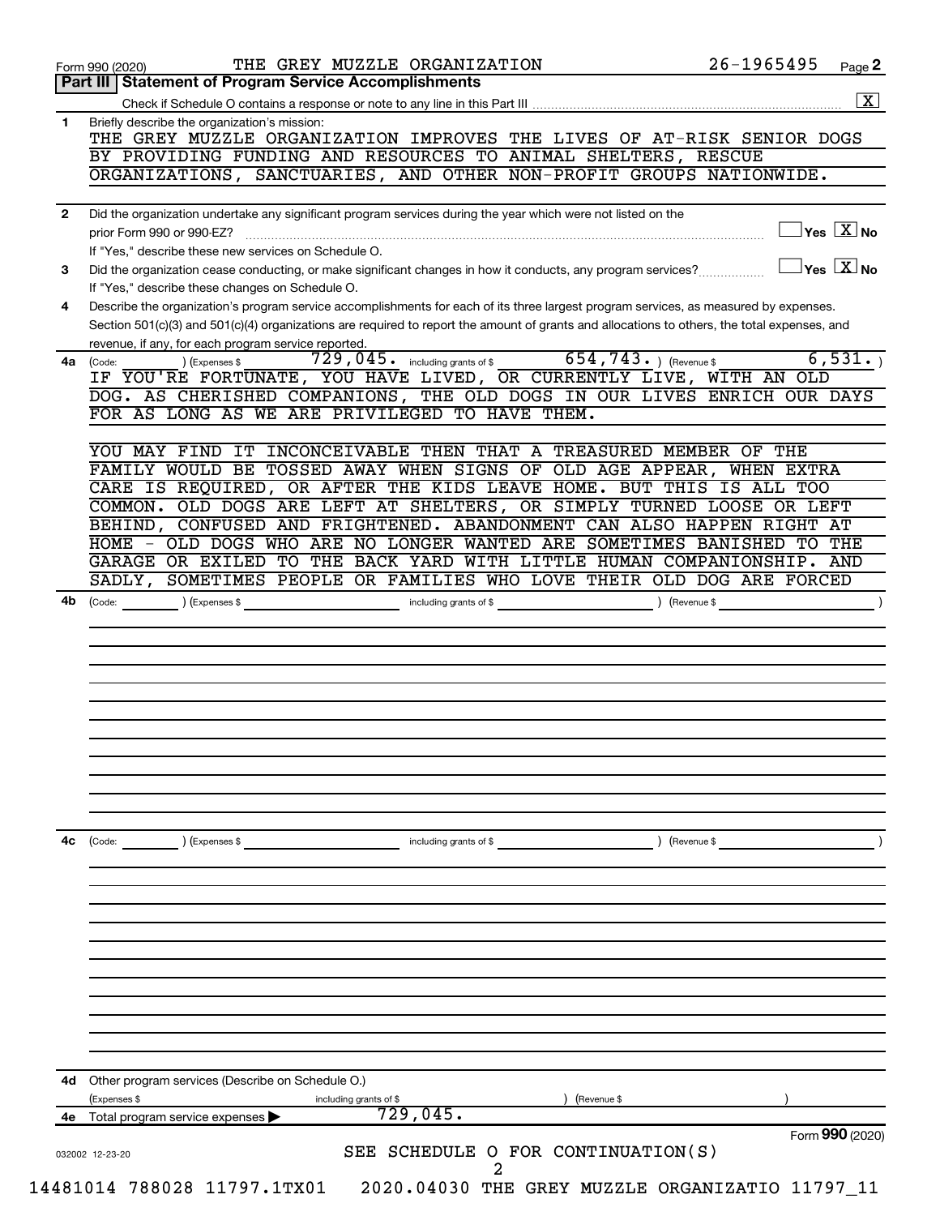Form 990 (2020) THE GREY MUZZLE ORGANIZATION 26-1965495 Page 2

## Part III Statement of Program Service Accomplishments

Check if Schedule O contains a response or note to any line in this Part III [X]

**1** Briefly describe the organization's mission:

THE GREY MUZZLE ORGANIZATION IMPROVES THE LIVES OF AT-RISK SENIOR DOGS BY PROVIDING FUNDING AND RESOURCES TO ANIMAL SHELTERS, RESCUE ORGANIZATIONS, SANCTUARIES, AND OTHER NON-PROFIT GROUPS NATIONWIDE.

**2** Did the organization undertake any significant program services during the year which were not listed on the prior Form 990 or 990-EZ? [ ] Yes [X] No

If "Yes," describe these new services on Schedule O.

**3** Did the organization cease conducting, or make significant changes in how it conducts, any program services? [ ] Yes [X] No

If "Yes," describe these changes on Schedule O.

**4** Describe the organization's program service accomplishments for each of its three largest program services, as measured by expenses. Section 501(c)(3) and 501(c)(4) organizations are required to report the amount of grants and allocations to others, the total expenses, and revenue, if any, for each program service reported.

**4a** (Code: ) (Expenses $ 729,045. including grants of $ 654,743. ) (Revenue $ 6,531. )

IF YOU'RE FORTUNATE, YOU HAVE LIVED, OR CURRENTLY LIVE, WITH AN OLD DOG. AS CHERISHED COMPANIONS, THE OLD DOGS IN OUR LIVES ENRICH OUR DAYS FOR AS LONG AS WE ARE PRIVILEGED TO HAVE THEM.

YOU MAY FIND IT INCONCEIVABLE THEN THAT A TREASURED MEMBER OF THE FAMILY WOULD BE TOSSED AWAY WHEN SIGNS OF OLD AGE APPEAR, WHEN EXTRA CARE IS REQUIRED, OR AFTER THE KIDS LEAVE HOME. BUT THIS IS ALL TOO COMMON. OLD DOGS ARE LEFT AT SHELTERS, OR SIMPLY TURNED LOOSE OR LEFT BEHIND, CONFUSED AND FRIGHTENED. ABANDONMENT CAN ALSO HAPPEN RIGHT AT HOME - OLD DOGS WHO ARE NO LONGER WANTED ARE SOMETIMES BANISHED TO THE GARAGE OR EXILED TO THE BACK YARD WITH LITTLE HUMAN COMPANIONSHIP. AND SADLY, SOMETIMES PEOPLE OR FAMILIES WHO LOVE THEIR OLD DOG ARE FORCED

**4b** (Code: ) (Expenses $ including grants of $ ) (Revenue $ )

**4c** (Code: ) (Expenses $ including grants of $ ) (Revenue $ )

**4d** Other program services (Describe on Schedule O.)

(Expenses $ including grants of $ ) (Revenue $ )

**4e** Total program service expenses ▶ 729,045.

Form 990 (2020)

SEE SCHEDULE O FOR CONTINUATION(S)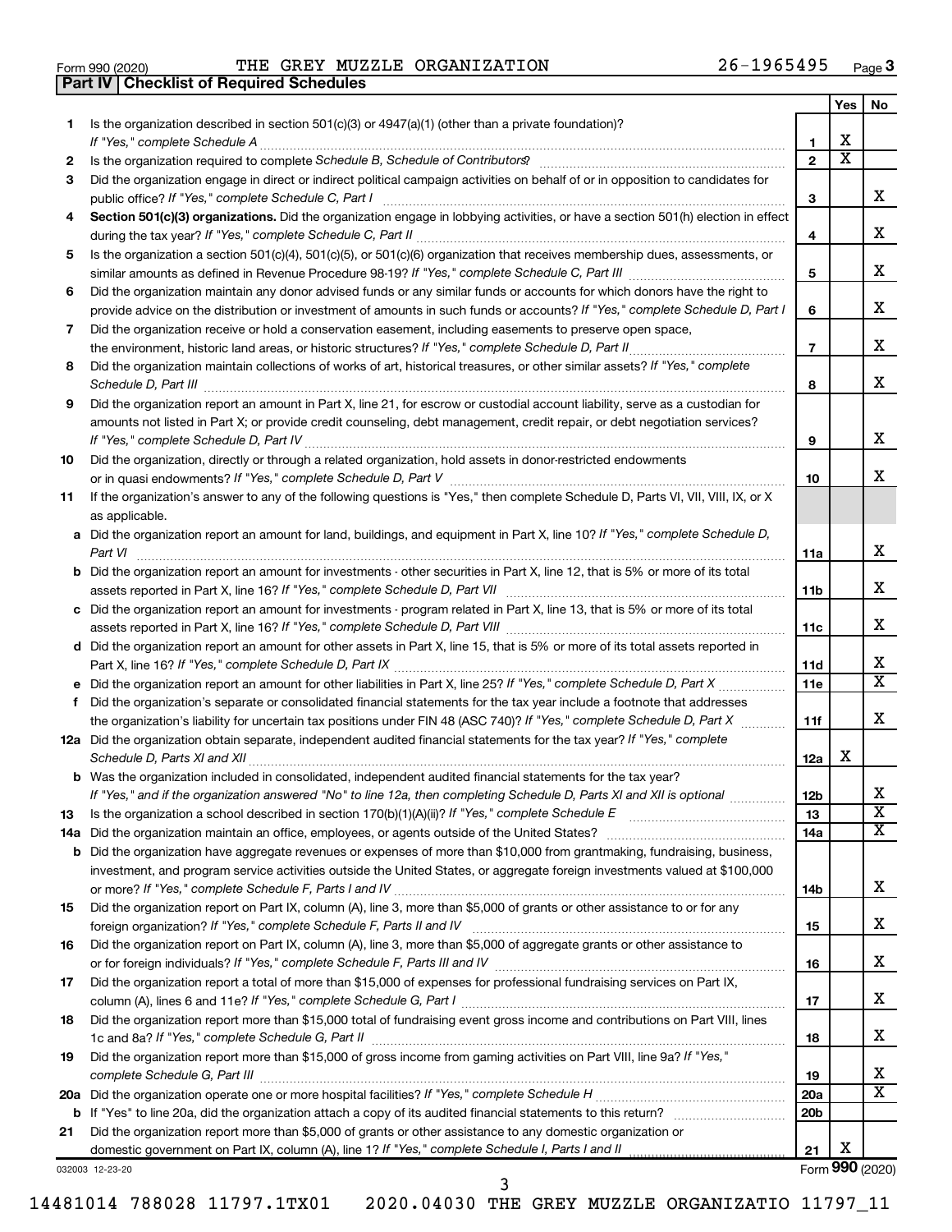Form 990 (2020) THE GREY MUZZLE ORGANIZATION 26-1965495 Page 3

**Part IV | Checklist of Required Schedules**

| | | | Yes | No |
|---|---|---|---|---|
| 1 | Is the organization described in section 501(c)(3) or 4947(a)(1) (other than a private foundation)? *If "Yes," complete Schedule A* | 1 | X | |
| 2 | Is the organization required to complete *Schedule B, Schedule of Contributors*? | 2 | X | |
| 3 | Did the organization engage in direct or indirect political campaign activities on behalf of or in opposition to candidates for public office? *If "Yes," complete Schedule C, Part I* | 3 | | X |
| 4 | **Section 501(c)(3) organizations.** Did the organization engage in lobbying activities, or have a section 501(h) election in effect during the tax year? *If "Yes," complete Schedule C, Part II* | 4 | | X |
| 5 | Is the organization a section 501(c)(4), 501(c)(5), or 501(c)(6) organization that receives membership dues, assessments, or similar amounts as defined in Revenue Procedure 98-19? *If "Yes," complete Schedule C, Part III* | 5 | | X |
| 6 | Did the organization maintain any donor advised funds or any similar funds or accounts for which donors have the right to provide advice on the distribution or investment of amounts in such funds or accounts? *If "Yes," complete Schedule D, Part I* | 6 | | X |
| 7 | Did the organization receive or hold a conservation easement, including easements to preserve open space, the environment, historic land areas, or historic structures? *If "Yes," complete Schedule D, Part II* | 7 | | X |
| 8 | Did the organization maintain collections of works of art, historical treasures, or other similar assets? *If "Yes," complete Schedule D, Part III* | 8 | | X |
| 9 | Did the organization report an amount in Part X, line 21, for escrow or custodial account liability, serve as a custodian for amounts not listed in Part X; or provide credit counseling, debt management, credit repair, or debt negotiation services? *If "Yes," complete Schedule D, Part IV* | 9 | | X |
| 10 | Did the organization, directly or through a related organization, hold assets in donor-restricted endowments or in quasi endowments? *If "Yes," complete Schedule D, Part V* | 10 | | X |
| 11 | If the organization's answer to any of the following questions is "Yes," then complete Schedule D, Parts VI, VII, VIII, IX, or X as applicable. | | | |
| a | Did the organization report an amount for land, buildings, and equipment in Part X, line 10? *If "Yes," complete Schedule D, Part VI* | 11a | | X |
| b | Did the organization report an amount for investments - other securities in Part X, line 12, that is 5% or more of its total assets reported in Part X, line 16? *If "Yes," complete Schedule D, Part VII* | 11b | | X |
| c | Did the organization report an amount for investments - program related in Part X, line 13, that is 5% or more of its total assets reported in Part X, line 16? *If "Yes," complete Schedule D, Part VIII* | 11c | | X |
| d | Did the organization report an amount for other assets in Part X, line 15, that is 5% or more of its total assets reported in Part X, line 16? *If "Yes," complete Schedule D, Part IX* | 11d | | X |
| e | Did the organization report an amount for other liabilities in Part X, line 25? *If "Yes," complete Schedule D, Part X* | 11e | | X |
| f | Did the organization's separate or consolidated financial statements for the tax year include a footnote that addresses the organization's liability for uncertain tax positions under FIN 48 (ASC 740)? *If "Yes," complete Schedule D, Part X* | 11f | | X |
| 12a | Did the organization obtain separate, independent audited financial statements for the tax year? *If "Yes," complete Schedule D, Parts XI and XII* | 12a | X | |
| b | Was the organization included in consolidated, independent audited financial statements for the tax year? *If "Yes," and if the organization answered "No" to line 12a, then completing Schedule D, Parts XI and XII is optional* | 12b | | X |
| 13 | Is the organization a school described in section 170(b)(1)(A)(ii)? *If "Yes," complete Schedule E* | 13 | | X |
| 14a | Did the organization maintain an office, employees, or agents outside of the United States? | 14a | | X |
| b | Did the organization have aggregate revenues or expenses of more than $10,000 from grantmaking, fundraising, business, investment, and program service activities outside the United States, or aggregate foreign investments valued at $100,000 or more? *If "Yes," complete Schedule F, Parts I and IV* | 14b | | X |
| 15 | Did the organization report on Part IX, column (A), line 3, more than $5,000 of grants or other assistance to or for any foreign organization? *If "Yes," complete Schedule F, Parts II and IV* | 15 | | X |
| 16 | Did the organization report on Part IX, column (A), line 3, more than $5,000 of aggregate grants or other assistance to or for foreign individuals? *If "Yes," complete Schedule F, Parts III and IV* | 16 | | X |
| 17 | Did the organization report a total of more than $15,000 of expenses for professional fundraising services on Part IX, column (A), lines 6 and 11e? *If "Yes," complete Schedule G, Part I* | 17 | | X |
| 18 | Did the organization report more than $15,000 total of fundraising event gross income and contributions on Part VIII, lines 1c and 8a? *If "Yes," complete Schedule G, Part II* | 18 | | X |
| 19 | Did the organization report more than $15,000 of gross income from gaming activities on Part VIII, line 9a? *If "Yes," complete Schedule G, Part III* | 19 | | X |
| 20a | Did the organization operate one or more hospital facilities? *If "Yes," complete Schedule H* | 20a | | X |
| b | If "Yes" to line 20a, did the organization attach a copy of its audited financial statements to this return? | 20b | | |
| 21 | Did the organization report more than $5,000 of grants or other assistance to any domestic organization or domestic government on Part IX, column (A), line 1? *If "Yes," complete Schedule I, Parts I and II* | 21 | X | |

032003 12-23-20

Form **990** (2020)

14481014 788028 11797.1TX01 2020.04030 THE GREY MUZZLE ORGANIZATIO 11797_11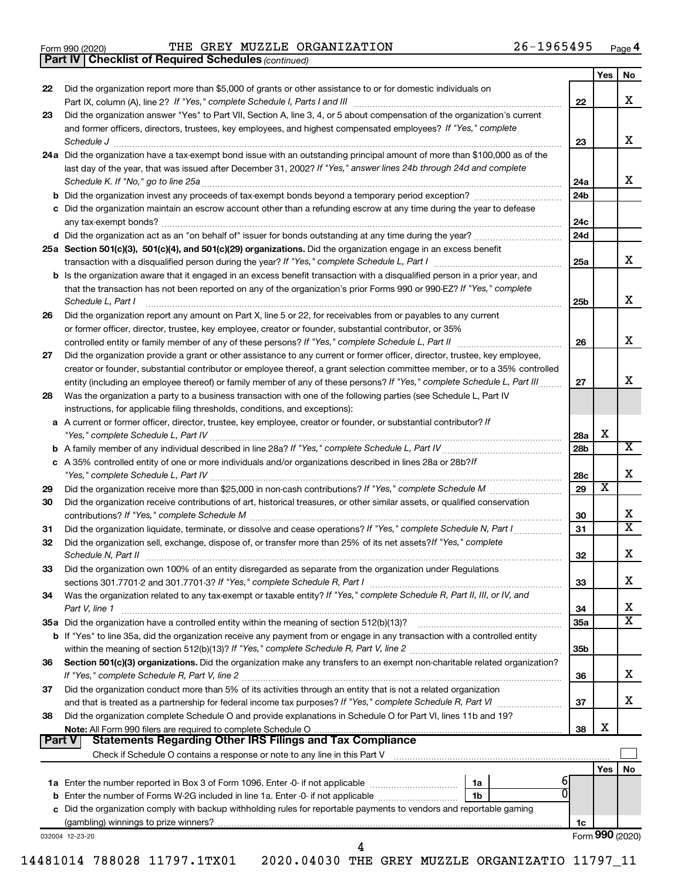Form 990 (2020) THE GREY MUZZLE ORGANIZATION 26-1965495 Page 4

**Part IV Checklist of Required Schedules** *(continued)*

| | | | Yes | No |
|---|---|---|---|---|
| 22 | Did the organization report more than $5,000 of grants or other assistance to or for domestic individuals on Part IX, column (A), line 2? *If "Yes," complete Schedule I, Parts I and III* | 22 | | X |
| 23 | Did the organization answer "Yes" to Part VII, Section A, line 3, 4, or 5 about compensation of the organization's current and former officers, directors, trustees, key employees, and highest compensated employees? *If "Yes," complete Schedule J* | 23 | | X |
| 24a | Did the organization have a tax-exempt bond issue with an outstanding principal amount of more than $100,000 as of the last day of the year, that was issued after December 31, 2002? *If "Yes," answer lines 24b through 24d and complete Schedule K. If "No," go to line 25a* | 24a | | X |
| b | Did the organization invest any proceeds of tax-exempt bonds beyond a temporary period exception? | 24b | | |
| c | Did the organization maintain an escrow account other than a refunding escrow at any time during the year to defease any tax-exempt bonds? | 24c | | |
| d | Did the organization act as an "on behalf of" issuer for bonds outstanding at any time during the year? | 24d | | |
| 25a | **Section 501(c)(3), 501(c)(4), and 501(c)(29) organizations.** Did the organization engage in an excess benefit transaction with a disqualified person during the year? *If "Yes," complete Schedule L, Part I* | 25a | | X |
| b | Is the organization aware that it engaged in an excess benefit transaction with a disqualified person in a prior year, and that the transaction has not been reported on any of the organization's prior Forms 990 or 990-EZ? *If "Yes," complete Schedule L, Part I* | 25b | | X |
| 26 | Did the organization report any amount on Part X, line 5 or 22, for receivables from or payables to any current or former officer, director, trustee, key employee, creator or founder, substantial contributor, or 35% controlled entity or family member of any of these persons? *If "Yes," complete Schedule L, Part II* | 26 | | X |
| 27 | Did the organization provide a grant or other assistance to any current or former officer, director, trustee, key employee, creator or founder, substantial contributor or employee thereof, a grant selection committee member, or to a 35% controlled entity (including an employee thereof) or family member of any of these persons? *If "Yes," complete Schedule L, Part III* | 27 | | X |
| 28 | Was the organization a party to a business transaction with one of the following parties (see Schedule L, Part IV instructions, for applicable filing thresholds, conditions, and exceptions): | | | |
| a | A current or former officer, director, trustee, key employee, creator or founder, or substantial contributor? *If "Yes," complete Schedule L, Part IV* | 28a | X | |
| b | A family member of any individual described in line 28a? *If "Yes," complete Schedule L, Part IV* | 28b | | X |
| c | A 35% controlled entity of one or more individuals and/or organizations described in lines 28a or 28b? *If "Yes," complete Schedule L, Part IV* | 28c | | X |
| 29 | Did the organization receive more than $25,000 in non-cash contributions? *If "Yes," complete Schedule M* | 29 | X | |
| 30 | Did the organization receive contributions of art, historical treasures, or other similar assets, or qualified conservation contributions? *If "Yes," complete Schedule M* | 30 | | X |
| 31 | Did the organization liquidate, terminate, or dissolve and cease operations? *If "Yes," complete Schedule N, Part I* | 31 | | X |
| 32 | Did the organization sell, exchange, dispose of, or transfer more than 25% of its net assets? *If "Yes," complete Schedule N, Part II* | 32 | | X |
| 33 | Did the organization own 100% of an entity disregarded as separate from the organization under Regulations sections 301.7701-2 and 301.7701-3? *If "Yes," complete Schedule R, Part I* | 33 | | X |
| 34 | Was the organization related to any tax-exempt or taxable entity? *If "Yes," complete Schedule R, Part II, III, or IV, and Part V, line 1* | 34 | | X |
| 35a | Did the organization have a controlled entity within the meaning of section 512(b)(13)? | 35a | | X |
| b | If "Yes" to line 35a, did the organization receive any payment from or engage in any transaction with a controlled entity within the meaning of section 512(b)(13)? *If "Yes," complete Schedule R, Part V, line 2* | 35b | | |
| 36 | **Section 501(c)(3) organizations.** Did the organization make any transfers to an exempt non-charitable related organization? *If "Yes," complete Schedule R, Part V, line 2* | 36 | | X |
| 37 | Did the organization conduct more than 5% of its activities through an entity that is not a related organization and that is treated as a partnership for federal income tax purposes? *If "Yes," complete Schedule R, Part VI* | 37 | | X |
| 38 | Did the organization complete Schedule O and provide explanations in Schedule O for Part VI, lines 11b and 19? **Note:** All Form 990 filers are required to complete Schedule O | 38 | X | |

**Part V Statements Regarding Other IRS Filings and Tax Compliance**

Check if Schedule O contains a response or note to any line in this Part V ☐

| | | | | | Yes | No |
|---|---|---|---|---|---|---|
| 1a | Enter the number reported in Box 3 of Form 1096. Enter -0- if not applicable | 1a | 6 | | | |
| b | Enter the number of Forms W-2G included in line 1a. Enter -0- if not applicable | 1b | 0 | | | |
| c | Did the organization comply with backup withholding rules for reportable payments to vendors and reportable gaming (gambling) winnings to prize winners? | | | 1c | | |

032004 12-23-20 Form **990** (2020)

14481014 788028 11797.1TX01 2020.04030 THE GREY MUZZLE ORGANIZATIO 11797_11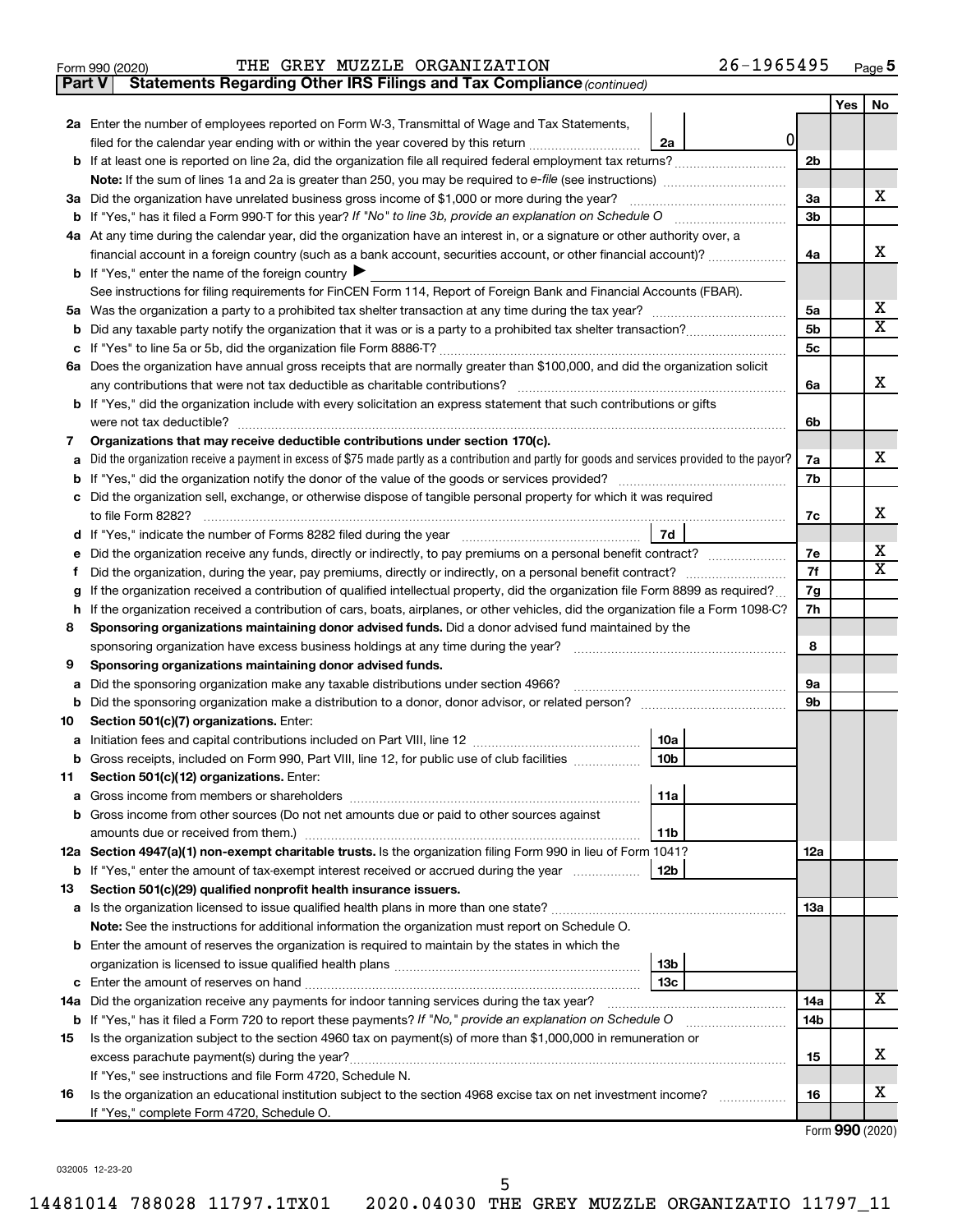Form 990 (2020) THE GREY MUZZLE ORGANIZATION 26-1965495 Page 5

**Part V Statements Regarding Other IRS Filings and Tax Compliance** *(continued)*

| | | | | | Yes | No |
|---|---|---|---|---|---|---|
| **2a** | Enter the number of employees reported on Form W-3, Transmittal of Wage and Tax Statements, filed for the calendar year ending with or within the year covered by this return | 2a | 0 | | | |
| **b** | If at least one is reported on line 2a, did the organization file all required federal employment tax returns? | | | 2b | | |
| | **Note:** If the sum of lines 1a and 2a is greater than 250, you may be required to *e-file* (see instructions) | | | | | |
| **3a** | Did the organization have unrelated business gross income of $1,000 or more during the year? | | | 3a | | X |
| **b** | If "Yes," has it filed a Form 990-T for this year? *If "No" to line 3b, provide an explanation on Schedule O* | | | 3b | | |
| **4a** | At any time during the calendar year, did the organization have an interest in, or a signature or other authority over, a financial account in a foreign country (such as a bank account, securities account, or other financial account)? | | | 4a | | X |
| **b** | If "Yes," enter the name of the foreign country ▶ | | | | | |
| | See instructions for filing requirements for FinCEN Form 114, Report of Foreign Bank and Financial Accounts (FBAR). | | | | | |
| **5a** | Was the organization a party to a prohibited tax shelter transaction at any time during the tax year? | | | 5a | | X |
| **b** | Did any taxable party notify the organization that it was or is a party to a prohibited tax shelter transaction? | | | 5b | | X |
| **c** | If "Yes" to line 5a or 5b, did the organization file Form 8886-T? | | | 5c | | |
| **6a** | Does the organization have annual gross receipts that are normally greater than $100,000, and did the organization solicit any contributions that were not tax deductible as charitable contributions? | | | 6a | | X |
| **b** | If "Yes," did the organization include with every solicitation an express statement that such contributions or gifts were not tax deductible? | | | 6b | | |
| **7** | **Organizations that may receive deductible contributions under section 170(c).** | | | | | |
| **a** | Did the organization receive a payment in excess of $75 made partly as a contribution and partly for goods and services provided to the payor? | | | 7a | | X |
| **b** | If "Yes," did the organization notify the donor of the value of the goods or services provided? | | | 7b | | |
| **c** | Did the organization sell, exchange, or otherwise dispose of tangible personal property for which it was required to file Form 8282? | | | 7c | | X |
| **d** | If "Yes," indicate the number of Forms 8282 filed during the year | 7d | | | | |
| **e** | Did the organization receive any funds, directly or indirectly, to pay premiums on a personal benefit contract? | | | 7e | | X |
| **f** | Did the organization, during the year, pay premiums, directly or indirectly, on a personal benefit contract? | | | 7f | | X |
| **g** | If the organization received a contribution of qualified intellectual property, did the organization file Form 8899 as required? | | | 7g | | |
| **h** | If the organization received a contribution of cars, boats, airplanes, or other vehicles, did the organization file a Form 1098-C? | | | 7h | | |
| **8** | **Sponsoring organizations maintaining donor advised funds.** Did a donor advised fund maintained by the sponsoring organization have excess business holdings at any time during the year? | | | 8 | | |
| **9** | **Sponsoring organizations maintaining donor advised funds.** | | | | | |
| **a** | Did the sponsoring organization make any taxable distributions under section 4966? | | | 9a | | |
| **b** | Did the sponsoring organization make a distribution to a donor, donor advisor, or related person? | | | 9b | | |
| **10** | **Section 501(c)(7) organizations.** Enter: | | | | | |
| **a** | Initiation fees and capital contributions included on Part VIII, line 12 | 10a | | | | |
| **b** | Gross receipts, included on Form 990, Part VIII, line 12, for public use of club facilities | 10b | | | | |
| **11** | **Section 501(c)(12) organizations.** Enter: | | | | | |
| **a** | Gross income from members or shareholders | 11a | | | | |
| **b** | Gross income from other sources (Do not net amounts due or paid to other sources against amounts due or received from them.) | 11b | | | | |
| **12a** | **Section 4947(a)(1) non-exempt charitable trusts.** Is the organization filing Form 990 in lieu of Form 1041? | | | 12a | | |
| **b** | If "Yes," enter the amount of tax-exempt interest received or accrued during the year | 12b | | | | |
| **13** | **Section 501(c)(29) qualified nonprofit health insurance issuers.** | | | | | |
| **a** | Is the organization licensed to issue qualified health plans in more than one state? | | | 13a | | |
| | **Note:** See the instructions for additional information the organization must report on Schedule O. | | | | | |
| **b** | Enter the amount of reserves the organization is required to maintain by the states in which the organization is licensed to issue qualified health plans | 13b | | | | |
| **c** | Enter the amount of reserves on hand | 13c | | | | |
| **14a** | Did the organization receive any payments for indoor tanning services during the tax year? | | | 14a | | X |
| **b** | If "Yes," has it filed a Form 720 to report these payments? *If "No," provide an explanation on Schedule O* | | | 14b | | |
| **15** | Is the organization subject to the section 4960 tax on payment(s) of more than $1,000,000 in remuneration or excess parachute payment(s) during the year? | | | 15 | | X |
| | If "Yes," see instructions and file Form 4720, Schedule N. | | | | | |
| **16** | Is the organization an educational institution subject to the section 4968 excise tax on net investment income? | | | 16 | | X |
| | If "Yes," complete Form 4720, Schedule O. | | | | | |

Form **990** (2020)

032005 12-23-20

14481014 788028 11797.1TX01 2020.04030 THE GREY MUZZLE ORGANIZATIO 11797_11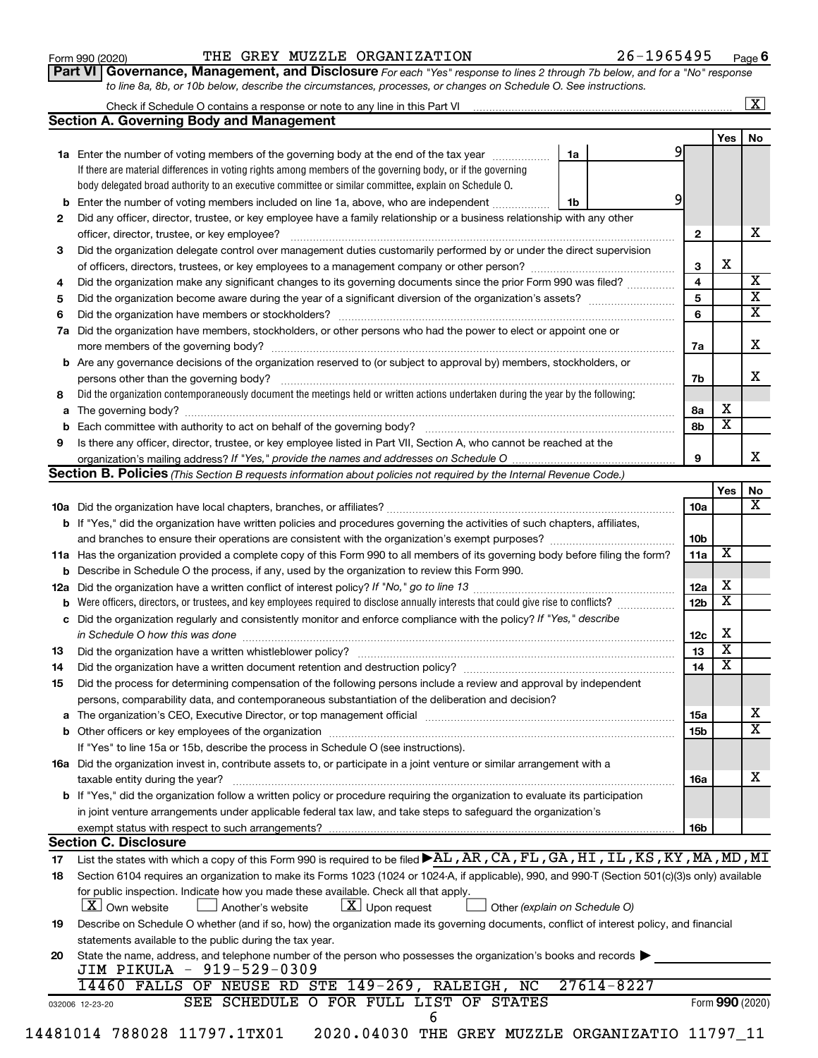Form 990 (2020) THE GREY MUZZLE ORGANIZATION 26-1965495 Page 6

**Part VI Governance, Management, and Disclosure** *For each "Yes" response to lines 2 through 7b below, and for a "No" response to line 8a, 8b, or 10b below, describe the circumstances, processes, or changes on Schedule O. See instructions.*

Check if Schedule O contains a response or note to any line in this Part VI [X]

## Section A. Governing Body and Management

| | | | | Yes | No |
|---|---|---|---|---|---|
| **1a** | Enter the number of voting members of the governing body at the end of the tax year. If there are material differences in voting rights among members of the governing body, or if the governing body delegated broad authority to an executive committee or similar committee, explain on Schedule O. | 1a 9 | | | |
| **b** | Enter the number of voting members included on line 1a, above, who are independent | 1b 9 | | | |
| **2** | Did any officer, director, trustee, or key employee have a family relationship or a business relationship with any other officer, director, trustee, or key employee? | | 2 | | X |
| **3** | Did the organization delegate control over management duties customarily performed by or under the direct supervision of officers, directors, trustees, or key employees to a management company or other person? | | 3 | X | |
| **4** | Did the organization make any significant changes to its governing documents since the prior Form 990 was filed? | | 4 | | X |
| **5** | Did the organization become aware during the year of a significant diversion of the organization's assets? | | 5 | | X |
| **6** | Did the organization have members or stockholders? | | 6 | | X |
| **7a** | Did the organization have members, stockholders, or other persons who had the power to elect or appoint one or more members of the governing body? | | 7a | | X |
| **b** | Are any governance decisions of the organization reserved to (or subject to approval by) members, stockholders, or persons other than the governing body? | | 7b | | X |
| **8** | Did the organization contemporaneously document the meetings held or written actions undertaken during the year by the following: | | | | |
| **a** | The governing body? | | 8a | X | |
| **b** | Each committee with authority to act on behalf of the governing body? | | 8b | X | |
| **9** | Is there any officer, director, trustee, or key employee listed in Part VII, Section A, who cannot be reached at the organization's mailing address? *If "Yes," provide the names and addresses on Schedule O* | | 9 | | X |

## Section B. Policies *(This Section B requests information about policies not required by the Internal Revenue Code.)*

| | | | Yes | No |
|---|---|---|---|---|
| **10a** | Did the organization have local chapters, branches, or affiliates? | 10a | | X |
| **b** | If "Yes," did the organization have written policies and procedures governing the activities of such chapters, affiliates, and branches to ensure their operations are consistent with the organization's exempt purposes? | 10b | | |
| **11a** | Has the organization provided a complete copy of this Form 990 to all members of its governing body before filing the form? | 11a | X | |
| **b** | Describe in Schedule O the process, if any, used by the organization to review this Form 990. | | | |
| **12a** | Did the organization have a written conflict of interest policy? *If "No," go to line 13* | 12a | X | |
| **b** | Were officers, directors, or trustees, and key employees required to disclose annually interests that could give rise to conflicts? | 12b | X | |
| **c** | Did the organization regularly and consistently monitor and enforce compliance with the policy? *If "Yes," describe in Schedule O how this was done* | 12c | X | |
| **13** | Did the organization have a written whistleblower policy? | 13 | X | |
| **14** | Did the organization have a written document retention and destruction policy? | 14 | X | |
| **15** | Did the process for determining compensation of the following persons include a review and approval by independent persons, comparability data, and contemporaneous substantiation of the deliberation and decision? | | | |
| **a** | The organization's CEO, Executive Director, or top management official | 15a | | X |
| **b** | Other officers or key employees of the organization | 15b | | X |
| | If "Yes" to line 15a or 15b, describe the process in Schedule O (see instructions). | | | |
| **16a** | Did the organization invest in, contribute assets to, or participate in a joint venture or similar arrangement with a taxable entity during the year? | 16a | | X |
| **b** | If "Yes," did the organization follow a written policy or procedure requiring the organization to evaluate its participation in joint venture arrangements under applicable federal tax law, and take steps to safeguard the organization's exempt status with respect to such arrangements? | 16b | | |

## Section C. Disclosure

**17** List the states with which a copy of this Form 990 is required to be filed ▶ AL,AR,CA,FL,GA,HI,IL,KS,KY,MA,MD,MI

**18** Section 6104 requires an organization to make its Forms 1023 (1024 or 1024-A, if applicable), 990, and 990-T (Section 501(c)(3)s only) available for public inspection. Indicate how you made these available. Check all that apply.

[X] Own website  [ ] Another's website  [X] Upon request  [ ] Other *(explain on Schedule O)*

**19** Describe on Schedule O whether (and if so, how) the organization made its governing documents, conflict of interest policy, and financial statements available to the public during the tax year.

**20** State the name, address, and telephone number of the person who possesses the organization's books and records ▶

JIM PIKULA - 919-529-0309

14460 FALLS OF NEUSE RD STE 149-269, RALEIGH, NC 27614-8227

SEE SCHEDULE O FOR FULL LIST OF STATES

032006 12-23-20 Form **990** (2020)

14481014 788028 11797.1TX01 2020.04030 THE GREY MUZZLE ORGANIZATIO 11797_11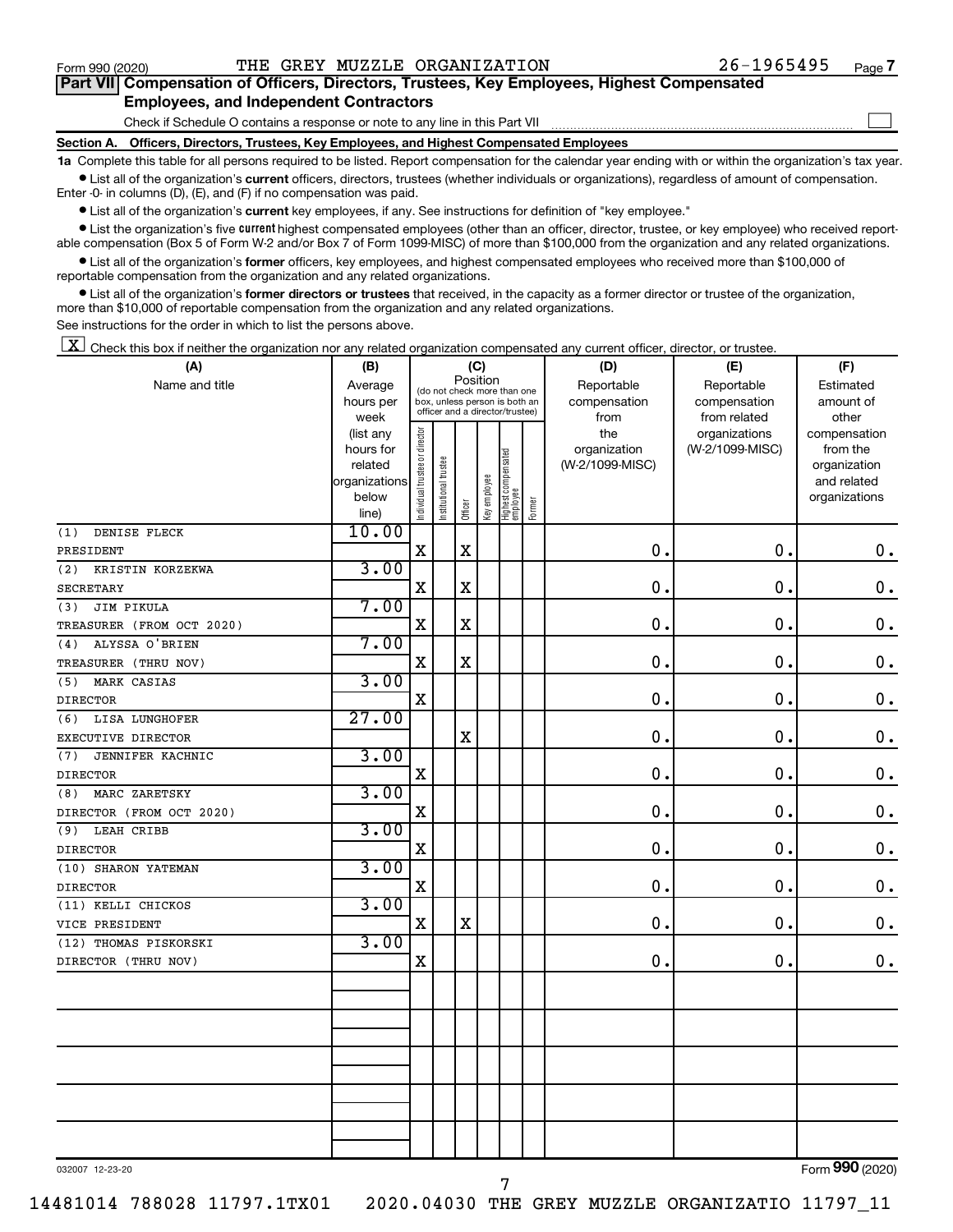Form 990 (2020) THE GREY MUZZLE ORGANIZATION 26-1965495 Page **7**

## Part VII Compensation of Officers, Directors, Trustees, Key Employees, Highest Compensated Employees, and Independent Contractors

Check if Schedule O contains a response or note to any line in this Part VII ☐

### Section A. Officers, Directors, Trustees, Key Employees, and Highest Compensated Employees

**1a** Complete this table for all persons required to be listed. Report compensation for the calendar year ending with or within the organization's tax year.

- List all of the organization's **current** officers, directors, trustees (whether individuals or organizations), regardless of amount of compensation. Enter -0- in columns (D), (E), and (F) if no compensation was paid.
- List all of the organization's **current** key employees, if any. See instructions for definition of "key employee."
- List the organization's five **current** highest compensated employees (other than an officer, director, trustee, or key employee) who received reportable compensation (Box 5 of Form W-2 and/or Box 7 of Form 1099-MISC) of more than $100,000 from the organization and any related organizations.
- List all of the organization's **former** officers, key employees, and highest compensated employees who received more than $100,000 of reportable compensation from the organization and any related organizations.
- List all of the organization's **former directors or trustees** that received, in the capacity as a former director or trustee of the organization, more than $10,000 of reportable compensation from the organization and any related organizations.

See instructions for the order in which to list the persons above.

☒ Check this box if neither the organization nor any related organization compensated any current officer, director, or trustee.

| (A) Name and title | (B) Average hours per week (list any hours for related organizations below line) | (C) Position: Individual trustee or director | Institutional trustee | Officer | Key employee | Highest compensated employee | Former | (D) Reportable compensation from the organization (W-2/1099-MISC) | (E) Reportable compensation from related organizations (W-2/1099-MISC) | (F) Estimated amount of other compensation from the organization and related organizations |
|---|---|---|---|---|---|---|---|---|---|---|
| (1) DENISE FLECK<br>PRESIDENT | 10.00 | X | | X | | | | 0. | 0. | 0. |
| (2) KRISTIN KORZEKWA<br>SECRETARY | 3.00 | X | | X | | | | 0. | 0. | 0. |
| (3) JIM PIKULA<br>TREASURER (FROM OCT 2020) | 7.00 | X | | X | | | | 0. | 0. | 0. |
| (4) ALYSSA O'BRIEN<br>TREASURER (THRU NOV) | 7.00 | X | | X | | | | 0. | 0. | 0. |
| (5) MARK CASIAS<br>DIRECTOR | 3.00 | X | | | | | | 0. | 0. | 0. |
| (6) LISA LUNGHOFER<br>EXECUTIVE DIRECTOR | 27.00 | | | X | | | | 0. | 0. | 0. |
| (7) JENNIFER KACHNIC<br>DIRECTOR | 3.00 | X | | | | | | 0. | 0. | 0. |
| (8) MARC ZARETSKY<br>DIRECTOR (FROM OCT 2020) | 3.00 | X | | | | | | 0. | 0. | 0. |
| (9) LEAH CRIBB<br>DIRECTOR | 3.00 | X | | | | | | 0. | 0. | 0. |
| (10) SHARON YATEMAN<br>DIRECTOR | 3.00 | X | | | | | | 0. | 0. | 0. |
| (11) KELLI CHICKOS<br>VICE PRESIDENT | 3.00 | X | | X | | | | 0. | 0. | 0. |
| (12) THOMAS PISKORSKI<br>DIRECTOR (THRU NOV) | 3.00 | X | | | | | | 0. | 0. | 0. |

032007 12-23-20 Form **990** (2020)

14481014 788028 11797.1TX01 2020.04030 THE GREY MUZZLE ORGANIZATIO 11797_11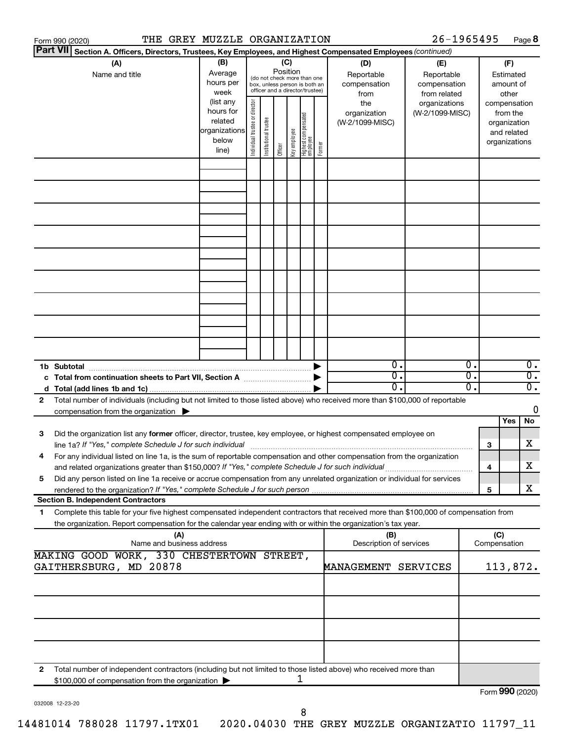Form 990 (2020) THE GREY MUZZLE ORGANIZATION 26-1965495 Page **8**

**Part VII** **Section A. Officers, Directors, Trustees, Key Employees, and Highest Compensated Employees** *(continued)*

| (A) Name and title | (B) Average hours per week (list any hours for related organizations below line) | (C) Position (do not check more than one box, unless person is both an officer and a director/trustee): Individual trustee or director | Institutional trustee | Officer | Key employee | Highest compensated employee | Former | (D) Reportable compensation from the organization (W-2/1099-MISC) | (E) Reportable compensation from related organizations (W-2/1099-MISC) | (F) Estimated amount of other compensation from the organization and related organizations |
|---|---|---|---|---|---|---|---|---|---|---|
| | | | | | | | | | | |
| | | | | | | | | | | |
| | | | | | | | | | | |
| | | | | | | | | | | |
| | | | | | | | | | | |
| | | | | | | | | | | |
| | | | | | | | | | | |
| | | | | | | | | | | |
| | | | | | | | | | | |
| **1b Subtotal** | | | | | | | ▶ | 0. | 0. | 0. |
| **c Total from continuation sheets to Part VII, Section A** | | | | | | | ▶ | 0. | 0. | 0. |
| **d Total (add lines 1b and 1c)** | | | | | | | ▶ | 0. | 0. | 0. |

**2** Total number of individuals (including but not limited to those listed above) who received more than $100,000 of reportable compensation from the organization ▶ 0

| | | | Yes | No |
|---|---|---|---|---|
| **3** | Did the organization list any **former** officer, director, trustee, key employee, or highest compensated employee on line 1a? *If "Yes," complete Schedule J for such individual* | **3** | | X |
| **4** | For any individual listed on line 1a, is the sum of reportable compensation and other compensation from the organization and related organizations greater than $150,000? *If "Yes," complete Schedule J for such individual* | **4** | | X |
| **5** | Did any person listed on line 1a receive or accrue compensation from any unrelated organization or individual for services rendered to the organization? *If "Yes," complete Schedule J for such person* | **5** | | X |

**Section B. Independent Contractors**

**1** Complete this table for your five highest compensated independent contractors that received more than $100,000 of compensation from the organization. Report compensation for the calendar year ending with or within the organization's tax year.

| (A) Name and business address | (B) Description of services | (C) Compensation |
|---|---|---|
| MAKING GOOD WORK, 330 CHESTERTOWN STREET, GAITHERSBURG, MD 20878 | MANAGEMENT SERVICES | 113,872. |
| | | |
| | | |
| | | |
| | | |

**2** Total number of independent contractors (including but not limited to those listed above) who received more than $100,000 of compensation from the organization ▶ 1

Form **990** (2020)

032008 12-23-20

14481014 788028 11797.1TX01 2020.04030 THE GREY MUZZLE ORGANIZATIO 11797_11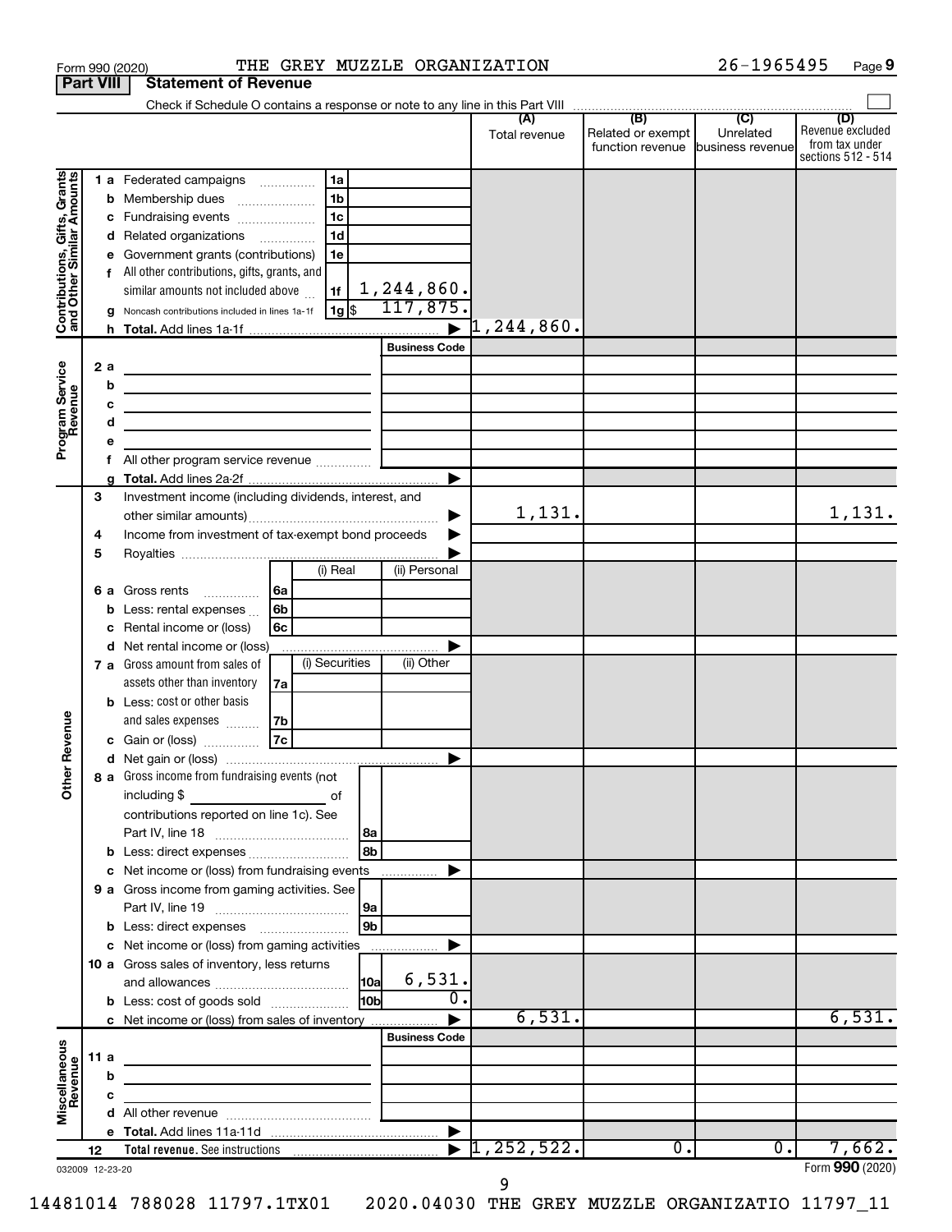Form 990 (2020) THE GREY MUZZLE ORGANIZATION 26-1965495 Page 9

## Part VIII Statement of Revenue

Check if Schedule O contains a response or note to any line in this Part VIII

| | | | | (A) Total revenue | (B) Related or exempt function revenue | (C) Unrelated business revenue | (D) Revenue excluded from tax under sections 512 - 514 |
|---|---|---|---|---|---|---|---|
| **Contributions, Gifts, Grants and Other Similar Amounts** | 1 a Federated campaigns | 1a | | | | | |
| | b Membership dues | 1b | | | | | |
| | c Fundraising events | 1c | | | | | |
| | d Related organizations | 1d | | | | | |
| | e Government grants (contributions) | 1e | | | | | |
| | f All other contributions, gifts, grants, and similar amounts not included above | 1f | 1,244,860. | | | | |
| | g Noncash contributions included in lines 1a-1f | 1g $ | 117,875. | | | | |
| | h Total. Add lines 1a-1f | | ▶ | 1,244,860. | | | |
| **Program Service Revenue** | | | Business Code | | | | |
| | 2 a | | | | | | |
| | b | | | | | | |
| | c | | | | | | |
| | d | | | | | | |
| | e | | | | | | |
| | f All other program service revenue | | | | | | |
| | g Total. Add lines 2a-2f | | ▶ | | | | |
| **Other Revenue** | 3 Investment income (including dividends, interest, and other similar amounts) | | ▶ | 1,131. | | | 1,131. |
| | 4 Income from investment of tax-exempt bond proceeds | | ▶ | | | | |
| | 5 Royalties | | ▶ | | | | |
| | | (i) Real | (ii) Personal | | | | |
| | 6 a Gross rents 6a | | | | | | |
| | b Less: rental expenses 6b | | | | | | |
| | c Rental income or (loss) 6c | | | | | | |
| | d Net rental income or (loss) | | ▶ | | | | |
| | | (i) Securities | (ii) Other | | | | |
| | 7 a Gross amount from sales of assets other than inventory 7a | | | | | | |
| | b Less: cost or other basis and sales expenses 7b | | | | | | |
| | c Gain or (loss) 7c | | | | | | |
| | d Net gain or (loss) | | ▶ | | | | |
| | 8 a Gross income from fundraising events (not including $ of contributions reported on line 1c). See Part IV, line 18 | 8a | | | | | |
| | b Less: direct expenses | 8b | | | | | |
| | c Net income or (loss) from fundraising events | | ▶ | | | | |
| | 9 a Gross income from gaming activities. See Part IV, line 19 | 9a | | | | | |
| | b Less: direct expenses | 9b | | | | | |
| | c Net income or (loss) from gaming activities | | ▶ | | | | |
| | 10 a Gross sales of inventory, less returns and allowances | 10a | 6,531. | | | | |
| | b Less: cost of goods sold | 10b | 0. | | | | |
| | c Net income or (loss) from sales of inventory | | ▶ | 6,531. | | | 6,531. |
| **Miscellaneous Revenue** | | | Business Code | | | | |
| | 11 a | | | | | | |
| | b | | | | | | |
| | c | | | | | | |
| | d All other revenue | | | | | | |
| | e Total. Add lines 11a-11d | | ▶ | | | | |
| | 12 Total revenue. See instructions | | ▶ | 1,252,522. | 0. | 0. | 7,662. |

032009 12-23-20

Form 990 (2020)

14481014 788028 11797.1TX01 2020.04030 THE GREY MUZZLE ORGANIZATIO 11797_11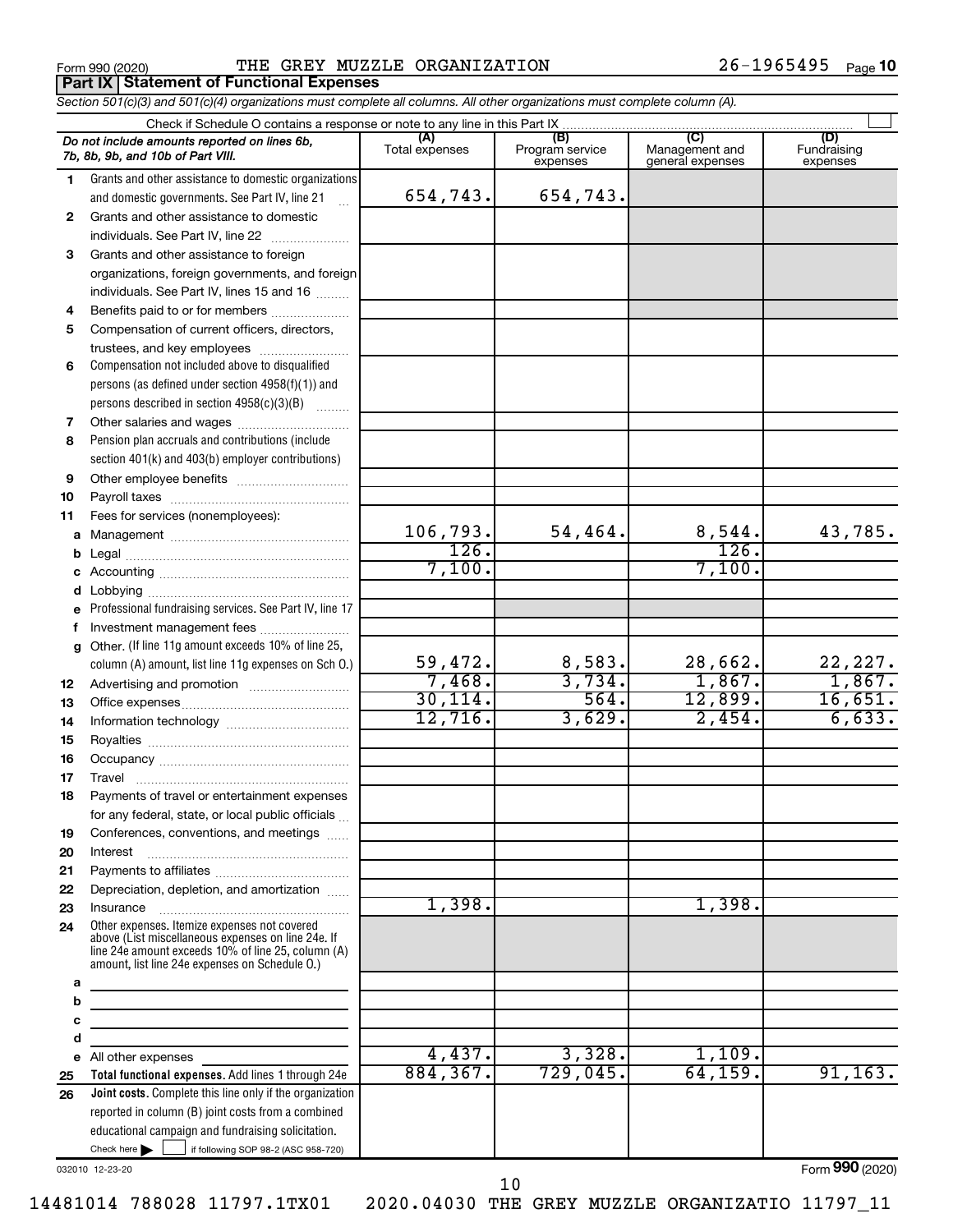Form 990 (2020) THE GREY MUZZLE ORGANIZATION 26-1965495 Page 10

**Part IX Statement of Functional Expenses**

*Section 501(c)(3) and 501(c)(4) organizations must complete all columns. All other organizations must complete column (A).*

Check if Schedule O contains a response or note to any line in this Part IX

| *Do not include amounts reported on lines 6b, 7b, 8b, 9b, and 10b of Part VIII.* | (A) Total expenses | (B) Program service expenses | (C) Management and general expenses | (D) Fundraising expenses |
|---|---|---|---|---|
| 1 Grants and other assistance to domestic organizations and domestic governments. See Part IV, line 21 | 654,743. | 654,743. | | |
| 2 Grants and other assistance to domestic individuals. See Part IV, line 22 | | | | |
| 3 Grants and other assistance to foreign organizations, foreign governments, and foreign individuals. See Part IV, lines 15 and 16 | | | | |
| 4 Benefits paid to or for members | | | | |
| 5 Compensation of current officers, directors, trustees, and key employees | | | | |
| 6 Compensation not included above to disqualified persons (as defined under section 4958(f)(1)) and persons described in section 4958(c)(3)(B) | | | | |
| 7 Other salaries and wages | | | | |
| 8 Pension plan accruals and contributions (include section 401(k) and 403(b) employer contributions) | | | | |
| 9 Other employee benefits | | | | |
| 10 Payroll taxes | | | | |
| 11 Fees for services (nonemployees): | | | | |
| a Management | 106,793. | 54,464. | 8,544. | 43,785. |
| b Legal | 126. | | 126. | |
| c Accounting | 7,100. | | 7,100. | |
| d Lobbying | | | | |
| e Professional fundraising services. See Part IV, line 17 | | | | |
| f Investment management fees | | | | |
| g Other. (If line 11g amount exceeds 10% of line 25, column (A) amount, list line 11g expenses on Sch O.) | 59,472. | 8,583. | 28,662. | 22,227. |
| 12 Advertising and promotion | 7,468. | 3,734. | 1,867. | 1,867. |
| 13 Office expenses | 30,114. | 564. | 12,899. | 16,651. |
| 14 Information technology | 12,716. | 3,629. | 2,454. | 6,633. |
| 15 Royalties | | | | |
| 16 Occupancy | | | | |
| 17 Travel | | | | |
| 18 Payments of travel or entertainment expenses for any federal, state, or local public officials | | | | |
| 19 Conferences, conventions, and meetings | | | | |
| 20 Interest | | | | |
| 21 Payments to affiliates | | | | |
| 22 Depreciation, depletion, and amortization | | | | |
| 23 Insurance | 1,398. | | 1,398. | |
| 24 Other expenses. Itemize expenses not covered above (List miscellaneous expenses on line 24e. If line 24e amount exceeds 10% of line 25, column (A) amount, list line 24e expenses on Schedule O.) | | | | |
| a | | | | |
| b | | | | |
| c | | | | |
| d | | | | |
| e All other expenses | 4,437. | 3,328. | 1,109. | |
| 25 **Total functional expenses.** Add lines 1 through 24e | 884,367. | 729,045. | 64,159. | 91,163. |
| 26 **Joint costs.** Complete this line only if the organization reported in column (B) joint costs from a combined educational campaign and fundraising solicitation. Check here ☐ if following SOP 98-2 (ASC 958-720) | | | | |

032010 12-23-20

Form **990** (2020)

14481014 788028 11797.1TX01 2020.04030 THE GREY MUZZLE ORGANIZATIO 11797_11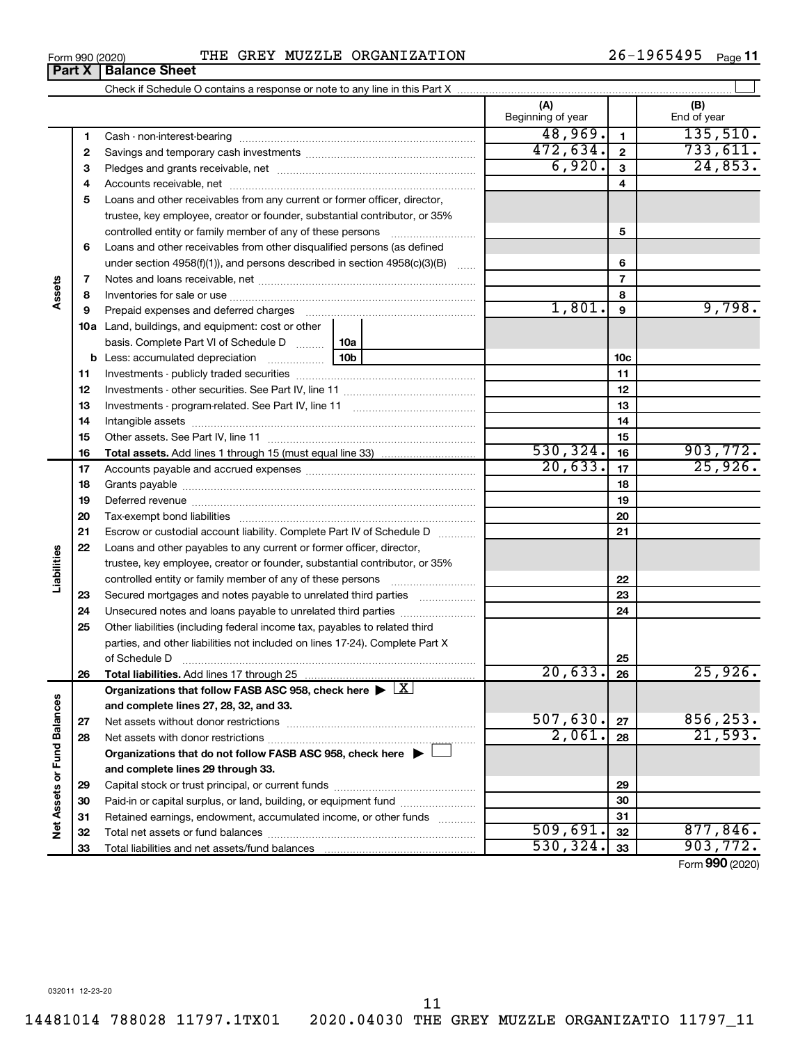Form 990 (2020) THE GREY MUZZLE ORGANIZATION 26-1965495

## Part X | Balance Sheet

Check if Schedule O contains a response or note to any line in this Part X

| | | | (A) Beginning of year | | (B) End of year |
|---|---|---|---|---|---|
| Assets | 1 | Cash - non-interest-bearing | 48,969. | 1 | 135,510. |
| | 2 | Savings and temporary cash investments | 472,634. | 2 | 733,611. |
| | 3 | Pledges and grants receivable, net | 6,920. | 3 | 24,853. |
| | 4 | Accounts receivable, net | | 4 | |
| | 5 | Loans and other receivables from any current or former officer, director, trustee, key employee, creator or founder, substantial contributor, or 35% controlled entity or family member of any of these persons | | 5 | |
| | 6 | Loans and other receivables from other disqualified persons (as defined under section 4958(f)(1)), and persons described in section 4958(c)(3)(B) | | 6 | |
| | 7 | Notes and loans receivable, net | | 7 | |
| | 8 | Inventories for sale or use | | 8 | |
| | 9 | Prepaid expenses and deferred charges | 1,801. | 9 | 9,798. |
| | 10a | Land, buildings, and equipment: cost or other basis. Complete Part VI of Schedule D (10a) | | | |
| | b | Less: accumulated depreciation (10b) | | 10c | |
| | 11 | Investments - publicly traded securities | | 11 | |
| | 12 | Investments - other securities. See Part IV, line 11 | | 12 | |
| | 13 | Investments - program-related. See Part IV, line 11 | | 13 | |
| | 14 | Intangible assets | | 14 | |
| | 15 | Other assets. See Part IV, line 11 | | 15 | |
| | 16 | **Total assets.** Add lines 1 through 15 (must equal line 33) | 530,324. | 16 | 903,772. |
| Liabilities | 17 | Accounts payable and accrued expenses | 20,633. | 17 | 25,926. |
| | 18 | Grants payable | | 18 | |
| | 19 | Deferred revenue | | 19 | |
| | 20 | Tax-exempt bond liabilities | | 20 | |
| | 21 | Escrow or custodial account liability. Complete Part IV of Schedule D | | 21 | |
| | 22 | Loans and other payables to any current or former officer, director, trustee, key employee, creator or founder, substantial contributor, or 35% controlled entity or family member of any of these persons | | 22 | |
| | 23 | Secured mortgages and notes payable to unrelated third parties | | 23 | |
| | 24 | Unsecured notes and loans payable to unrelated third parties | | 24 | |
| | 25 | Other liabilities (including federal income tax, payables to related third parties, and other liabilities not included on lines 17-24). Complete Part X of Schedule D | | 25 | |
| | 26 | **Total liabilities.** Add lines 17 through 25 | 20,633. | 26 | 25,926. |
| Net Assets or Fund Balances | | **Organizations that follow FASB ASC 958, check here** ▶ [X] **and complete lines 27, 28, 32, and 33.** | | | |
| | 27 | Net assets without donor restrictions | 507,630. | 27 | 856,253. |
| | 28 | Net assets with donor restrictions | 2,061. | 28 | 21,593. |
| | | **Organizations that do not follow FASB ASC 958, check here** ▶ [ ] **and complete lines 29 through 33.** | | | |
| | 29 | Capital stock or trust principal, or current funds | | 29 | |
| | 30 | Paid-in or capital surplus, or land, building, or equipment fund | | 30 | |
| | 31 | Retained earnings, endowment, accumulated income, or other funds | | 31 | |
| | 32 | Total net assets or fund balances | 509,691. | 32 | 877,846. |
| | 33 | Total liabilities and net assets/fund balances | 530,324. | 33 | 903,772. |

Form **990** (2020)

032011 12-23-20

14481014 788028 11797.1TX01 2020.04030 THE GREY MUZZLE ORGANIZATIO 11797_11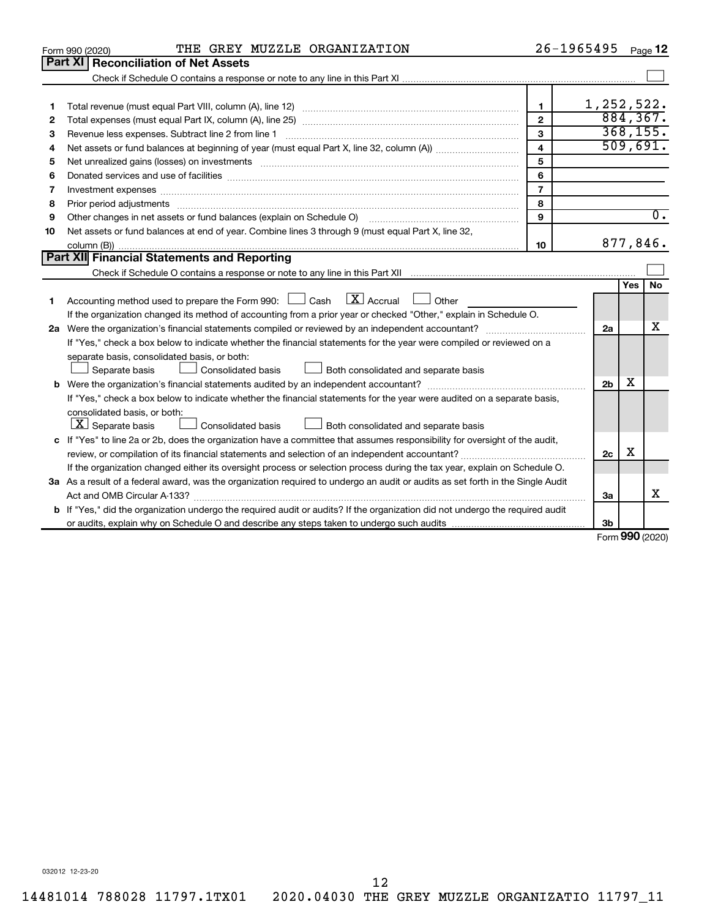Form 990 (2020) THE GREY MUZZLE ORGANIZATION 26-1965495

## Part XI Reconciliation of Net Assets

Check if Schedule O contains a response or note to any line in this Part XI ☐

| | | | |
|---|---|---|---|
| 1 | Total revenue (must equal Part VIII, column (A), line 12) | 1 | 1,252,522. |
| 2 | Total expenses (must equal Part IX, column (A), line 25) | 2 | 884,367. |
| 3 | Revenue less expenses. Subtract line 2 from line 1 | 3 | 368,155. |
| 4 | Net assets or fund balances at beginning of year (must equal Part X, line 32, column (A)) | 4 | 509,691. |
| 5 | Net unrealized gains (losses) on investments | 5 | |
| 6 | Donated services and use of facilities | 6 | |
| 7 | Investment expenses | 7 | |
| 8 | Prior period adjustments | 8 | |
| 9 | Other changes in net assets or fund balances (explain on Schedule O) | 9 | 0. |
| 10 | Net assets or fund balances at end of year. Combine lines 3 through 9 (must equal Part X, line 32, column (B)) | 10 | 877,846. |

## Part XII Financial Statements and Reporting

Check if Schedule O contains a response or note to any line in this Part XII ☐

| | | | Yes | No |
|---|---|---|---|---|
| 1 | Accounting method used to prepare the Form 990: ☐ Cash ☒ Accrual ☐ Other<br>If the organization changed its method of accounting from a prior year or checked "Other," explain in Schedule O. | | | |
| 2a | Were the organization's financial statements compiled or reviewed by an independent accountant?<br>If "Yes," check a box below to indicate whether the financial statements for the year were compiled or reviewed on a separate basis, consolidated basis, or both:<br>☐ Separate basis ☐ Consolidated basis ☐ Both consolidated and separate basis | 2a | | X |
| b | Were the organization's financial statements audited by an independent accountant?<br>If "Yes," check a box below to indicate whether the financial statements for the year were audited on a separate basis, consolidated basis, or both:<br>☒ Separate basis ☐ Consolidated basis ☐ Both consolidated and separate basis | 2b | X | |
| c | If "Yes" to line 2a or 2b, does the organization have a committee that assumes responsibility for oversight of the audit, review, or compilation of its financial statements and selection of an independent accountant?<br>If the organization changed either its oversight process or selection process during the tax year, explain on Schedule O. | 2c | X | |
| 3a | As a result of a federal award, was the organization required to undergo an audit or audits as set forth in the Single Audit Act and OMB Circular A-133? | 3a | | X |
| b | If "Yes," did the organization undergo the required audit or audits? If the organization did not undergo the required audit or audits, explain why on Schedule O and describe any steps taken to undergo such audits | 3b | | |

Form **990** (2020)

032012 12-23-20

14481014 788028 11797.1TX01 2020.04030 THE GREY MUZZLE ORGANIZATIO 11797_11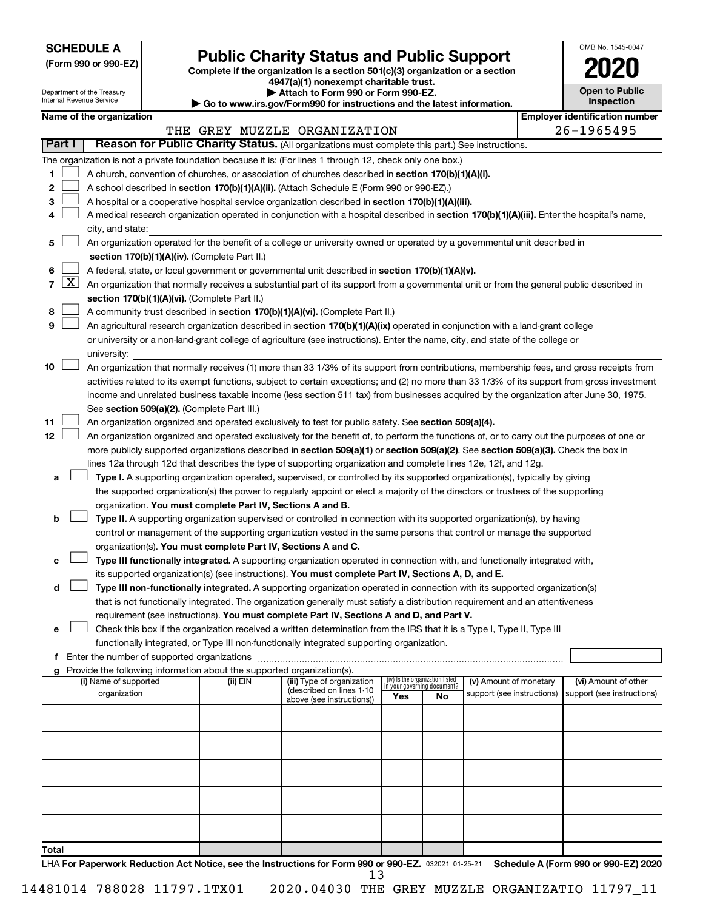**SCHEDULE A**
**(Form 990 or 990-EZ)**

Department of the Treasury
Internal Revenue Service

# Public Charity Status and Public Support

**Complete if the organization is a section 501(c)(3) organization or a section 4947(a)(1) nonexempt charitable trust.**
**▶ Attach to Form 990 or Form 990-EZ.**
**▶ Go to www.irs.gov/Form990 for instructions and the latest information.**

OMB No. 1545-0047
**2020**
**Open to Public Inspection**

**Name of the organization:** THE GREY MUZZLE ORGANIZATION
**Employer identification number:** 26-1965495

## Part I — Reason for Public Charity Status. (All organizations must complete this part.) See instructions.

The organization is not a private foundation because it is: (For lines 1 through 12, check only one box.)

1. [ ] A church, convention of churches, or association of churches described in **section 170(b)(1)(A)(i).**
2. [ ] A school described in **section 170(b)(1)(A)(ii).** (Attach Schedule E (Form 990 or 990-EZ).)
3. [ ] A hospital or a cooperative hospital service organization described in **section 170(b)(1)(A)(iii).**
4. [ ] A medical research organization operated in conjunction with a hospital described in **section 170(b)(1)(A)(iii).** Enter the hospital's name, city, and state:
5. [ ] An organization operated for the benefit of a college or university owned or operated by a governmental unit described in **section 170(b)(1)(A)(iv).** (Complete Part II.)
6. [ ] A federal, state, or local government or governmental unit described in **section 170(b)(1)(A)(v).**
7. [X] An organization that normally receives a substantial part of its support from a governmental unit or from the general public described in **section 170(b)(1)(A)(vi).** (Complete Part II.)
8. [ ] A community trust described in **section 170(b)(1)(A)(vi).** (Complete Part II.)
9. [ ] An agricultural research organization described in **section 170(b)(1)(A)(ix)** operated in conjunction with a land-grant college or university or a non-land-grant college of agriculture (see instructions). Enter the name, city, and state of the college or university:
10. [ ] An organization that normally receives (1) more than 33 1/3% of its support from contributions, membership fees, and gross receipts from activities related to its exempt functions, subject to certain exceptions; and (2) no more than 33 1/3% of its support from gross investment income and unrelated business taxable income (less section 511 tax) from businesses acquired by the organization after June 30, 1975. See **section 509(a)(2).** (Complete Part III.)
11. [ ] An organization organized and operated exclusively to test for public safety. See **section 509(a)(4).**
12. [ ] An organization organized and operated exclusively for the benefit of, to perform the functions of, or to carry out the purposes of one or more publicly supported organizations described in **section 509(a)(1)** or **section 509(a)(2).** See **section 509(a)(3).** Check the box in lines 12a through 12d that describes the type of supporting organization and complete lines 12e, 12f, and 12g.
   - **a** [ ] **Type I.** A supporting organization operated, supervised, or controlled by its supported organization(s), typically by giving the supported organization(s) the power to regularly appoint or elect a majority of the directors or trustees of the supporting organization. **You must complete Part IV, Sections A and B.**
   - **b** [ ] **Type II.** A supporting organization supervised or controlled in connection with its supported organization(s), by having control or management of the supporting organization vested in the same persons that control or manage the supported organization(s). **You must complete Part IV, Sections A and C.**
   - **c** [ ] **Type III functionally integrated.** A supporting organization operated in connection with, and functionally integrated with, its supported organization(s) (see instructions). **You must complete Part IV, Sections A, D, and E.**
   - **d** [ ] **Type III non-functionally integrated.** A supporting organization operated in connection with its supported organization(s) that is not functionally integrated. The organization generally must satisfy a distribution requirement and an attentiveness requirement (see instructions). **You must complete Part IV, Sections A and D, and Part V.**
   - **e** [ ] Check this box if the organization received a written determination from the IRS that it is a Type I, Type II, Type III functionally integrated, or Type III non-functionally integrated supporting organization.
   - **f** Enter the number of supported organizations
   - **g** Provide the following information about the supported organization(s).

| (i) Name of supported organization | (ii) EIN | (iii) Type of organization (described on lines 1-10 above (see instructions)) | (iv) Is the organization listed in your governing document? Yes | No | (v) Amount of monetary support (see instructions) | (vi) Amount of other support (see instructions) |
|---|---|---|---|---|---|---|
| | | | | | | |
| | | | | | | |
| | | | | | | |
| | | | | | | |
| | | | | | | |
| **Total** | | | | | | |

LHA **For Paperwork Reduction Act Notice, see the Instructions for Form 990 or 990-EZ.** 032021 01-25-21 **Schedule A (Form 990 or 990-EZ) 2020**

14481014 788028 11797.1TX01 2020.04030 THE GREY MUZZLE ORGANIZATIO 11797_11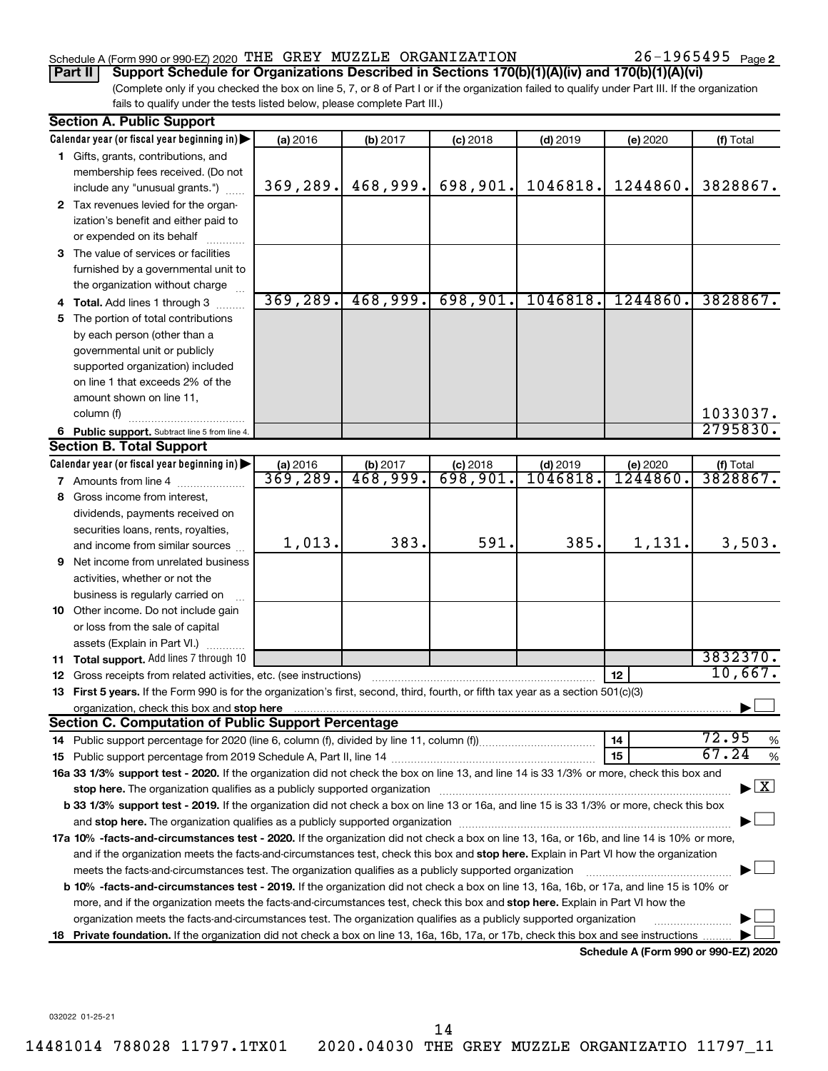Schedule A (Form 990 or 990-EZ) 2020 THE GREY MUZZLE ORGANIZATION 26-1965495 Page 2

**Part II Support Schedule for Organizations Described in Sections 170(b)(1)(A)(iv) and 170(b)(1)(A)(vi)**

(Complete only if you checked the box on line 5, 7, or 8 of Part I or if the organization failed to qualify under Part III. If the organization fails to qualify under the tests listed below, please complete Part III.)

**Section A. Public Support**

| Calendar year (or fiscal year beginning in) | (a) 2016 | (b) 2017 | (c) 2018 | (d) 2019 | (e) 2020 | (f) Total |
|---|---|---|---|---|---|---|
| 1 Gifts, grants, contributions, and membership fees received. (Do not include any "unusual grants.") | 369,289. | 468,999. | 698,901. | 1046818. | 1244860. | 3828867. |
| 2 Tax revenues levied for the organization's benefit and either paid to or expended on its behalf | | | | | | |
| 3 The value of services or facilities furnished by a governmental unit to the organization without charge | | | | | | |
| 4 Total. Add lines 1 through 3 | 369,289. | 468,999. | 698,901. | 1046818. | 1244860. | 3828867. |
| 5 The portion of total contributions by each person (other than a governmental unit or publicly supported organization) included on line 1 that exceeds 2% of the amount shown on line 11, column (f) | | | | | | 1033037. |
| 6 Public support. Subtract line 5 from line 4. | | | | | | 2795830. |

**Section B. Total Support**

| Calendar year (or fiscal year beginning in) | (a) 2016 | (b) 2017 | (c) 2018 | (d) 2019 | (e) 2020 | (f) Total |
|---|---|---|---|---|---|---|
| 7 Amounts from line 4 | 369,289. | 468,999. | 698,901. | 1046818. | 1244860. | 3828867. |
| 8 Gross income from interest, dividends, payments received on securities loans, rents, royalties, and income from similar sources | 1,013. | 383. | 591. | 385. | 1,131. | 3,503. |
| 9 Net income from unrelated business activities, whether or not the business is regularly carried on | | | | | | |
| 10 Other income. Do not include gain or loss from the sale of capital assets (Explain in Part VI.) | | | | | | |
| 11 Total support. Add lines 7 through 10 | | | | | | 3832370. |
| 12 Gross receipts from related activities, etc. (see instructions) | | | | | 12 | 10,667. |

**13 First 5 years.** If the Form 990 is for the organization's first, second, third, fourth, or fifth tax year as a section 501(c)(3) organization, check this box and **stop here** ☐

**Section C. Computation of Public Support Percentage**

| | | |
|---|---|---|
| 14 Public support percentage for 2020 (line 6, column (f), divided by line 11, column (f)) | 14 | 72.95 % |
| 15 Public support percentage from 2019 Schedule A, Part II, line 14 | 15 | 67.24 % |

**16a 33 1/3% support test - 2020.** If the organization did not check the box on line 13, and line 14 is 33 1/3% or more, check this box and **stop here.** The organization qualifies as a publicly supported organization ☒

**b 33 1/3% support test - 2019.** If the organization did not check a box on line 13 or 16a, and line 15 is 33 1/3% or more, check this box and **stop here.** The organization qualifies as a publicly supported organization ☐

**17a 10% -facts-and-circumstances test - 2020.** If the organization did not check a box on line 13, 16a, or 16b, and line 14 is 10% or more, and if the organization meets the facts-and-circumstances test, check this box and **stop here.** Explain in Part VI how the organization meets the facts-and-circumstances test. The organization qualifies as a publicly supported organization ☐

**b 10% -facts-and-circumstances test - 2019.** If the organization did not check a box on line 13, 16a, 16b, or 17a, and line 15 is 10% or more, and if the organization meets the facts-and-circumstances test, check this box and **stop here.** Explain in Part VI how the organization meets the facts-and-circumstances test. The organization qualifies as a publicly supported organization ☐

**18 Private foundation.** If the organization did not check a box on line 13, 16a, 16b, 17a, or 17b, check this box and see instructions ☐

**Schedule A (Form 990 or 990-EZ) 2020**

032022 01-25-21

14481014 788028 11797.1TX01 2020.04030 THE GREY MUZZLE ORGANIZATIO 11797_11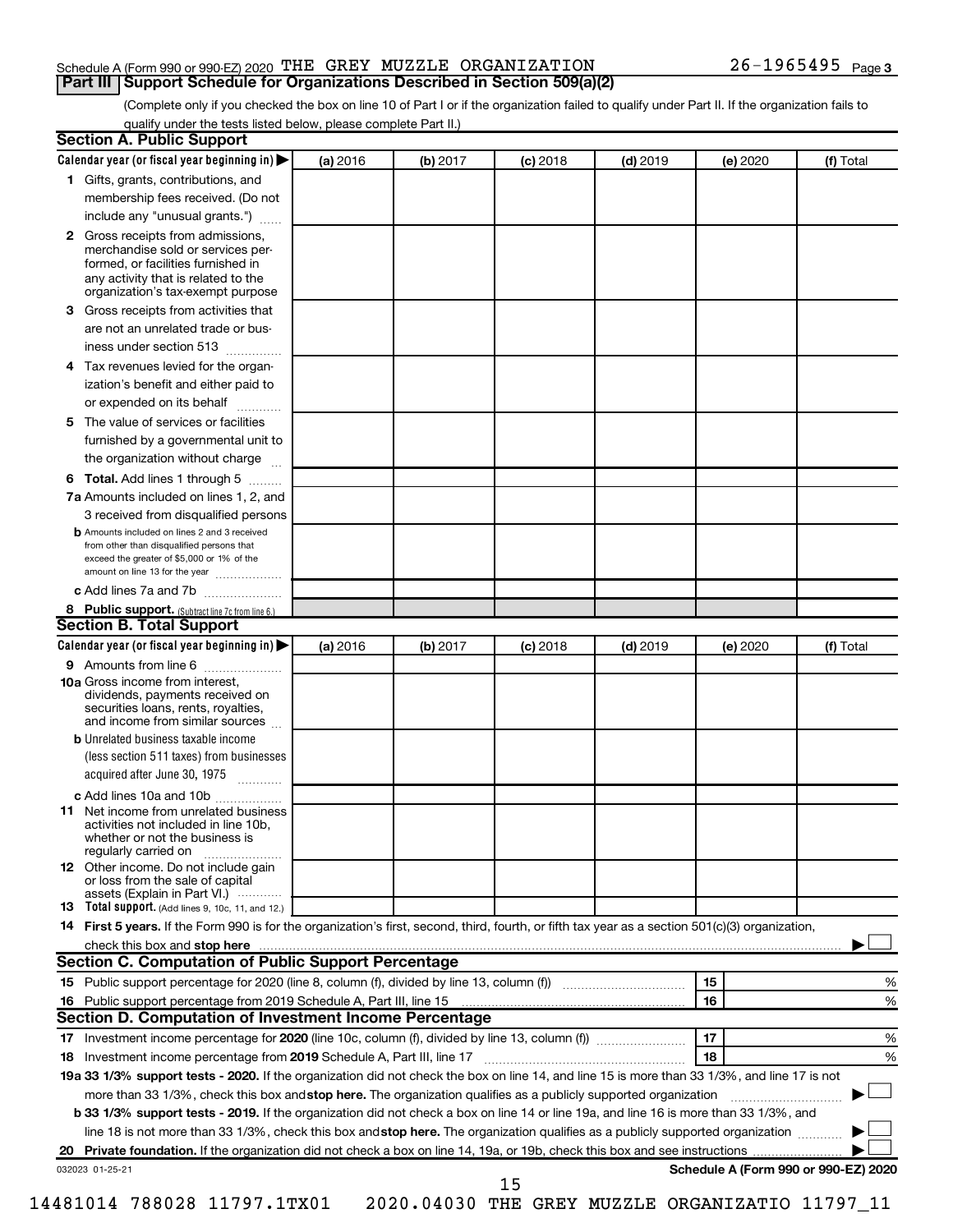Schedule A (Form 990 or 990-EZ) 2020 THE GREY MUZZLE ORGANIZATION 26-1965495 Page 3

## Part III Support Schedule for Organizations Described in Section 509(a)(2)

(Complete only if you checked the box on line 10 of Part I or if the organization failed to qualify under Part II. If the organization fails to qualify under the tests listed below, please complete Part II.)

### Section A. Public Support

| Calendar year (or fiscal year beginning in) | (a) 2016 | (b) 2017 | (c) 2018 | (d) 2019 | (e) 2020 | (f) Total |
|---|---|---|---|---|---|---|
| **1** Gifts, grants, contributions, and membership fees received. (Do not include any "unusual grants.") | | | | | | |
| **2** Gross receipts from admissions, merchandise sold or services performed, or facilities furnished in any activity that is related to the organization's tax-exempt purpose | | | | | | |
| **3** Gross receipts from activities that are not an unrelated trade or business under section 513 | | | | | | |
| **4** Tax revenues levied for the organization's benefit and either paid to or expended on its behalf | | | | | | |
| **5** The value of services or facilities furnished by a governmental unit to the organization without charge | | | | | | |
| **6 Total.** Add lines 1 through 5 | | | | | | |
| **7a** Amounts included on lines 1, 2, and 3 received from disqualified persons | | | | | | |
| **b** Amounts included on lines 2 and 3 received from other than disqualified persons that exceed the greater of $5,000 or 1% of the amount on line 13 for the year | | | | | | |
| **c** Add lines 7a and 7b | | | | | | |
| **8 Public support.** (Subtract line 7c from line 6.) | | | | | | |

### Section B. Total Support

| Calendar year (or fiscal year beginning in) | (a) 2016 | (b) 2017 | (c) 2018 | (d) 2019 | (e) 2020 | (f) Total |
|---|---|---|---|---|---|---|
| **9** Amounts from line 6 | | | | | | |
| **10a** Gross income from interest, dividends, payments received on securities loans, rents, royalties, and income from similar sources | | | | | | |
| **b** Unrelated business taxable income (less section 511 taxes) from businesses acquired after June 30, 1975 | | | | | | |
| **c** Add lines 10a and 10b | | | | | | |
| **11** Net income from unrelated business activities not included in line 10b, whether or not the business is regularly carried on | | | | | | |
| **12** Other income. Do not include gain or loss from the sale of capital assets (Explain in Part VI.) | | | | | | |
| **13 Total support.** (Add lines 9, 10c, 11, and 12.) | | | | | | |

**14 First 5 years.** If the Form 990 is for the organization's first, second, third, fourth, or fifth tax year as a section 501(c)(3) organization, check this box and **stop here** ☐

### Section C. Computation of Public Support Percentage

| | | | |
|---|---|---|---|
| **15** Public support percentage for 2020 (line 8, column (f), divided by line 13, column (f)) | 15 | | % |
| **16** Public support percentage from 2019 Schedule A, Part III, line 15 | 16 | | % |

### Section D. Computation of Investment Income Percentage

| | | | |
|---|---|---|---|
| **17** Investment income percentage for **2020** (line 10c, column (f), divided by line 13, column (f)) | 17 | | % |
| **18** Investment income percentage from **2019** Schedule A, Part III, line 17 | 18 | | % |

**19a 33 1/3% support tests - 2020.** If the organization did not check the box on line 14, and line 15 is more than 33 1/3%, and line 17 is not more than 33 1/3%, check this box and **stop here.** The organization qualifies as a publicly supported organization ☐

**b 33 1/3% support tests - 2019.** If the organization did not check a box on line 14 or line 19a, and line 16 is more than 33 1/3%, and line 18 is not more than 33 1/3%, check this box and **stop here.** The organization qualifies as a publicly supported organization ☐

**20 Private foundation.** If the organization did not check a box on line 14, 19a, or 19b, check this box and see instructions ☐

032023 01-25-21 **Schedule A (Form 990 or 990-EZ) 2020**

14481014 788028 11797.1TX01 2020.04030 THE GREY MUZZLE ORGANIZATIO 11797_11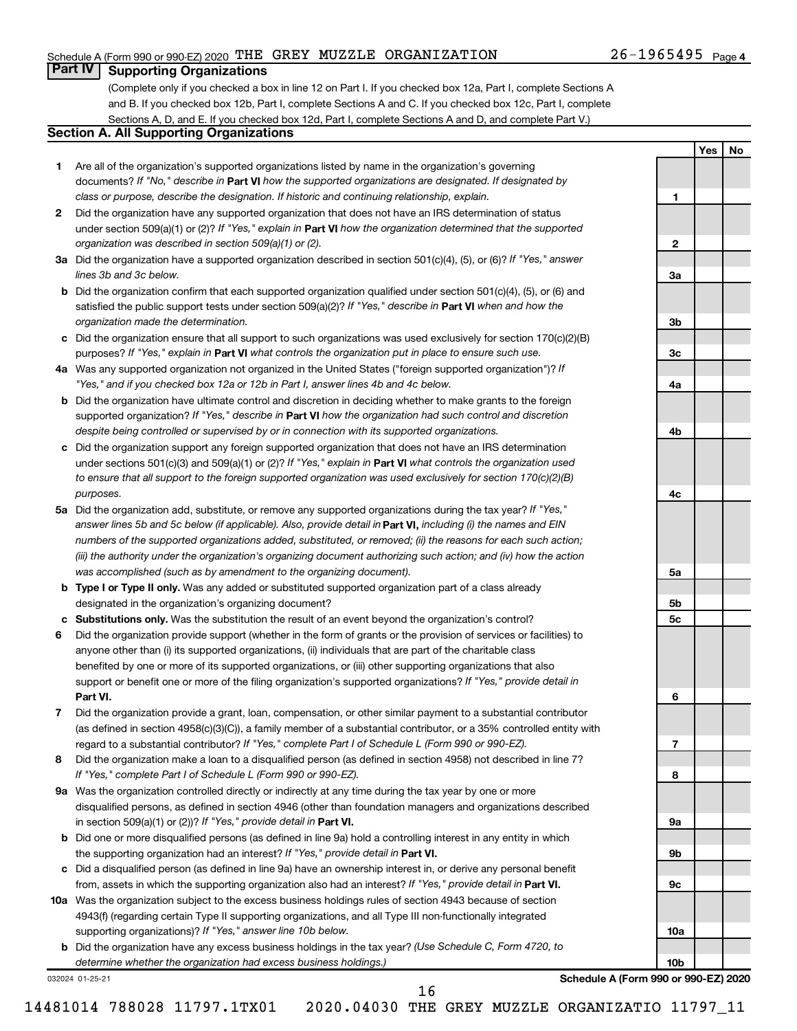Schedule A (Form 990 or 990-EZ) 2020 THE GREY MUZZLE ORGANIZATION 26-1965495 Page 4

## Part IV Supporting Organizations

(Complete only if you checked a box in line 12 on Part I. If you checked box 12a, Part I, complete Sections A and B. If you checked box 12b, Part I, complete Sections A and C. If you checked box 12c, Part I, complete Sections A, D, and E. If you checked box 12d, Part I, complete Sections A and D, and complete Part V.)

### Section A. All Supporting Organizations

| | | Line | Yes | No |
|---|---|---|---|---|
| **1** | Are all of the organization's supported organizations listed by name in the organization's governing documents? *If "No," describe in* **Part VI** *how the supported organizations are designated. If designated by class or purpose, describe the designation. If historic and continuing relationship, explain.* | **1** | | |
| **2** | Did the organization have any supported organization that does not have an IRS determination of status under section 509(a)(1) or (2)? *If "Yes," explain in* **Part VI** *how the organization determined that the supported organization was described in section 509(a)(1) or (2).* | **2** | | |
| **3a** | Did the organization have a supported organization described in section 501(c)(4), (5), or (6)? *If "Yes," answer lines 3b and 3c below.* | **3a** | | |
| **b** | Did the organization confirm that each supported organization qualified under section 501(c)(4), (5), or (6) and satisfied the public support tests under section 509(a)(2)? *If "Yes," describe in* **Part VI** *when and how the organization made the determination.* | **3b** | | |
| **c** | Did the organization ensure that all support to such organizations was used exclusively for section 170(c)(2)(B) purposes? *If "Yes," explain in* **Part VI** *what controls the organization put in place to ensure such use.* | **3c** | | |
| **4a** | Was any supported organization not organized in the United States ("foreign supported organization")? *If "Yes," and if you checked box 12a or 12b in Part I, answer lines 4b and 4c below.* | **4a** | | |
| **b** | Did the organization have ultimate control and discretion in deciding whether to make grants to the foreign supported organization? *If "Yes," describe in* **Part VI** *how the organization had such control and discretion despite being controlled or supervised by or in connection with its supported organizations.* | **4b** | | |
| **c** | Did the organization support any foreign supported organization that does not have an IRS determination under sections 501(c)(3) and 509(a)(1) or (2)? *If "Yes," explain in* **Part VI** *what controls the organization used to ensure that all support to the foreign supported organization was used exclusively for section 170(c)(2)(B) purposes.* | **4c** | | |
| **5a** | Did the organization add, substitute, or remove any supported organizations during the tax year? *If "Yes," answer lines 5b and 5c below (if applicable). Also, provide detail in* **Part VI,** *including (i) the names and EIN numbers of the supported organizations added, substituted, or removed; (ii) the reasons for each such action; (iii) the authority under the organization's organizing document authorizing such action; and (iv) how the action was accomplished (such as by amendment to the organizing document).* | **5a** | | |
| **b** | **Type I or Type II only.** Was any added or substituted supported organization part of a class already designated in the organization's organizing document? | **5b** | | |
| **c** | **Substitutions only.** Was the substitution the result of an event beyond the organization's control? | **5c** | | |
| **6** | Did the organization provide support (whether in the form of grants or the provision of services or facilities) to anyone other than (i) its supported organizations, (ii) individuals that are part of the charitable class benefited by one or more of its supported organizations, or (iii) other supporting organizations that also support or benefit one or more of the filing organization's supported organizations? *If "Yes," provide detail in* **Part VI.** | **6** | | |
| **7** | Did the organization provide a grant, loan, compensation, or other similar payment to a substantial contributor (as defined in section 4958(c)(3)(C)), a family member of a substantial contributor, or a 35% controlled entity with regard to a substantial contributor? *If "Yes," complete Part I of Schedule L (Form 990 or 990-EZ).* | **7** | | |
| **8** | Did the organization make a loan to a disqualified person (as defined in section 4958) not described in line 7? *If "Yes," complete Part I of Schedule L (Form 990 or 990-EZ).* | **8** | | |
| **9a** | Was the organization controlled directly or indirectly at any time during the tax year by one or more disqualified persons, as defined in section 4946 (other than foundation managers and organizations described in section 509(a)(1) or (2))? *If "Yes," provide detail in* **Part VI.** | **9a** | | |
| **b** | Did one or more disqualified persons (as defined in line 9a) hold a controlling interest in any entity in which the supporting organization had an interest? *If "Yes," provide detail in* **Part VI.** | **9b** | | |
| **c** | Did a disqualified person (as defined in line 9a) have an ownership interest in, or derive any personal benefit from, assets in which the supporting organization also had an interest? *If "Yes," provide detail in* **Part VI.** | **9c** | | |
| **10a** | Was the organization subject to the excess business holdings rules of section 4943 because of section 4943(f) (regarding certain Type II supporting organizations, and all Type III non-functionally integrated supporting organizations)? *If "Yes," answer line 10b below.* | **10a** | | |
| **b** | Did the organization have any excess business holdings in the tax year? *(Use Schedule C, Form 4720, to determine whether the organization had excess business holdings.)* | **10b** | | |

032024 01-25-21 **Schedule A (Form 990 or 990-EZ) 2020**

14481014 788028 11797.1TX01 2020.04030 THE GREY MUZZLE ORGANIZATIO 11797_11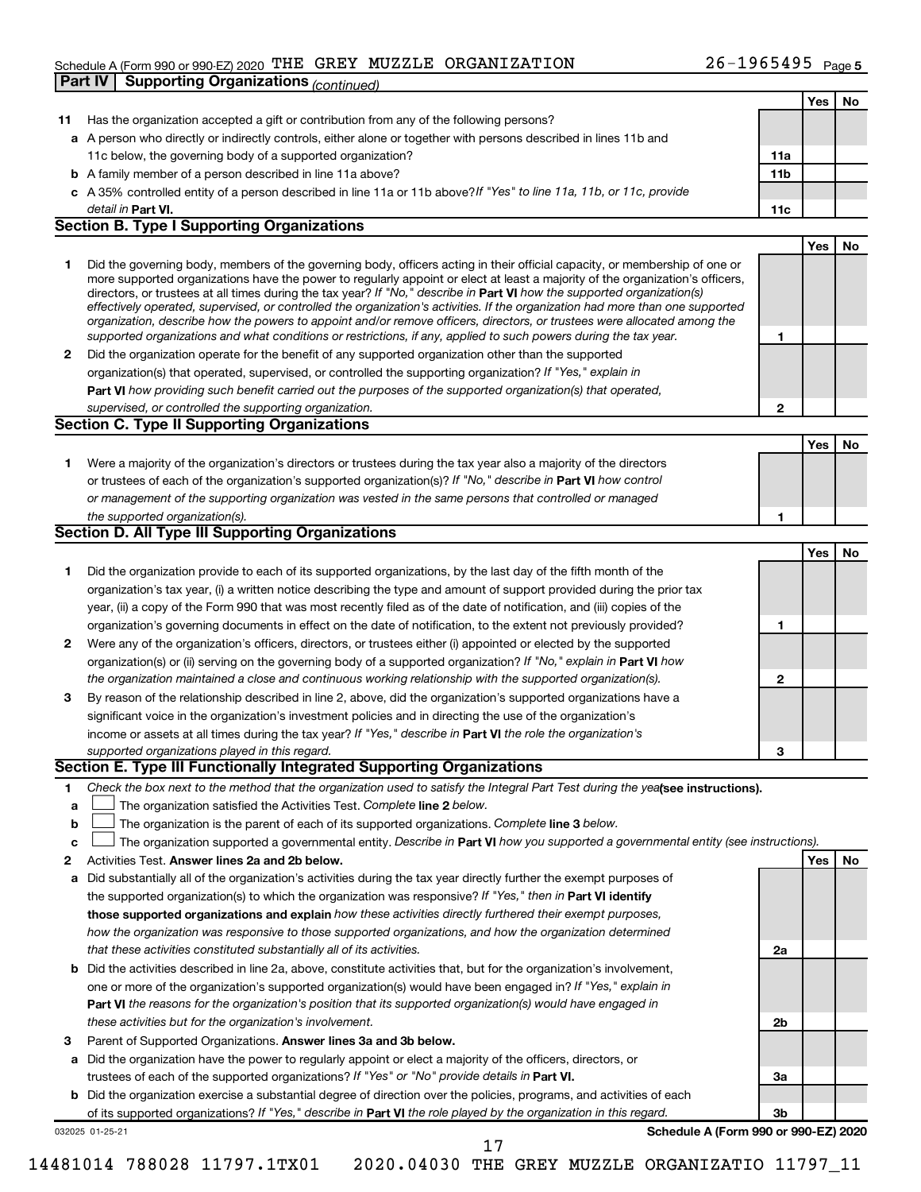Schedule A (Form 990 or 990-EZ) 2020 THE GREY MUZZLE ORGANIZATION 26-1965495 Page 5

**Part IV | Supporting Organizations** *(continued)*

| | | | Yes | No |
|---|---|---|---|---|
| **11** | Has the organization accepted a gift or contribution from any of the following persons? | | | |
| **a** | A person who directly or indirectly controls, either alone or together with persons described in lines 11b and 11c below, the governing body of a supported organization? | **11a** | | |
| **b** | A family member of a person described in line 11a above? | **11b** | | |
| **c** | A 35% controlled entity of a person described in line 11a or 11b above? *If "Yes" to line 11a, 11b, or 11c, provide detail in* **Part VI.** | **11c** | | |

## Section B. Type I Supporting Organizations

| | | | Yes | No |
|---|---|---|---|---|
| **1** | Did the governing body, members of the governing body, officers acting in their official capacity, or membership of one or more supported organizations have the power to regularly appoint or elect at least a majority of the organization's officers, directors, or trustees at all times during the tax year? *If "No," describe in* **Part VI** *how the supported organization(s) effectively operated, supervised, or controlled the organization's activities. If the organization had more than one supported organization, describe how the powers to appoint and/or remove officers, directors, or trustees were allocated among the supported organizations and what conditions or restrictions, if any, applied to such powers during the tax year.* | **1** | | |
| **2** | Did the organization operate for the benefit of any supported organization other than the supported organization(s) that operated, supervised, or controlled the supporting organization? *If "Yes," explain in* **Part VI** *how providing such benefit carried out the purposes of the supported organization(s) that operated, supervised, or controlled the supporting organization.* | **2** | | |

## Section C. Type II Supporting Organizations

| | | | Yes | No |
|---|---|---|---|---|
| **1** | Were a majority of the organization's directors or trustees during the tax year also a majority of the directors or trustees of each of the organization's supported organization(s)? *If "No," describe in* **Part VI** *how control or management of the supporting organization was vested in the same persons that controlled or managed the supported organization(s).* | **1** | | |

## Section D. All Type III Supporting Organizations

| | | | Yes | No |
|---|---|---|---|---|
| **1** | Did the organization provide to each of its supported organizations, by the last day of the fifth month of the organization's tax year, (i) a written notice describing the type and amount of support provided during the prior tax year, (ii) a copy of the Form 990 that was most recently filed as of the date of notification, and (iii) copies of the organization's governing documents in effect on the date of notification, to the extent not previously provided? | **1** | | |
| **2** | Were any of the organization's officers, directors, or trustees either (i) appointed or elected by the supported organization(s) or (ii) serving on the governing body of a supported organization? *If "No," explain in* **Part VI** *how the organization maintained a close and continuous working relationship with the supported organization(s).* | **2** | | |
| **3** | By reason of the relationship described in line 2, above, did the organization's supported organizations have a significant voice in the organization's investment policies and in directing the use of the organization's income or assets at all times during the tax year? *If "Yes," describe in* **Part VI** *the role the organization's supported organizations played in this regard.* | **3** | | |

## Section E. Type III Functionally Integrated Supporting Organizations

**1** *Check the box next to the method that the organization used to satisfy the Integral Part Test during the year* **(see instructions).**

**a** ☐ The organization satisfied the Activities Test. *Complete* **line 2** *below.*

**b** ☐ The organization is the parent of each of its supported organizations. *Complete* **line 3** *below.*

**c** ☐ The organization supported a governmental entity. *Describe in* **Part VI** *how you supported a governmental entity (see instructions).*

| | | | Yes | No |
|---|---|---|---|---|
| **2** | Activities Test. **Answer lines 2a and 2b below.** | | | |
| **a** | Did substantially all of the organization's activities during the tax year directly further the exempt purposes of the supported organization(s) to which the organization was responsive? *If "Yes," then in* **Part VI identify those supported organizations and explain** *how these activities directly furthered their exempt purposes, how the organization was responsive to those supported organizations, and how the organization determined that these activities constituted substantially all of its activities.* | **2a** | | |
| **b** | Did the activities described in line 2a, above, constitute activities that, but for the organization's involvement, one or more of the organization's supported organization(s) would have been engaged in? *If "Yes," explain in* **Part VI** *the reasons for the organization's position that its supported organization(s) would have engaged in these activities but for the organization's involvement.* | **2b** | | |
| **3** | Parent of Supported Organizations. **Answer lines 3a and 3b below.** | | | |
| **a** | Did the organization have the power to regularly appoint or elect a majority of the officers, directors, or trustees of each of the supported organizations? *If "Yes" or "No" provide details in* **Part VI.** | **3a** | | |
| **b** | Did the organization exercise a substantial degree of direction over the policies, programs, and activities of each of its supported organizations? *If "Yes," describe in* **Part VI** *the role played by the organization in this regard.* | **3b** | | |

032025 01-25-21 **Schedule A (Form 990 or 990-EZ) 2020**

14481014 788028 11797.1TX01 2020.04030 THE GREY MUZZLE ORGANIZATIO 11797_11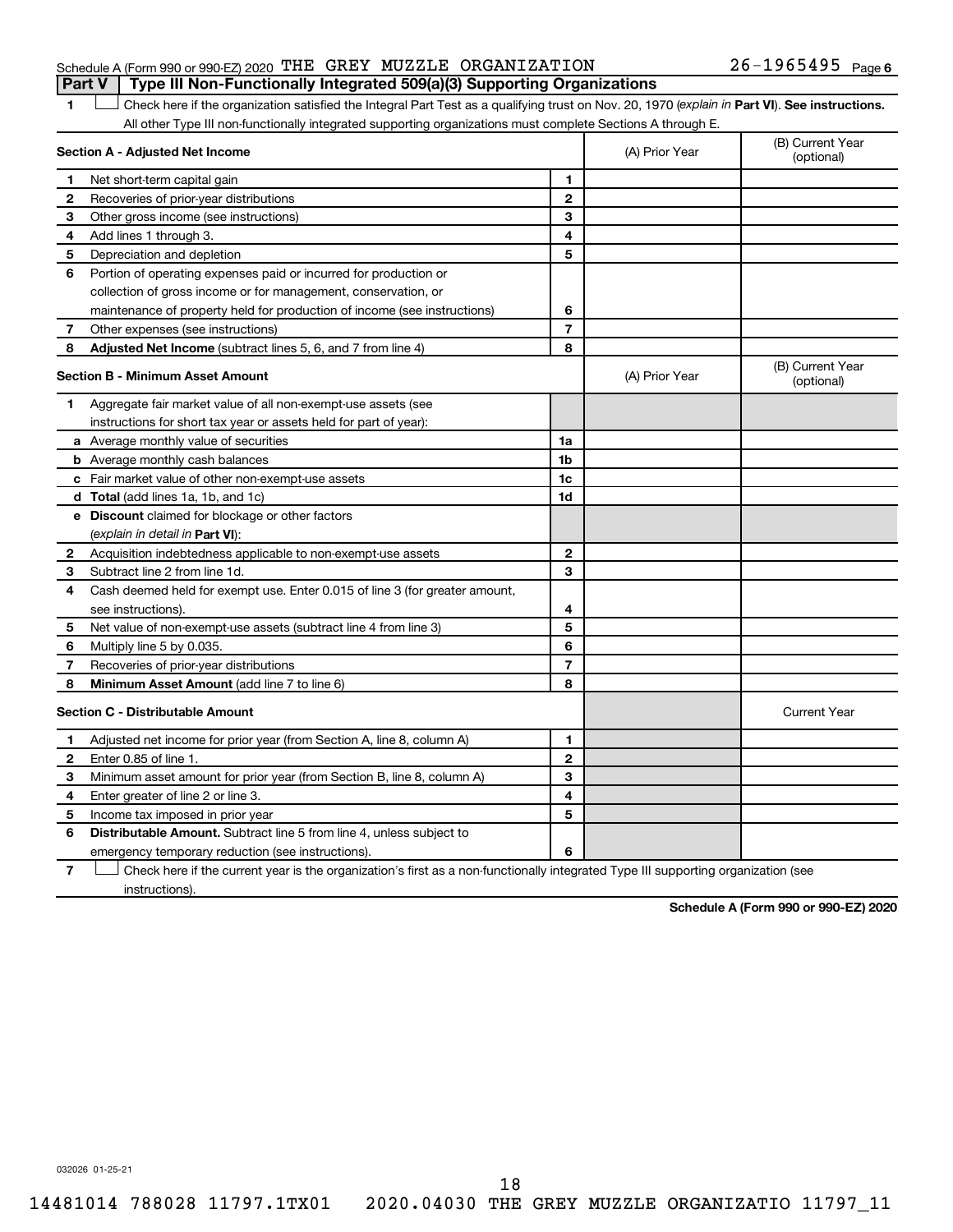Schedule A (Form 990 or 990-EZ) 2020 THE GREY MUZZLE ORGANIZATION 26-1965495 Page 6

## Part V Type III Non-Functionally Integrated 509(a)(3) Supporting Organizations

1 ☐ Check here if the organization satisfied the Integral Part Test as a qualifying trust on Nov. 20, 1970 (*explain in* **Part VI**). **See instructions.** All other Type III non-functionally integrated supporting organizations must complete Sections A through E.

| **Section A - Adjusted Net Income** | | (A) Prior Year | (B) Current Year (optional) |
|---|---|---|---|
| **1** Net short-term capital gain | 1 | | |
| **2** Recoveries of prior-year distributions | 2 | | |
| **3** Other gross income (see instructions) | 3 | | |
| **4** Add lines 1 through 3. | 4 | | |
| **5** Depreciation and depletion | 5 | | |
| **6** Portion of operating expenses paid or incurred for production or collection of gross income or for management, conservation, or maintenance of property held for production of income (see instructions) | 6 | | |
| **7** Other expenses (see instructions) | 7 | | |
| **8** **Adjusted Net Income** (subtract lines 5, 6, and 7 from line 4) | 8 | | |

| **Section B - Minimum Asset Amount** | | (A) Prior Year | (B) Current Year (optional) |
|---|---|---|---|
| **1** Aggregate fair market value of all non-exempt-use assets (see instructions for short tax year or assets held for part of year): | | | |
| **a** Average monthly value of securities | 1a | | |
| **b** Average monthly cash balances | 1b | | |
| **c** Fair market value of other non-exempt-use assets | 1c | | |
| **d** **Total** (add lines 1a, 1b, and 1c) | 1d | | |
| **e** **Discount** claimed for blockage or other factors (*explain in detail in* **Part VI**): | | | |
| **2** Acquisition indebtedness applicable to non-exempt-use assets | 2 | | |
| **3** Subtract line 2 from line 1d. | 3 | | |
| **4** Cash deemed held for exempt use. Enter 0.015 of line 3 (for greater amount, see instructions). | 4 | | |
| **5** Net value of non-exempt-use assets (subtract line 4 from line 3) | 5 | | |
| **6** Multiply line 5 by 0.035. | 6 | | |
| **7** Recoveries of prior-year distributions | 7 | | |
| **8** **Minimum Asset Amount** (add line 7 to line 6) | 8 | | |

| **Section C - Distributable Amount** | | | Current Year |
|---|---|---|---|
| **1** Adjusted net income for prior year (from Section A, line 8, column A) | 1 | | |
| **2** Enter 0.85 of line 1. | 2 | | |
| **3** Minimum asset amount for prior year (from Section B, line 8, column A) | 3 | | |
| **4** Enter greater of line 2 or line 3. | 4 | | |
| **5** Income tax imposed in prior year | 5 | | |
| **6** **Distributable Amount.** Subtract line 5 from line 4, unless subject to emergency temporary reduction (see instructions). | 6 | | |

7 ☐ Check here if the current year is the organization's first as a non-functionally integrated Type III supporting organization (see instructions).

**Schedule A (Form 990 or 990-EZ) 2020**

032026 01-25-21

14481014 788028 11797.1TX01 2020.04030 THE GREY MUZZLE ORGANIZATIO 11797_11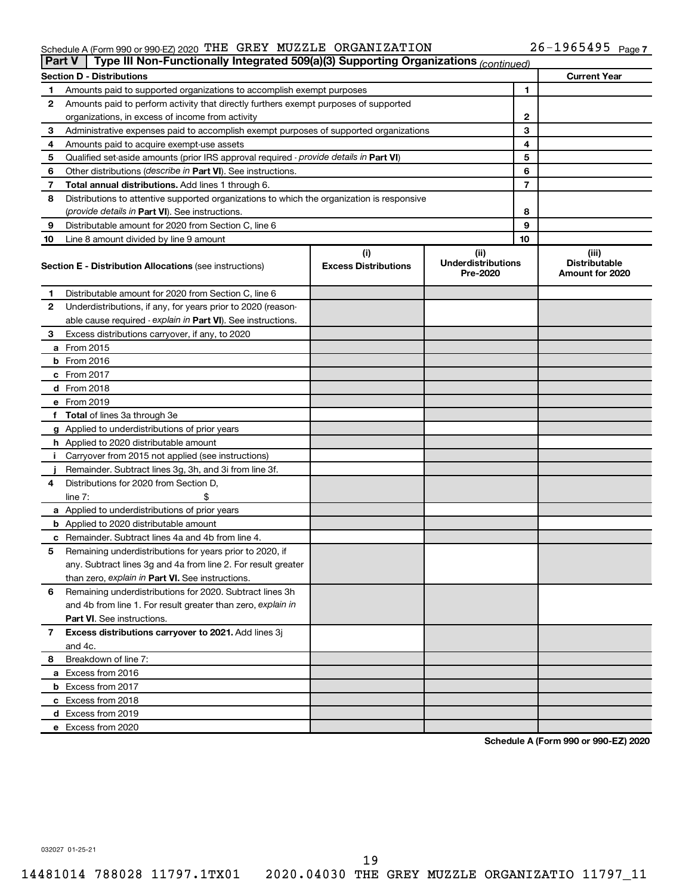Schedule A (Form 990 or 990-EZ) 2020 THE GREY MUZZLE ORGANIZATION 26-1965495 Page 7

**Part V | Type III Non-Functionally Integrated 509(a)(3) Supporting Organizations** *(continued)*

| **Section D - Distributions** | | | **Current Year** |
|---|---|---|---|
| 1 | Amounts paid to supported organizations to accomplish exempt purposes | 1 | |
| 2 | Amounts paid to perform activity that directly furthers exempt purposes of supported organizations, in excess of income from activity | 2 | |
| 3 | Administrative expenses paid to accomplish exempt purposes of supported organizations | 3 | |
| 4 | Amounts paid to acquire exempt-use assets | 4 | |
| 5 | Qualified set-aside amounts (prior IRS approval required - *provide details in* **Part VI**) | 5 | |
| 6 | Other distributions (*describe in* **Part VI**). See instructions. | 6 | |
| 7 | **Total annual distributions.** Add lines 1 through 6. | 7 | |
| 8 | Distributions to attentive supported organizations to which the organization is responsive (*provide details in* **Part VI**). See instructions. | 8 | |
| 9 | Distributable amount for 2020 from Section C, line 6 | 9 | |
| 10 | Line 8 amount divided by line 9 amount | 10 | |

| **Section E - Distribution Allocations** (see instructions) | (i) **Excess Distributions** | (ii) **Underdistributions Pre-2020** | (iii) **Distributable Amount for 2020** |
|---|---|---|---|
| **1** Distributable amount for 2020 from Section C, line 6 | | | |
| **2** Underdistributions, if any, for years prior to 2020 (reasonable cause required - *explain in* **Part VI**). See instructions. | | | |
| **3** Excess distributions carryover, if any, to 2020 | | | |
| **a** From 2015 | | | |
| **b** From 2016 | | | |
| **c** From 2017 | | | |
| **d** From 2018 | | | |
| **e** From 2019 | | | |
| **f** **Total** of lines 3a through 3e | | | |
| **g** Applied to underdistributions of prior years | | | |
| **h** Applied to 2020 distributable amount | | | |
| **i** Carryover from 2015 not applied (see instructions) | | | |
| **j** Remainder. Subtract lines 3g, 3h, and 3i from line 3f. | | | |
| **4** Distributions for 2020 from Section D, line 7: $ | | | |
| **a** Applied to underdistributions of prior years | | | |
| **b** Applied to 2020 distributable amount | | | |
| **c** Remainder. Subtract lines 4a and 4b from line 4. | | | |
| **5** Remaining underdistributions for years prior to 2020, if any. Subtract lines 3g and 4a from line 2. For result greater than zero, *explain in* **Part VI.** See instructions. | | | |
| **6** Remaining underdistributions for 2020. Subtract lines 3h and 4b from line 1. For result greater than zero, *explain in* **Part VI**. See instructions. | | | |
| **7** **Excess distributions carryover to 2021.** Add lines 3j and 4c. | | | |
| **8** Breakdown of line 7: | | | |
| **a** Excess from 2016 | | | |
| **b** Excess from 2017 | | | |
| **c** Excess from 2018 | | | |
| **d** Excess from 2019 | | | |
| **e** Excess from 2020 | | | |

**Schedule A (Form 990 or 990-EZ) 2020**

032027 01-25-21

14481014 788028 11797.1TX01 2020.04030 THE GREY MUZZLE ORGANIZATIO 11797_11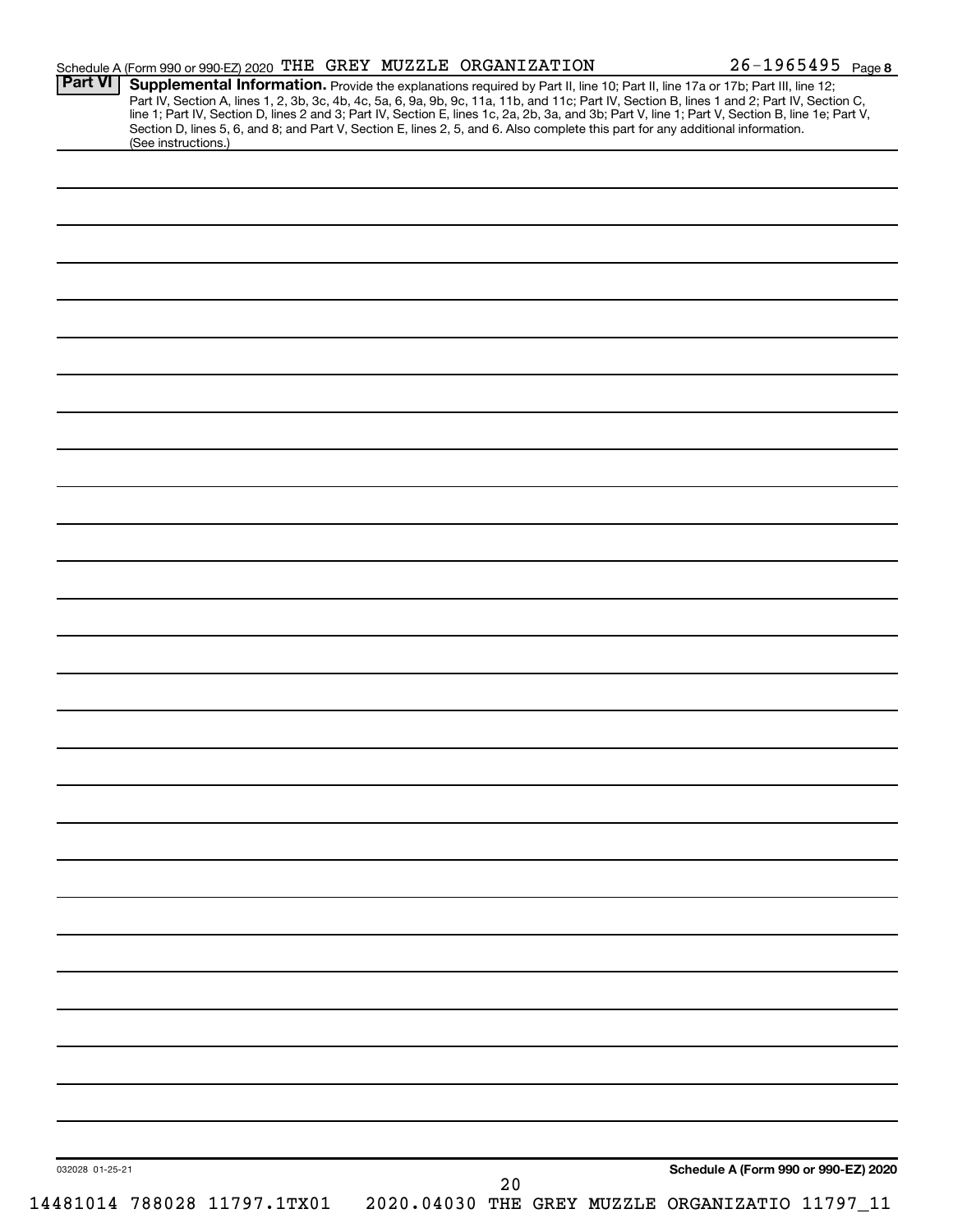Schedule A (Form 990 or 990-EZ) 2020 THE GREY MUZZLE ORGANIZATION 26-1965495 Page 8

**Part VI** **Supplemental Information.** Provide the explanations required by Part II, line 10; Part II, line 17a or 17b; Part III, line 12; Part IV, Section A, lines 1, 2, 3b, 3c, 4b, 4c, 5a, 6, 9a, 9b, 9c, 11a, 11b, and 11c; Part IV, Section B, lines 1 and 2; Part IV, Section C, line 1; Part IV, Section D, lines 2 and 3; Part IV, Section E, lines 1c, 2a, 2b, 3a, and 3b; Part V, line 1; Part V, Section B, line 1e; Part V, Section D, lines 5, 6, and 8; and Part V, Section E, lines 2, 5, and 6. Also complete this part for any additional information. (See instructions.)

032028 01-25-21

**Schedule A (Form 990 or 990-EZ) 2020**

14481014 788028 11797.1TX01 2020.04030 THE GREY MUZZLE ORGANIZATIO 11797_11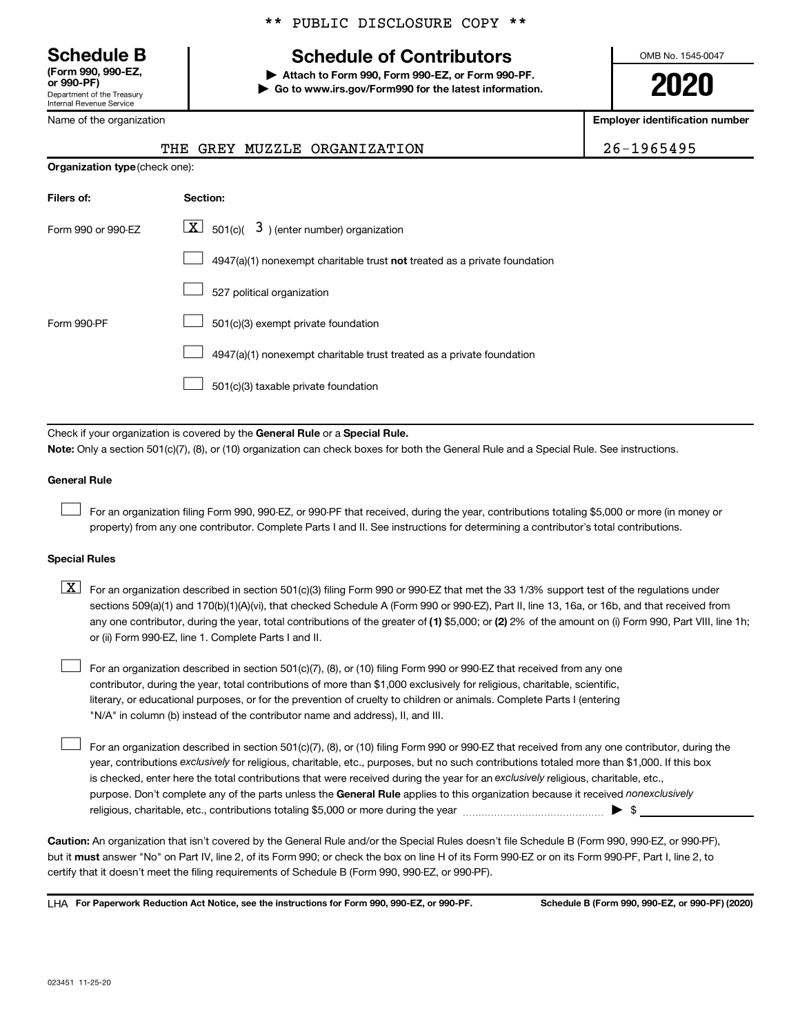** PUBLIC DISCLOSURE COPY **

# Schedule B

**(Form 990, 990-EZ, or 990-PF)**
Department of the Treasury
Internal Revenue Service

## Schedule of Contributors

▶ **Attach to Form 990, Form 990-EZ, or Form 990-PF.**
▶ **Go to www.irs.gov/Form990 for the latest information.**

OMB No. 1545-0047

**2020**

| Name of the organization | Employer identification number |
|---|---|
| THE GREY MUZZLE ORGANIZATION | 26-1965495 |

**Organization type** (check one):

| Filers of: | Section: |
|---|---|
| Form 990 or 990-EZ | [X] 501(c)( 3 ) (enter number) organization |
| | [ ] 4947(a)(1) nonexempt charitable trust **not** treated as a private foundation |
| | [ ] 527 political organization |
| Form 990-PF | [ ] 501(c)(3) exempt private foundation |
| | [ ] 4947(a)(1) nonexempt charitable trust treated as a private foundation |
| | [ ] 501(c)(3) taxable private foundation |

Check if your organization is covered by the **General Rule** or a **Special Rule.**

**Note:** Only a section 501(c)(7), (8), or (10) organization can check boxes for both the General Rule and a Special Rule. See instructions.

### General Rule

[ ] For an organization filing Form 990, 990-EZ, or 990-PF that received, during the year, contributions totaling $5,000 or more (in money or property) from any one contributor. Complete Parts I and II. See instructions for determining a contributor's total contributions.

### Special Rules

[X] For an organization described in section 501(c)(3) filing Form 990 or 990-EZ that met the 33 1/3% support test of the regulations under sections 509(a)(1) and 170(b)(1)(A)(vi), that checked Schedule A (Form 990 or 990-EZ), Part II, line 13, 16a, or 16b, and that received from any one contributor, during the year, total contributions of the greater of **(1)** $5,000; or **(2)** 2% of the amount on (i) Form 990, Part VIII, line 1h; or (ii) Form 990-EZ, line 1. Complete Parts I and II.

[ ] For an organization described in section 501(c)(7), (8), or (10) filing Form 990 or 990-EZ that received from any one contributor, during the year, total contributions of more than $1,000 exclusively for religious, charitable, scientific, literary, or educational purposes, or for the prevention of cruelty to children or animals. Complete Parts I (entering "N/A" in column (b) instead of the contributor name and address), II, and III.

[ ] For an organization described in section 501(c)(7), (8), or (10) filing Form 990 or 990-EZ that received from any one contributor, during the year, contributions *exclusively* for religious, charitable, etc., purposes, but no such contributions totaled more than $1,000. If this box is checked, enter here the total contributions that were received during the year for an *exclusively* religious, charitable, etc., purpose. Don't complete any of the parts unless the **General Rule** applies to this organization because it received *nonexclusively* religious, charitable, etc., contributions totaling $5,000 or more during the year ▶ $

**Caution:** An organization that isn't covered by the General Rule and/or the Special Rules doesn't file Schedule B (Form 990, 990-EZ, or 990-PF), but it **must** answer "No" on Part IV, line 2, of its Form 990; or check the box on line H of its Form 990-EZ or on its Form 990-PF, Part I, line 2, to certify that it doesn't meet the filing requirements of Schedule B (Form 990, 990-EZ, or 990-PF).

LHA **For Paperwork Reduction Act Notice, see the instructions for Form 990, 990-EZ, or 990-PF.** **Schedule B (Form 990, 990-EZ, or 990-PF) (2020)**

023451 11-25-20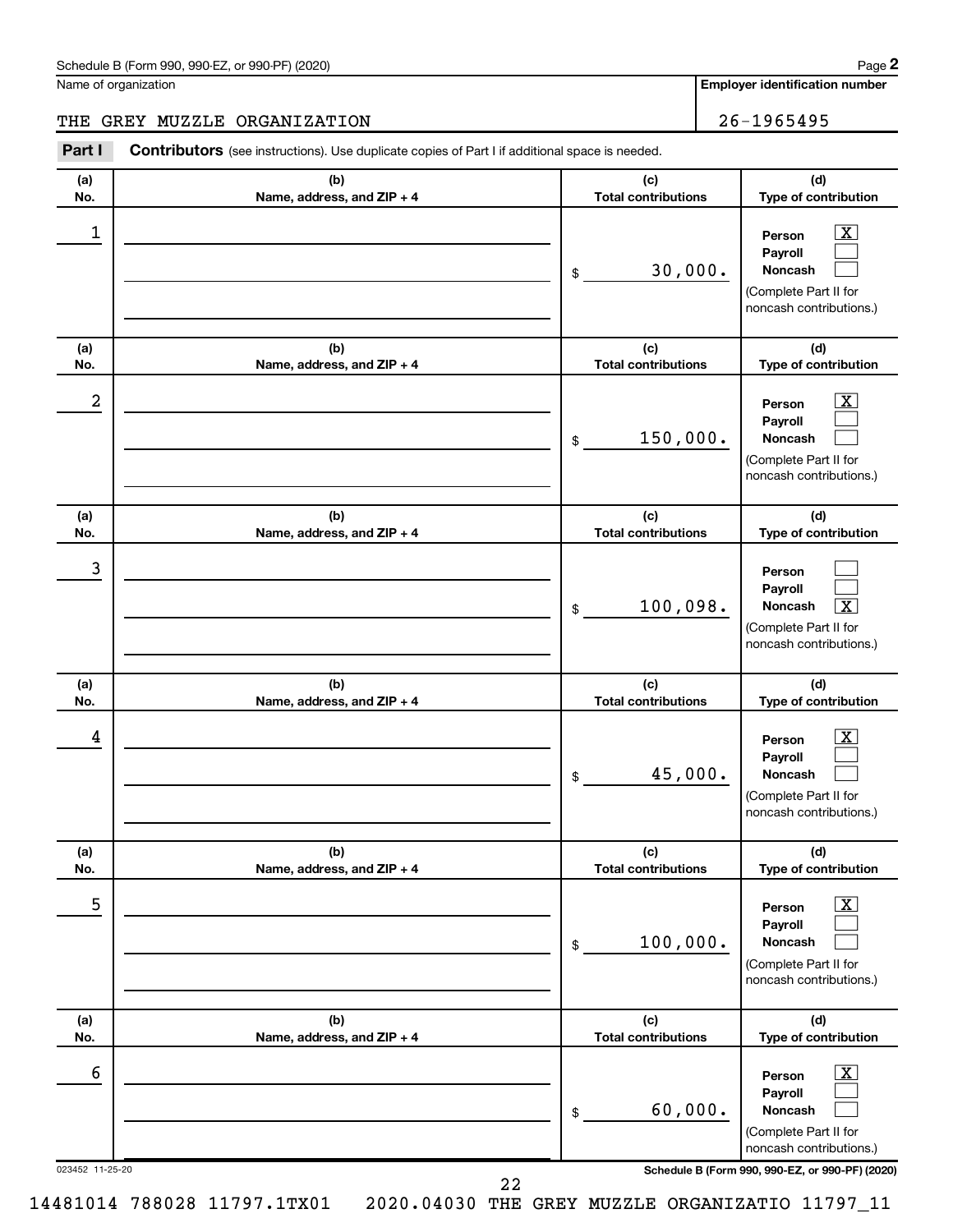Schedule B (Form 990, 990-EZ, or 990-PF) (2020)

Name of organization: THE GREY MUZZLE ORGANIZATION

**Employer identification number**: 26-1965495

**Part I** **Contributors** (see instructions). Use duplicate copies of Part I if additional space is needed.

| (a) No. | (b) Name, address, and ZIP + 4 | (c) Total contributions | (d) Type of contribution |
|---|---|---|---|
| 1 | | $ 30,000. | Person [X] Payroll [ ] Noncash [ ] (Complete Part II for noncash contributions.) |
| 2 | | $ 150,000. | Person [X] Payroll [ ] Noncash [ ] (Complete Part II for noncash contributions.) |
| 3 | | $ 100,098. | Person [ ] Payroll [ ] Noncash [X] (Complete Part II for noncash contributions.) |
| 4 | | $ 45,000. | Person [X] Payroll [ ] Noncash [ ] (Complete Part II for noncash contributions.) |
| 5 | | $ 100,000. | Person [X] Payroll [ ] Noncash [ ] (Complete Part II for noncash contributions.) |
| 6 | | $ 60,000. | Person [X] Payroll [ ] Noncash [ ] (Complete Part II for noncash contributions.) |

023452 11-25-20

Schedule B (Form 990, 990-EZ, or 990-PF) (2020)

14481014 788028 11797.1TX01 2020.04030 THE GREY MUZZLE ORGANIZATIO 11797_11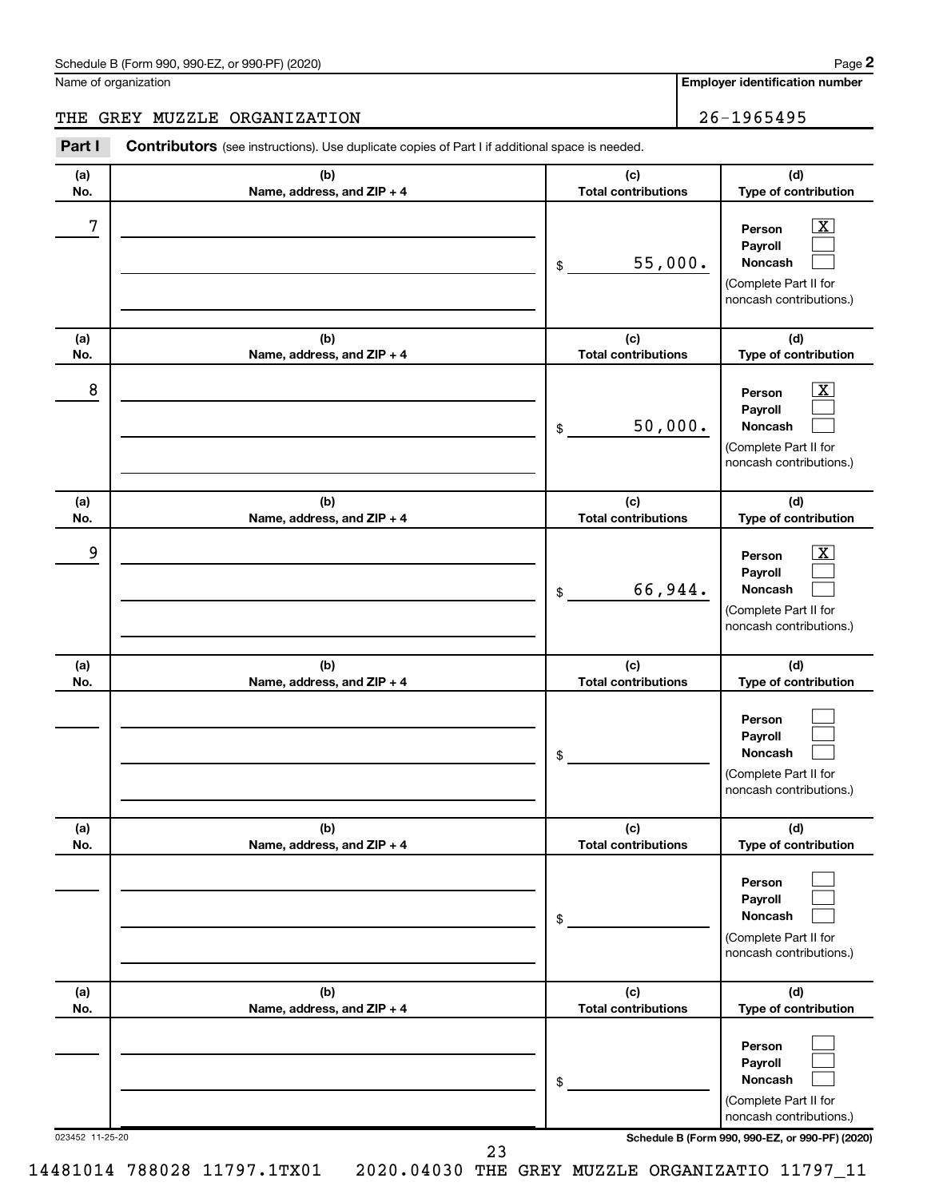Schedule B (Form 990, 990-EZ, or 990-PF) (2020)

Name of organization: THE GREY MUZZLE ORGANIZATION

Employer identification number: 26-1965495

**Part I** **Contributors** (see instructions). Use duplicate copies of Part I if additional space is needed.

| (a) No. | (b) Name, address, and ZIP + 4 | (c) Total contributions | (d) Type of contribution |
|---|---|---|---|
| 7 | | $ 55,000. | Person [X] Payroll [ ] Noncash [ ] (Complete Part II for noncash contributions.) |
| 8 | | $ 50,000. | Person [X] Payroll [ ] Noncash [ ] (Complete Part II for noncash contributions.) |
| 9 | | $ 66,944. | Person [X] Payroll [ ] Noncash [ ] (Complete Part II for noncash contributions.) |
| | | $ | Person [ ] Payroll [ ] Noncash [ ] (Complete Part II for noncash contributions.) |
| | | $ | Person [ ] Payroll [ ] Noncash [ ] (Complete Part II for noncash contributions.) |
| | | $ | Person [ ] Payroll [ ] Noncash [ ] (Complete Part II for noncash contributions.) |

023452 11-25-20

Schedule B (Form 990, 990-EZ, or 990-PF) (2020)

14481014 788028 11797.1TX01 2020.04030 THE GREY MUZZLE ORGANIZATIO 11797_11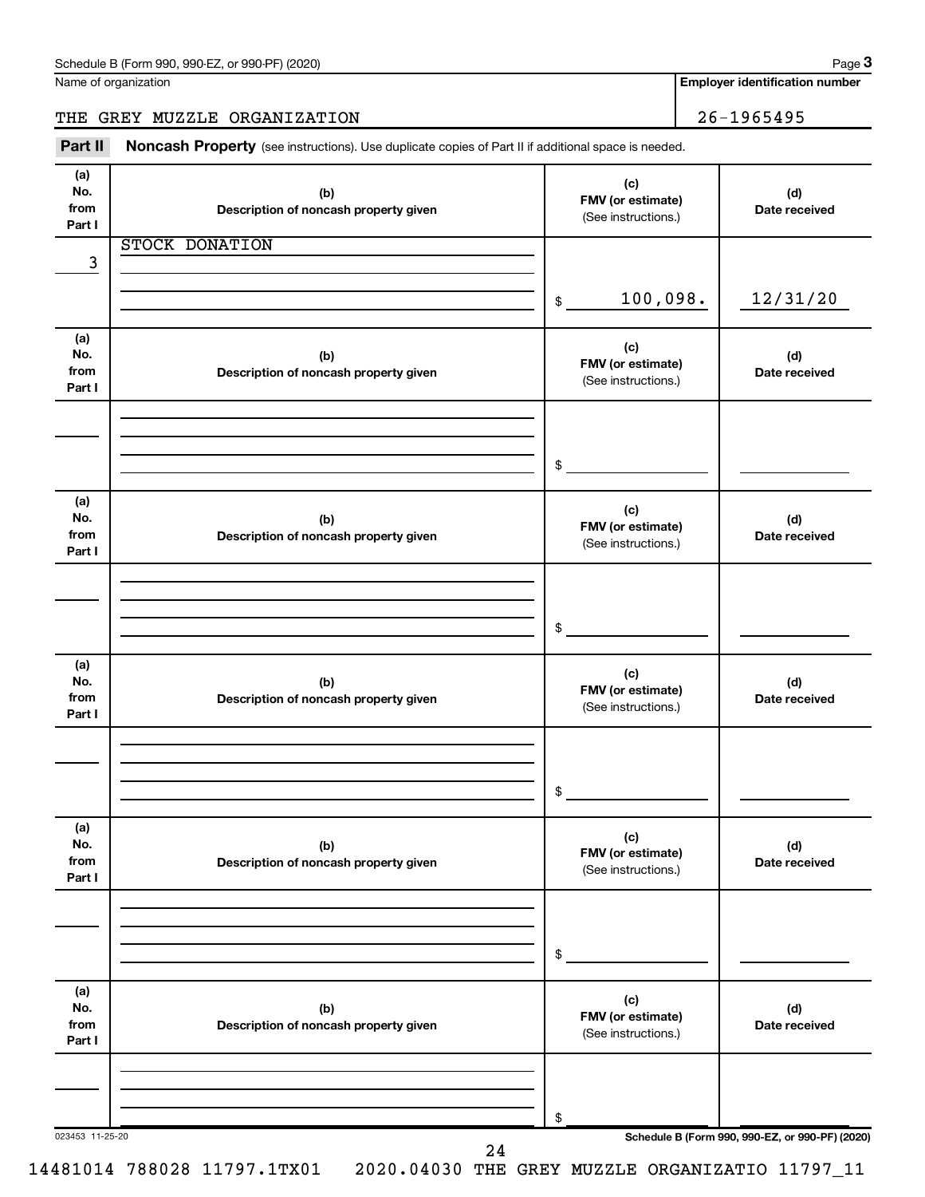Schedule B (Form 990, 990-EZ, or 990-PF) (2020) Page **3**

Name of organization: THE GREY MUZZLE ORGANIZATION

**Employer identification number:** 26-1965495

**Part II** **Noncash Property** (see instructions). Use duplicate copies of Part II if additional space is needed.

| (a) No. from Part I | (b) Description of noncash property given | (c) FMV (or estimate) (See instructions.) | (d) Date received |
|---|---|---|---|
| 3 | STOCK DONATION | $ 100,098. | 12/31/20 |
| | | $ | |
| | | $ | |
| | | $ | |
| | | $ | |
| | | $ | |

023453 11-25-20

Schedule B (Form 990, 990-EZ, or 990-PF) (2020)

14481014 788028 11797.1TX01 2020.04030 THE GREY MUZZLE ORGANIZATIO 11797_11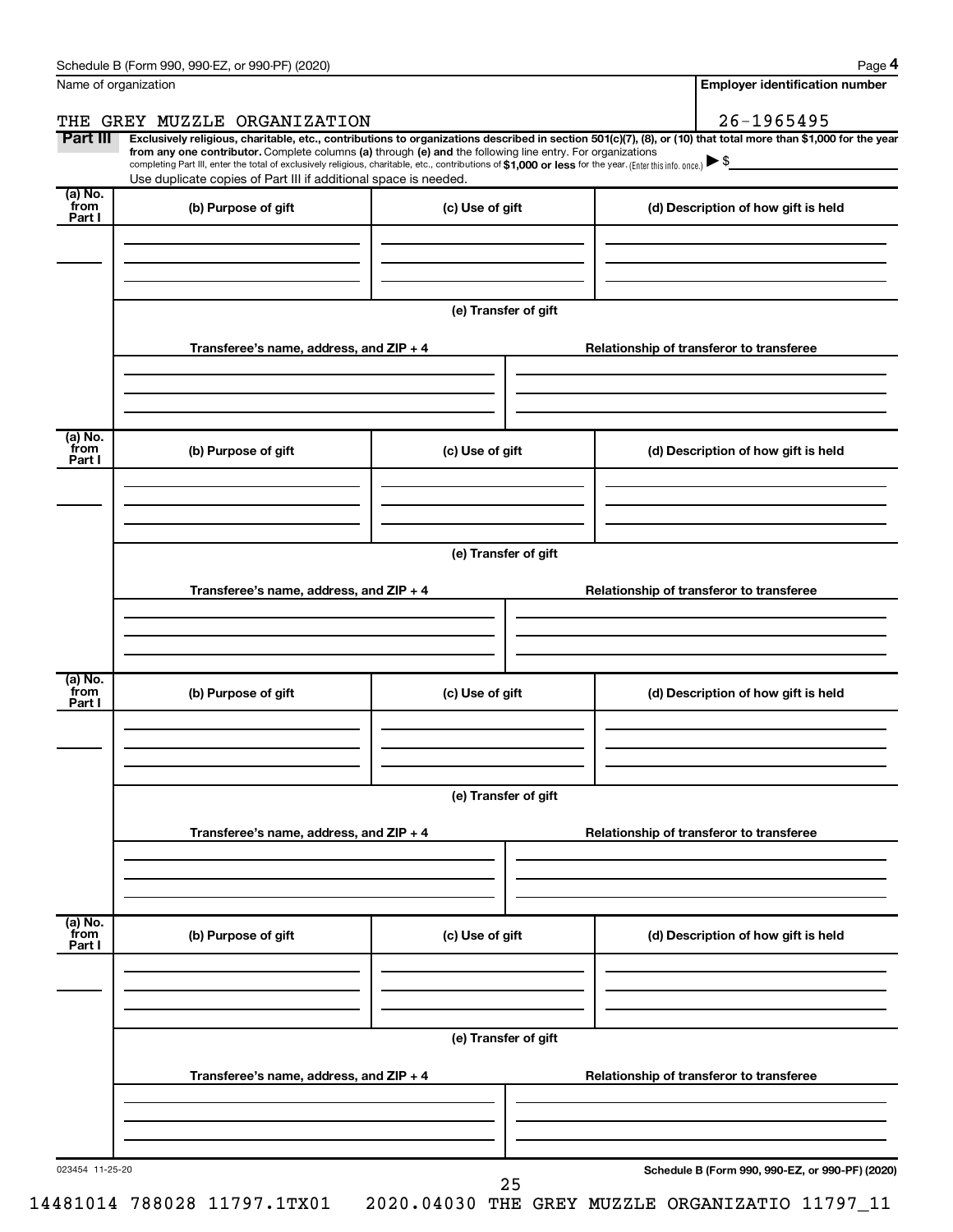Schedule B (Form 990, 990-EZ, or 990-PF) (2020)

Name of organization: THE GREY MUZZLE ORGANIZATION

Employer identification number: 26-1965495

**Part III** **Exclusively religious, charitable, etc., contributions to organizations described in section 501(c)(7), (8), or (10) that total more than $1,000 for the year from any one contributor.** Complete columns **(a)** through **(e)** and the following line entry. For organizations completing Part III, enter the total of exclusively religious, charitable, etc., contributions of **$1,000 or less** for the year. (Enter this info. once.) ▶ $

Use duplicate copies of Part III if additional space is needed.

| (a) No. from Part I | (b) Purpose of gift | (c) Use of gift | (d) Description of how gift is held |
|---|---|---|---|
| | | | |

(e) Transfer of gift

| Transferee's name, address, and ZIP + 4 | Relationship of transferor to transferee |
|---|---|
| | |

| (a) No. from Part I | (b) Purpose of gift | (c) Use of gift | (d) Description of how gift is held |
|---|---|---|---|
| | | | |

(e) Transfer of gift

| Transferee's name, address, and ZIP + 4 | Relationship of transferor to transferee |
|---|---|
| | |

| (a) No. from Part I | (b) Purpose of gift | (c) Use of gift | (d) Description of how gift is held |
|---|---|---|---|
| | | | |

(e) Transfer of gift

| Transferee's name, address, and ZIP + 4 | Relationship of transferor to transferee |
|---|---|
| | |

| (a) No. from Part I | (b) Purpose of gift | (c) Use of gift | (d) Description of how gift is held |
|---|---|---|---|
| | | | |

(e) Transfer of gift

| Transferee's name, address, and ZIP + 4 | Relationship of transferor to transferee |
|---|---|
| | |

023454 11-25-20

**Schedule B (Form 990, 990-EZ, or 990-PF) (2020)**

14481014 788028 11797.1TX01 2020.04030 THE GREY MUZZLE ORGANIZATIO 11797_11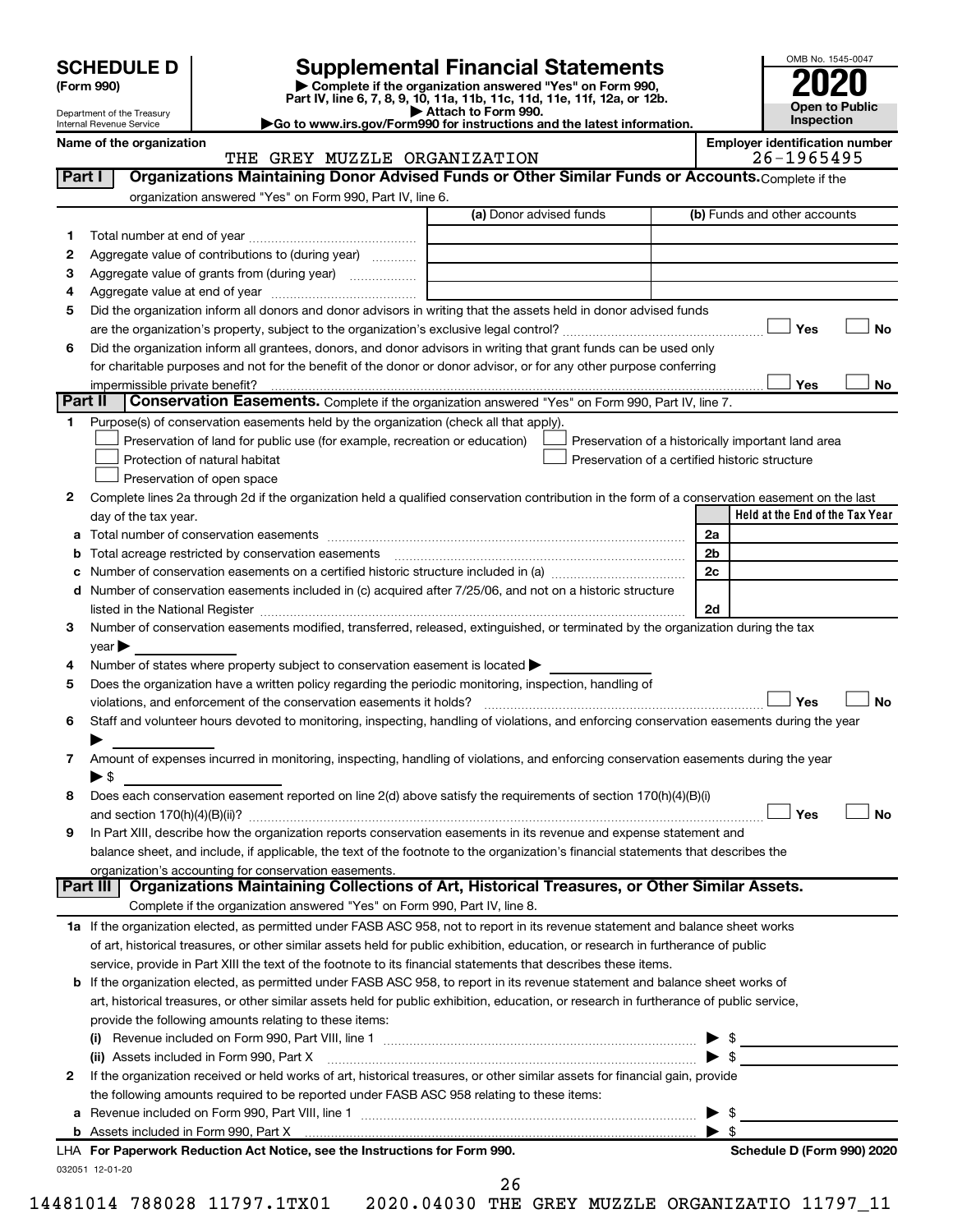**SCHEDULE D**
**(Form 990)**

Department of the Treasury
Internal Revenue Service

# Supplemental Financial Statements

▶ Complete if the organization answered "Yes" on Form 990, Part IV, line 6, 7, 8, 9, 10, 11a, 11b, 11c, 11d, 11e, 11f, 12a, or 12b.
▶ Attach to Form 990.
▶Go to www.irs.gov/Form990 for instructions and the latest information.

OMB No. 1545-0047
**2020**
**Open to Public Inspection**

**Name of the organization**
THE GREY MUZZLE ORGANIZATION

**Employer identification number**
26-1965495

## Part I — Organizations Maintaining Donor Advised Funds or Other Similar Funds or Accounts.

Complete if the organization answered "Yes" on Form 990, Part IV, line 6.

| | | (a) Donor advised funds | (b) Funds and other accounts |
|---|---|---|---|
| 1 | Total number at end of year | | |
| 2 | Aggregate value of contributions to (during year) | | |
| 3 | Aggregate value of grants from (during year) | | |
| 4 | Aggregate value at end of year | | |

5 Did the organization inform all donors and donor advisors in writing that the assets held in donor advised funds are the organization's property, subject to the organization's exclusive legal control? ☐ Yes ☐ No

6 Did the organization inform all grantees, donors, and donor advisors in writing that grant funds can be used only for charitable purposes and not for the benefit of the donor or donor advisor, or for any other purpose conferring impermissible private benefit? ☐ Yes ☐ No

## Part II — Conservation Easements.

Complete if the organization answered "Yes" on Form 990, Part IV, line 7.

1 Purpose(s) of conservation easements held by the organization (check all that apply).

- ☐ Preservation of land for public use (for example, recreation or education)
- ☐ Protection of natural habitat
- ☐ Preservation of open space
- ☐ Preservation of a historically important land area
- ☐ Preservation of a certified historic structure

2 Complete lines 2a through 2d if the organization held a qualified conservation contribution in the form of a conservation easement on the last day of the tax year.

| | | | Held at the End of the Tax Year |
|---|---|---|---|
| a | Total number of conservation easements | 2a | |
| b | Total acreage restricted by conservation easements | 2b | |
| c | Number of conservation easements on a certified historic structure included in (a) | 2c | |
| d | Number of conservation easements included in (c) acquired after 7/25/06, and not on a historic structure listed in the National Register | 2d | |

3 Number of conservation easements modified, transferred, released, extinguished, or terminated by the organization during the tax year ▶

4 Number of states where property subject to conservation easement is located ▶

5 Does the organization have a written policy regarding the periodic monitoring, inspection, handling of violations, and enforcement of the conservation easements it holds? ☐ Yes ☐ No

6 Staff and volunteer hours devoted to monitoring, inspecting, handling of violations, and enforcing conservation easements during the year ▶

7 Amount of expenses incurred in monitoring, inspecting, handling of violations, and enforcing conservation easements during the year ▶ $

8 Does each conservation easement reported on line 2(d) above satisfy the requirements of section 170(h)(4)(B)(i) and section 170(h)(4)(B)(ii)? ☐ Yes ☐ No

9 In Part XIII, describe how the organization reports conservation easements in its revenue and expense statement and balance sheet, and include, if applicable, the text of the footnote to the organization's financial statements that describes the organization's accounting for conservation easements.

## Part III — Organizations Maintaining Collections of Art, Historical Treasures, or Other Similar Assets.

Complete if the organization answered "Yes" on Form 990, Part IV, line 8.

1a If the organization elected, as permitted under FASB ASC 958, not to report in its revenue statement and balance sheet works of art, historical treasures, or other similar assets held for public exhibition, education, or research in furtherance of public service, provide in Part XIII the text of the footnote to its financial statements that describes these items.

b If the organization elected, as permitted under FASB ASC 958, to report in its revenue statement and balance sheet works of art, historical treasures, or other similar assets held for public exhibition, education, or research in furtherance of public service, provide the following amounts relating to these items:

(i) Revenue included on Form 990, Part VIII, line 1 ▶ $

(ii) Assets included in Form 990, Part X ▶ $

2 If the organization received or held works of art, historical treasures, or other similar assets for financial gain, provide the following amounts required to be reported under FASB ASC 958 relating to these items:

a Revenue included on Form 990, Part VIII, line 1 ▶ $

b Assets included in Form 990, Part X ▶ $

LHA **For Paperwork Reduction Act Notice, see the Instructions for Form 990.** **Schedule D (Form 990) 2020**

032051 12-01-20

14481014 788028 11797.1TX01 2020.04030 THE GREY MUZZLE ORGANIZATIO 11797_11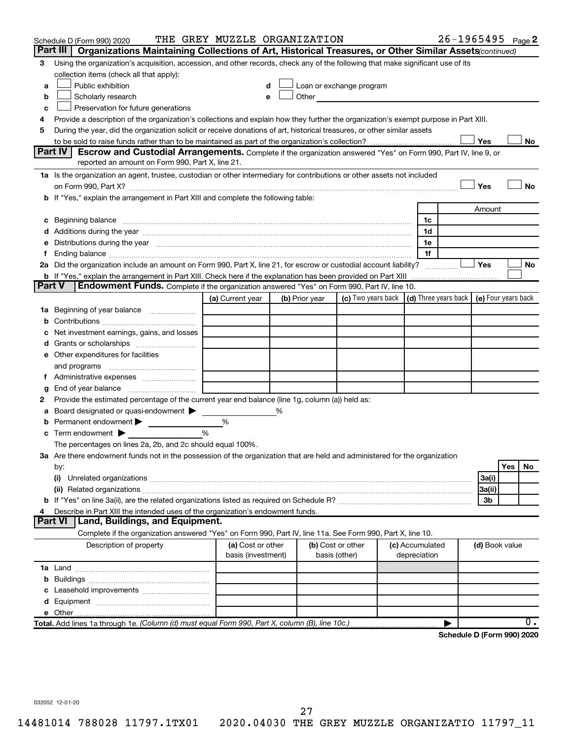Schedule D (Form 990) 2020 THE GREY MUZZLE ORGANIZATION 26-1965495 Page 2

## Part III Organizations Maintaining Collections of Art, Historical Treasures, or Other Similar Assets *(continued)*

3 Using the organization's acquisition, accession, and other records, check any of the following that make significant use of its collection items (check all that apply):

a ☐ Public exhibition
b ☐ Scholarly research
c ☐ Preservation for future generations
d ☐ Loan or exchange program
e ☐ Other

4 Provide a description of the organization's collections and explain how they further the organization's exempt purpose in Part XIII.

5 During the year, did the organization solicit or receive donations of art, historical treasures, or other similar assets to be sold to raise funds rather than to be maintained as part of the organization's collection? ☐ Yes ☐ No

## Part IV Escrow and Custodial Arrangements.

Complete if the organization answered "Yes" on Form 990, Part IV, line 9, or reported an amount on Form 990, Part X, line 21.

1a Is the organization an agent, trustee, custodian or other intermediary for contributions or other assets not included on Form 990, Part X? ☐ Yes ☐ No

b If "Yes," explain the arrangement in Part XIII and complete the following table:

| | | Amount |
|---|---|---|
| c Beginning balance | 1c | |
| d Additions during the year | 1d | |
| e Distributions during the year | 1e | |
| f Ending balance | 1f | |

2a Did the organization include an amount on Form 990, Part X, line 21, for escrow or custodial account liability? ☐ Yes ☐ No

b If "Yes," explain the arrangement in Part XIII. Check here if the explanation has been provided on Part XIII ☐

## Part V Endowment Funds.

Complete if the organization answered "Yes" on Form 990, Part IV, line 10.

| | (a) Current year | (b) Prior year | (c) Two years back | (d) Three years back | (e) Four years back |
|---|---|---|---|---|---|
| 1a Beginning of year balance | | | | | |
| b Contributions | | | | | |
| c Net investment earnings, gains, and losses | | | | | |
| d Grants or scholarships | | | | | |
| e Other expenditures for facilities and programs | | | | | |
| f Administrative expenses | | | | | |
| g End of year balance | | | | | |

2 Provide the estimated percentage of the current year end balance (line 1g, column (a)) held as:

a Board designated or quasi-endowment ▶ %
b Permanent endowment ▶ %
c Term endowment ▶ %

The percentages on lines 2a, 2b, and 2c should equal 100%.

3a Are there endowment funds not in the possession of the organization that are held and administered for the organization by:

| | | Yes | No |
|---|---|---|---|
| (i) Unrelated organizations | 3a(i) | | |
| (ii) Related organizations | 3a(ii) | | |
| b If "Yes" on line 3a(ii), are the related organizations listed as required on Schedule R? | 3b | | |

4 Describe in Part XIII the intended uses of the organization's endowment funds.

## Part VI Land, Buildings, and Equipment.

Complete if the organization answered "Yes" on Form 990, Part IV, line 11a. See Form 990, Part X, line 10.

| Description of property | (a) Cost or other basis (investment) | (b) Cost or other basis (other) | (c) Accumulated depreciation | (d) Book value |
|---|---|---|---|---|
| 1a Land | | | | |
| b Buildings | | | | |
| c Leasehold improvements | | | | |
| d Equipment | | | | |
| e Other | | | | |
| **Total.** Add lines 1a through 1e. *(Column (d) must equal Form 990, Part X, column (B), line 10c.)* | | | | 0. |

**Schedule D (Form 990) 2020**

032052 12-01-20

14481014 788028 11797.1TX01 2020.04030 THE GREY MUZZLE ORGANIZATIO 11797_11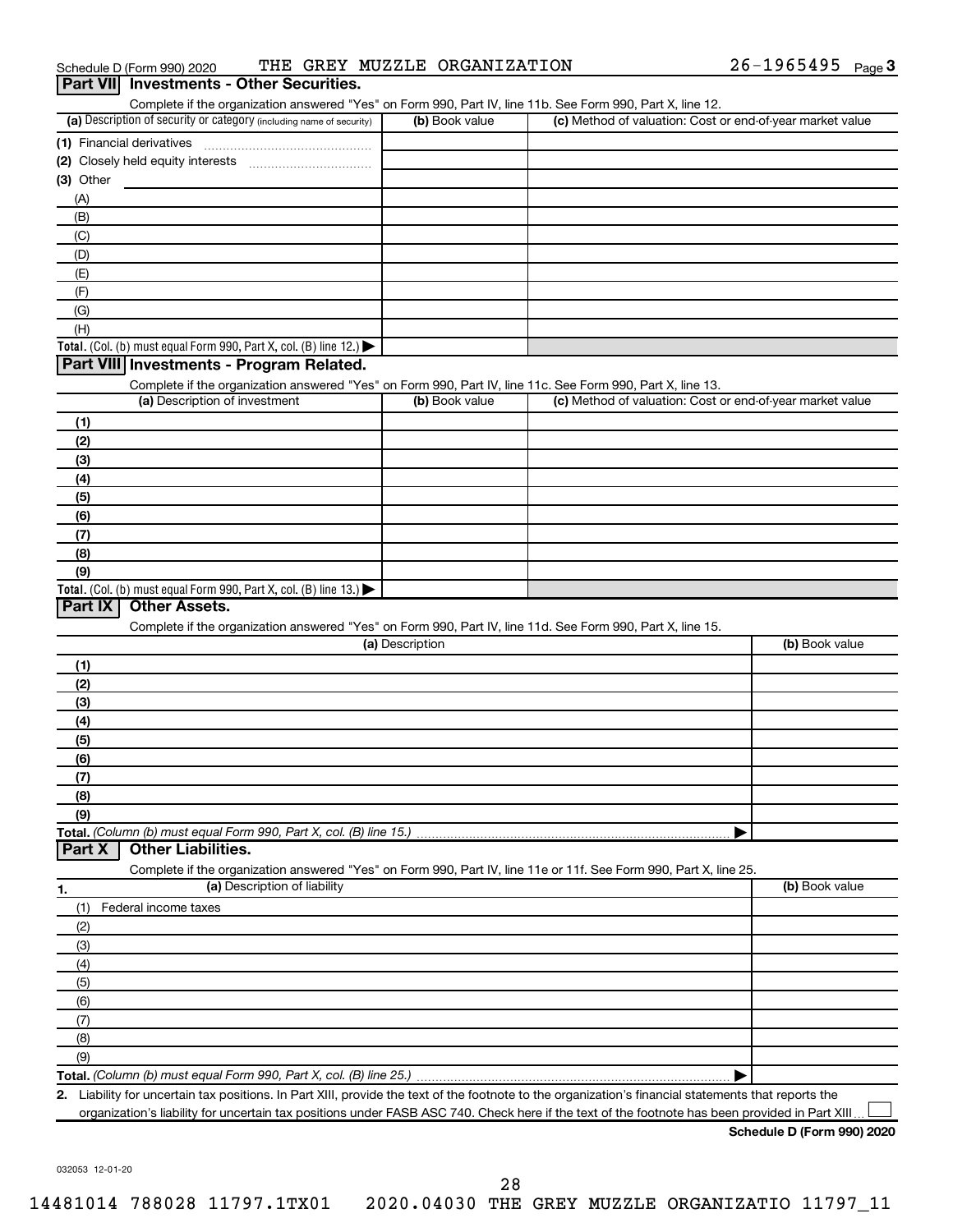Schedule D (Form 990) 2020 THE GREY MUZZLE ORGANIZATION 26-1965495 Page 3

## Part VII Investments - Other Securities.

Complete if the organization answered "Yes" on Form 990, Part IV, line 11b. See Form 990, Part X, line 12.

| (a) Description of security or category (including name of security) | (b) Book value | (c) Method of valuation: Cost or end-of-year market value |
|---|---|---|
| (1) Financial derivatives | | |
| (2) Closely held equity interests | | |
| (3) Other | | |
| (A) | | |
| (B) | | |
| (C) | | |
| (D) | | |
| (E) | | |
| (F) | | |
| (G) | | |
| (H) | | |
| **Total.** (Col. (b) must equal Form 990, Part X, col. (B) line 12.) ▶ | | |

## Part VIII Investments - Program Related.

Complete if the organization answered "Yes" on Form 990, Part IV, line 11c. See Form 990, Part X, line 13.

| (a) Description of investment | (b) Book value | (c) Method of valuation: Cost or end-of-year market value |
|---|---|---|
| (1) | | |
| (2) | | |
| (3) | | |
| (4) | | |
| (5) | | |
| (6) | | |
| (7) | | |
| (8) | | |
| (9) | | |
| **Total.** (Col. (b) must equal Form 990, Part X, col. (B) line 13.) ▶ | | |

## Part IX Other Assets.

Complete if the organization answered "Yes" on Form 990, Part IV, line 11d. See Form 990, Part X, line 15.

| (a) Description | (b) Book value |
|---|---|
| (1) | |
| (2) | |
| (3) | |
| (4) | |
| (5) | |
| (6) | |
| (7) | |
| (8) | |
| (9) | |
| **Total.** *(Column (b) must equal Form 990, Part X, col. (B) line 15.)* ▶ | |

## Part X Other Liabilities.

Complete if the organization answered "Yes" on Form 990, Part IV, line 11e or 11f. See Form 990, Part X, line 25.

| 1. (a) Description of liability | (b) Book value |
|---|---|
| (1) Federal income taxes | |
| (2) | |
| (3) | |
| (4) | |
| (5) | |
| (6) | |
| (7) | |
| (8) | |
| (9) | |
| **Total.** *(Column (b) must equal Form 990, Part X, col. (B) line 25.)* ▶ | |

2. Liability for uncertain tax positions. In Part XIII, provide the text of the footnote to the organization's financial statements that reports the organization's liability for uncertain tax positions under FASB ASC 740. Check here if the text of the footnote has been provided in Part XIII ☐

**Schedule D (Form 990) 2020**

032053 12-01-20

14481014 788028 11797.1TX01 2020.04030 THE GREY MUZZLE ORGANIZATIO 11797_11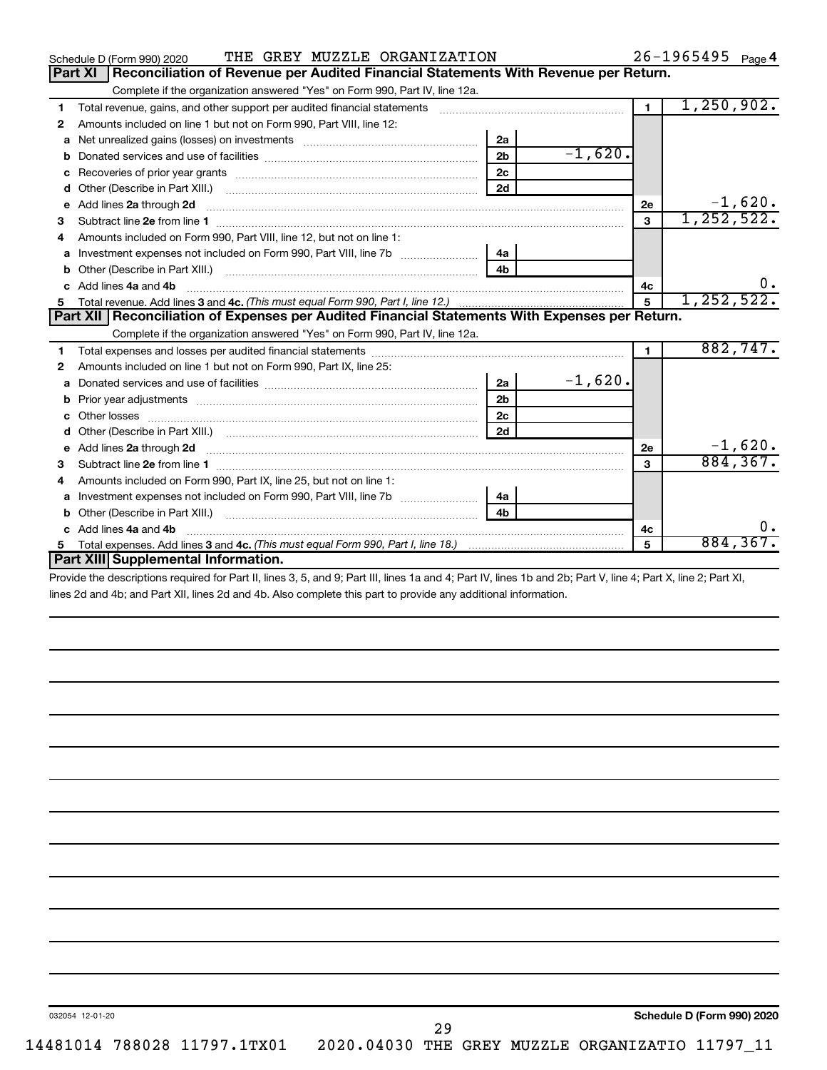Schedule D (Form 990) 2020 THE GREY MUZZLE ORGANIZATION 26-1965495 Page 4

## Part XI Reconciliation of Revenue per Audited Financial Statements With Revenue per Return.

Complete if the organization answered "Yes" on Form 990, Part IV, line 12a.

| | | | | | |
|---|---|---|---|---|---|
| 1 | Total revenue, gains, and other support per audited financial statements | | | 1 | 1,250,902. |
| 2 | Amounts included on line 1 but not on Form 990, Part VIII, line 12: | | | | |
| a | Net unrealized gains (losses) on investments | 2a | | | |
| b | Donated services and use of facilities | 2b | -1,620. | | |
| c | Recoveries of prior year grants | 2c | | | |
| d | Other (Describe in Part XIII.) | 2d | | | |
| e | Add lines 2a through 2d | | | 2e | -1,620. |
| 3 | Subtract line 2e from line 1 | | | 3 | 1,252,522. |
| 4 | Amounts included on Form 990, Part VIII, line 12, but not on line 1: | | | | |
| a | Investment expenses not included on Form 990, Part VIII, line 7b | 4a | | | |
| b | Other (Describe in Part XIII.) | 4b | | | |
| c | Add lines 4a and 4b | | | 4c | 0. |
| 5 | Total revenue. Add lines 3 and 4c. *(This must equal Form 990, Part I, line 12.)* | | | 5 | 1,252,522. |

## Part XII Reconciliation of Expenses per Audited Financial Statements With Expenses per Return.

Complete if the organization answered "Yes" on Form 990, Part IV, line 12a.

| | | | | | |
|---|---|---|---|---|---|
| 1 | Total expenses and losses per audited financial statements | | | 1 | 882,747. |
| 2 | Amounts included on line 1 but not on Form 990, Part IX, line 25: | | | | |
| a | Donated services and use of facilities | 2a | -1,620. | | |
| b | Prior year adjustments | 2b | | | |
| c | Other losses | 2c | | | |
| d | Other (Describe in Part XIII.) | 2d | | | |
| e | Add lines 2a through 2d | | | 2e | -1,620. |
| 3 | Subtract line 2e from line 1 | | | 3 | 884,367. |
| 4 | Amounts included on Form 990, Part IX, line 25, but not on line 1: | | | | |
| a | Investment expenses not included on Form 990, Part VIII, line 7b | 4a | | | |
| b | Other (Describe in Part XIII.) | 4b | | | |
| c | Add lines 4a and 4b | | | 4c | 0. |
| 5 | Total expenses. Add lines 3 and 4c. *(This must equal Form 990, Part I, line 18.)* | | | 5 | 884,367. |

## Part XIII Supplemental Information.

Provide the descriptions required for Part II, lines 3, 5, and 9; Part III, lines 1a and 4; Part IV, lines 1b and 2b; Part V, line 4; Part X, line 2; Part XI, lines 2d and 4b; and Part XII, lines 2d and 4b. Also complete this part to provide any additional information.

032054 12-01-20

**Schedule D (Form 990) 2020**

14481014 788028 11797.1TX01 2020.04030 THE GREY MUZZLE ORGANIZATIO 11797_11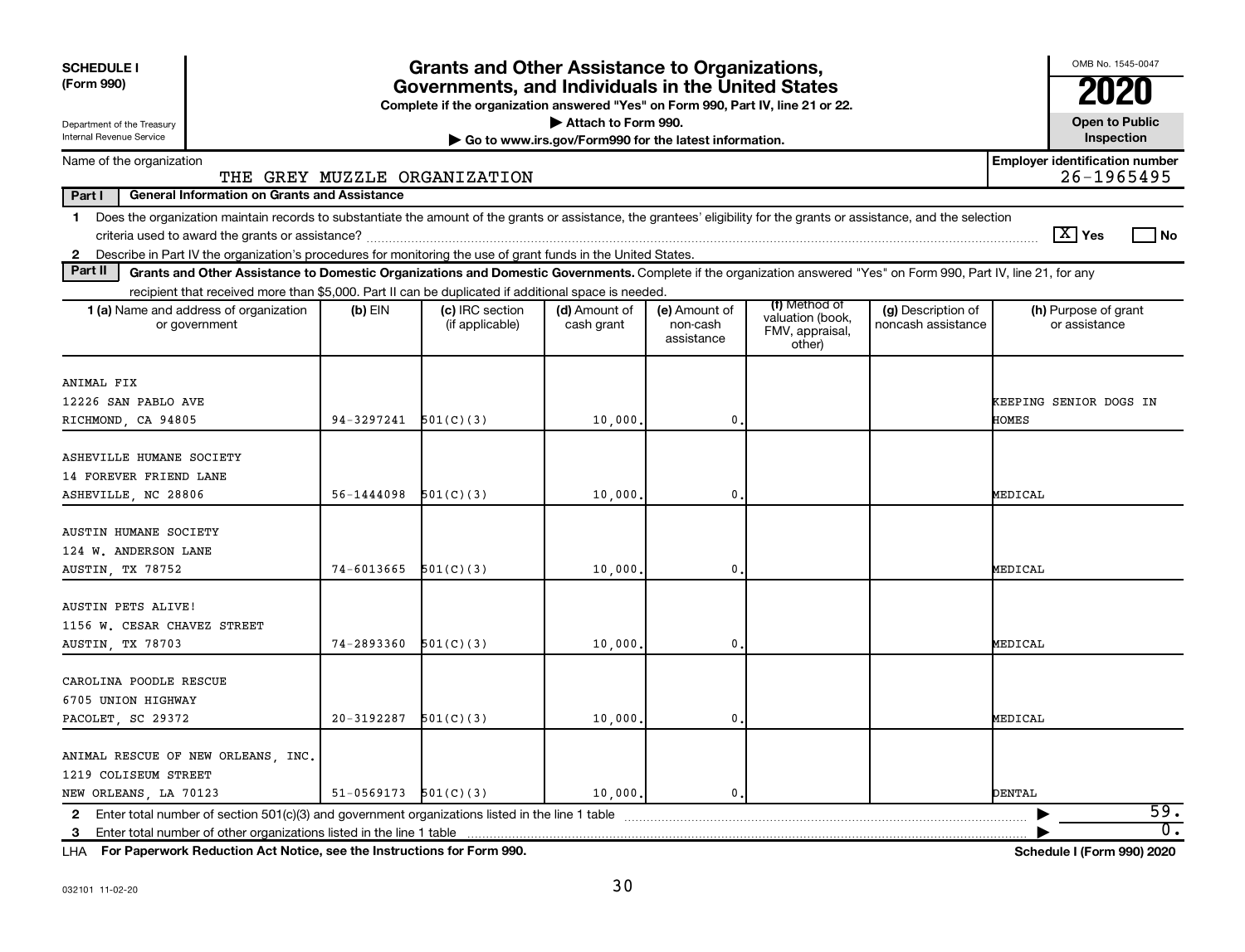**SCHEDULE I (Form 990)**

Department of the Treasury
Internal Revenue Service

# Grants and Other Assistance to Organizations, Governments, and Individuals in the United States

**Complete if the organization answered "Yes" on Form 990, Part IV, line 21 or 22.**

▶ Attach to Form 990.

▶ Go to www.irs.gov/Form990 for the latest information.

OMB No. 1545-0047

**2020**

**Open to Public Inspection**

Name of the organization: THE GREY MUZZLE ORGANIZATION

**Employer identification number** 26-1965495

**Part I — General Information on Grants and Assistance**

1 Does the organization maintain records to substantiate the amount of the grants or assistance, the grantees' eligibility for the grants or assistance, and the selection criteria used to award the grants or assistance? [X] Yes [ ] No

2 Describe in Part IV the organization's procedures for monitoring the use of grant funds in the United States.

**Part II — Grants and Other Assistance to Domestic Organizations and Domestic Governments.** Complete if the organization answered "Yes" on Form 990, Part IV, line 21, for any recipient that received more than $5,000. Part II can be duplicated if additional space is needed.

| 1 (a) Name and address of organization or government | (b) EIN | (c) IRC section (if applicable) | (d) Amount of cash grant | (e) Amount of non-cash assistance | (f) Method of valuation (book, FMV, appraisal, other) | (g) Description of noncash assistance | (h) Purpose of grant or assistance |
|---|---|---|---|---|---|---|---|
| ANIMAL FIX<br>12226 SAN PABLO AVE<br>RICHMOND, CA 94805 | 94-3297241 | 501(C)(3) | 10,000. | 0. | | | KEEPING SENIOR DOGS IN HOMES |
| ASHEVILLE HUMANE SOCIETY<br>14 FOREVER FRIEND LANE<br>ASHEVILLE, NC 28806 | 56-1444098 | 501(C)(3) | 10,000. | 0. | | | MEDICAL |
| AUSTIN HUMANE SOCIETY<br>124 W. ANDERSON LANE<br>AUSTIN, TX 78752 | 74-6013665 | 501(C)(3) | 10,000. | 0. | | | MEDICAL |
| AUSTIN PETS ALIVE!<br>1156 W. CESAR CHAVEZ STREET<br>AUSTIN, TX 78703 | 74-2893360 | 501(C)(3) | 10,000. | 0. | | | MEDICAL |
| CAROLINA POODLE RESCUE<br>6705 UNION HIGHWAY<br>PACOLET, SC 29372 | 20-3192287 | 501(C)(3) | 10,000. | 0. | | | MEDICAL |
| ANIMAL RESCUE OF NEW ORLEANS, INC.<br>1219 COLISEUM STREET<br>NEW ORLEANS, LA 70123 | 51-0569173 | 501(C)(3) | 10,000. | 0. | | | DENTAL |

2 Enter total number of section 501(c)(3) and government organizations listed in the line 1 table ▶ 59.

3 Enter total number of other organizations listed in the line 1 table ▶ 0.

LHA **For Paperwork Reduction Act Notice, see the Instructions for Form 990.** **Schedule I (Form 990) 2020**

032101 11-02-20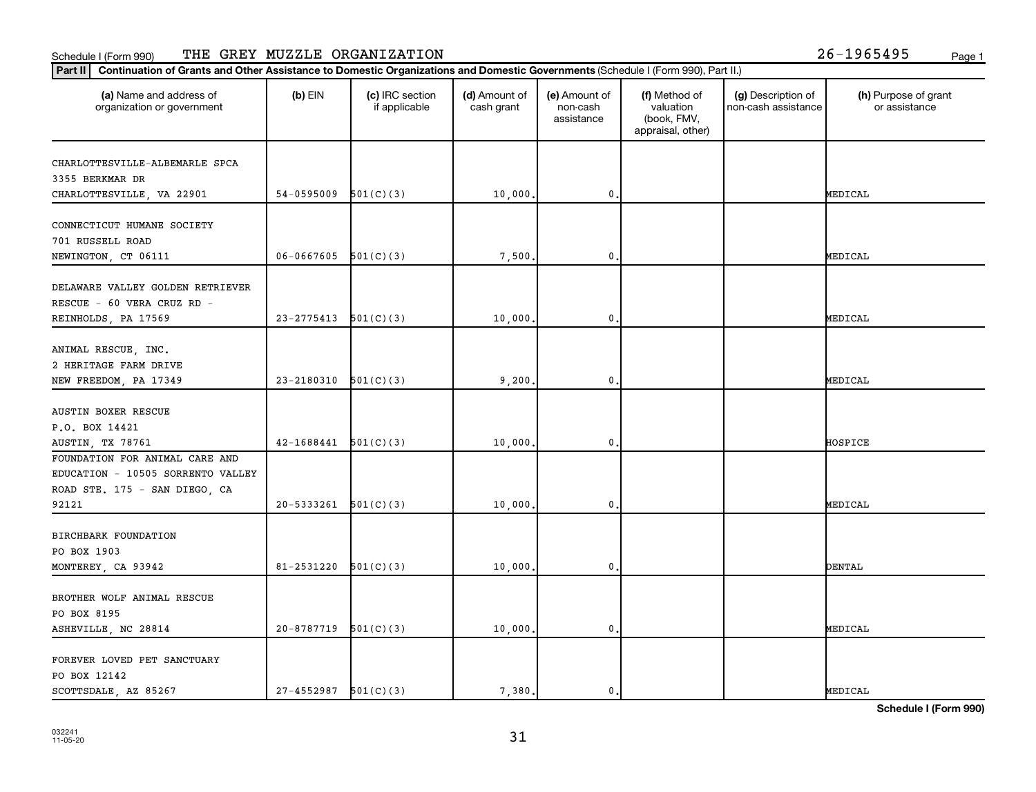Schedule I (Form 990) THE GREY MUZZLE ORGANIZATION 26-1965495

**Part II** **Continuation of Grants and Other Assistance to Domestic Organizations and Domestic Governments** (Schedule I (Form 990), Part II.)

| (a) Name and address of organization or government | (b) EIN | (c) IRC section if applicable | (d) Amount of cash grant | (e) Amount of non-cash assistance | (f) Method of valuation (book, FMV, appraisal, other) | (g) Description of non-cash assistance | (h) Purpose of grant or assistance |
|---|---|---|---|---|---|---|---|
| CHARLOTTESVILLE-ALBEMARLE SPCA 3355 BERKMAR DR CHARLOTTESVILLE, VA 22901 | 54-0595009 | 501(C)(3) | 10,000. | 0. | | | MEDICAL |
| CONNECTICUT HUMANE SOCIETY 701 RUSSELL ROAD NEWINGTON, CT 06111 | 06-0667605 | 501(C)(3) | 7,500. | 0. | | | MEDICAL |
| DELAWARE VALLEY GOLDEN RETRIEVER RESCUE - 60 VERA CRUZ RD - REINHOLDS, PA 17569 | 23-2775413 | 501(C)(3) | 10,000. | 0. | | | MEDICAL |
| ANIMAL RESCUE, INC. 2 HERITAGE FARM DRIVE NEW FREEDOM, PA 17349 | 23-2180310 | 501(C)(3) | 9,200. | 0. | | | MEDICAL |
| AUSTIN BOXER RESCUE P.O. BOX 14421 AUSTIN, TX 78761 | 42-1688441 | 501(C)(3) | 10,000. | 0. | | | HOSPICE |
| FOUNDATION FOR ANIMAL CARE AND EDUCATION - 10505 SORRENTO VALLEY ROAD STE. 175 - SAN DIEGO, CA 92121 | 20-5333261 | 501(C)(3) | 10,000. | 0. | | | MEDICAL |
| BIRCHBARK FOUNDATION PO BOX 1903 MONTEREY, CA 93942 | 81-2531220 | 501(C)(3) | 10,000. | 0. | | | DENTAL |
| BROTHER WOLF ANIMAL RESCUE PO BOX 8195 ASHEVILLE, NC 28814 | 20-8787719 | 501(C)(3) | 10,000. | 0. | | | MEDICAL |
| FOREVER LOVED PET SANCTUARY PO BOX 12142 SCOTTSDALE, AZ 85267 | 27-4552987 | 501(C)(3) | 7,380. | 0. | | | MEDICAL |

**Schedule I (Form 990)**

032241 11-05-20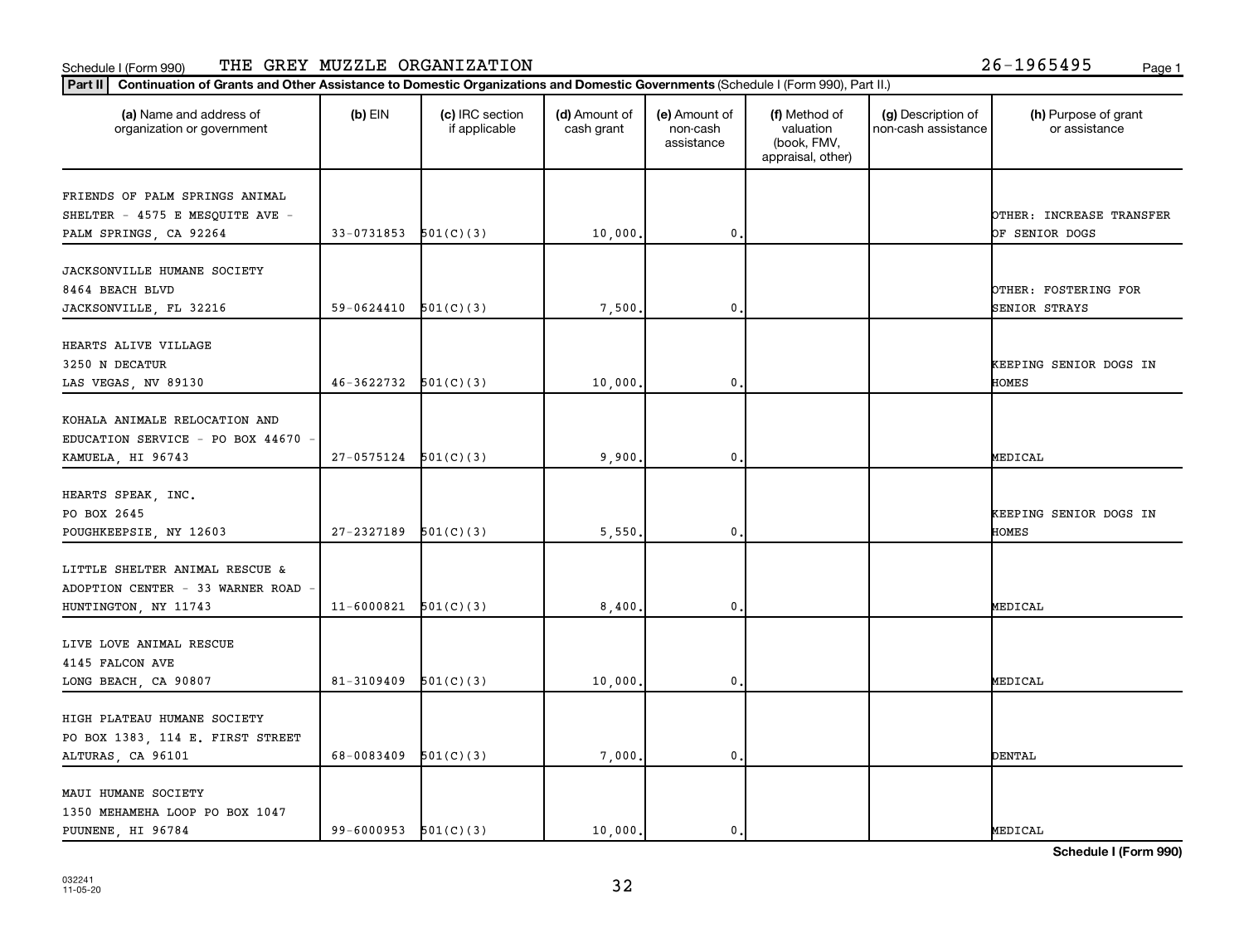Schedule I (Form 990) THE GREY MUZZLE ORGANIZATION 26-1965495

**Part II** **Continuation of Grants and Other Assistance to Domestic Organizations and Domestic Governments** (Schedule I (Form 990), Part II.)

| (a) Name and address of organization or government | (b) EIN | (c) IRC section if applicable | (d) Amount of cash grant | (e) Amount of non-cash assistance | (f) Method of valuation (book, FMV, appraisal, other) | (g) Description of non-cash assistance | (h) Purpose of grant or assistance |
|---|---|---|---|---|---|---|---|
| FRIENDS OF PALM SPRINGS ANIMAL SHELTER - 4575 E MESQUITE AVE - PALM SPRINGS, CA 92264 | 33-0731853 | 501(C)(3) | 10,000. | 0. | | | OTHER: INCREASE TRANSFER OF SENIOR DOGS |
| JACKSONVILLE HUMANE SOCIETY 8464 BEACH BLVD JACKSONVILLE, FL 32216 | 59-0624410 | 501(C)(3) | 7,500. | 0. | | | OTHER: FOSTERING FOR SENIOR STRAYS |
| HEARTS ALIVE VILLAGE 3250 N DECATUR LAS VEGAS, NV 89130 | 46-3622732 | 501(C)(3) | 10,000. | 0. | | | KEEPING SENIOR DOGS IN HOMES |
| KOHALA ANIMALE RELOCATION AND EDUCATION SERVICE - PO BOX 44670 - KAMUELA, HI 96743 | 27-0575124 | 501(C)(3) | 9,900. | 0. | | | MEDICAL |
| HEARTS SPEAK, INC. PO BOX 2645 POUGHKEEPSIE, NY 12603 | 27-2327189 | 501(C)(3) | 5,550. | 0. | | | KEEPING SENIOR DOGS IN HOMES |
| LITTLE SHELTER ANIMAL RESCUE & ADOPTION CENTER - 33 WARNER ROAD - HUNTINGTON, NY 11743 | 11-6000821 | 501(C)(3) | 8,400. | 0. | | | MEDICAL |
| LIVE LOVE ANIMAL RESCUE 4145 FALCON AVE LONG BEACH, CA 90807 | 81-3109409 | 501(C)(3) | 10,000. | 0. | | | MEDICAL |
| HIGH PLATEAU HUMANE SOCIETY PO BOX 1383, 114 E. FIRST STREET ALTURAS, CA 96101 | 68-0083409 | 501(C)(3) | 7,000. | 0. | | | DENTAL |
| MAUI HUMANE SOCIETY 1350 MEHAMEHA LOOP PO BOX 1047 PUUNENE, HI 96784 | 99-6000953 | 501(C)(3) | 10,000. | 0. | | | MEDICAL |

**Schedule I (Form 990)**

032241
11-05-20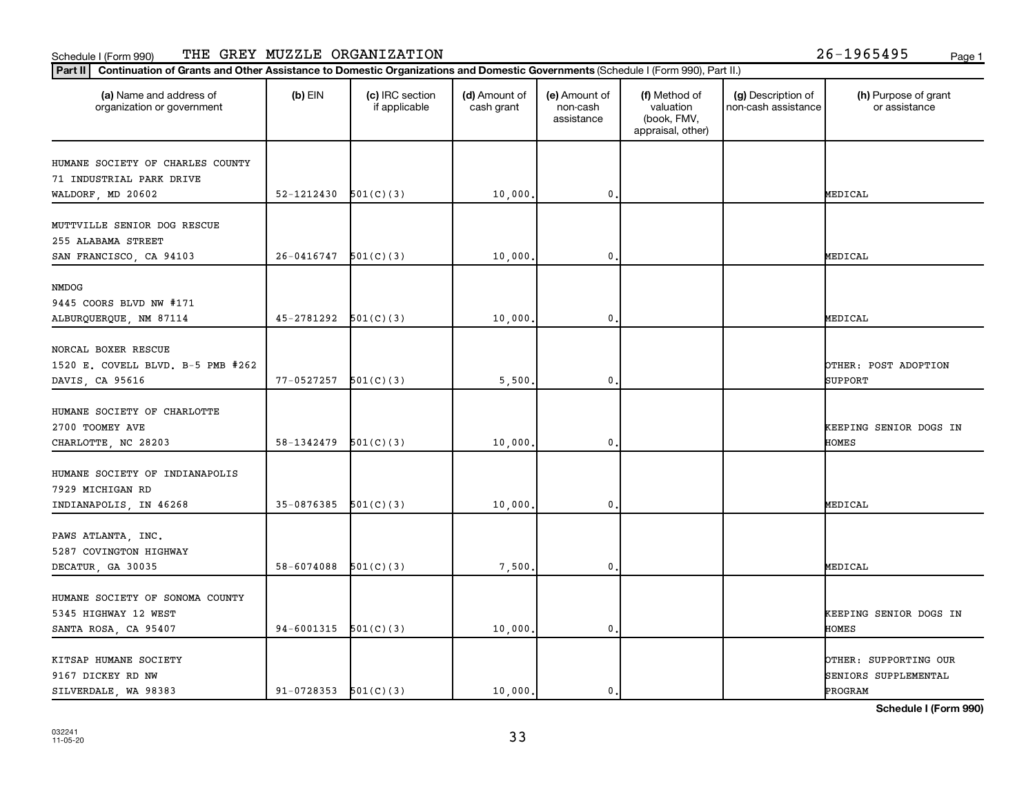Schedule I (Form 990) THE GREY MUZZLE ORGANIZATION 26-1965495

**Part II** **Continuation of Grants and Other Assistance to Domestic Organizations and Domestic Governments** (Schedule I (Form 990), Part II.)

| (a) Name and address of organization or government | (b) EIN | (c) IRC section if applicable | (d) Amount of cash grant | (e) Amount of non-cash assistance | (f) Method of valuation (book, FMV, appraisal, other) | (g) Description of non-cash assistance | (h) Purpose of grant or assistance |
|---|---|---|---|---|---|---|---|
| HUMANE SOCIETY OF CHARLES COUNTY<br>71 INDUSTRIAL PARK DRIVE<br>WALDORF, MD 20602 | 52-1212430 | 501(C)(3) | 10,000. | 0. | | | MEDICAL |
| MUTTVILLE SENIOR DOG RESCUE<br>255 ALABAMA STREET<br>SAN FRANCISCO, CA 94103 | 26-0416747 | 501(C)(3) | 10,000. | 0. | | | MEDICAL |
| NMDOG<br>9445 COORS BLVD NW #171<br>ALBURQUERQUE, NM 87114 | 45-2781292 | 501(C)(3) | 10,000. | 0. | | | MEDICAL |
| NORCAL BOXER RESCUE<br>1520 E. COVELL BLVD. B-5 PMB #262<br>DAVIS, CA 95616 | 77-0527257 | 501(C)(3) | 5,500. | 0. | | | OTHER: POST ADOPTION SUPPORT |
| HUMANE SOCIETY OF CHARLOTTE<br>2700 TOOMEY AVE<br>CHARLOTTE, NC 28203 | 58-1342479 | 501(C)(3) | 10,000. | 0. | | | KEEPING SENIOR DOGS IN HOMES |
| HUMANE SOCIETY OF INDIANAPOLIS<br>7929 MICHIGAN RD<br>INDIANAPOLIS, IN 46268 | 35-0876385 | 501(C)(3) | 10,000. | 0. | | | MEDICAL |
| PAWS ATLANTA, INC.<br>5287 COVINGTON HIGHWAY<br>DECATUR, GA 30035 | 58-6074088 | 501(C)(3) | 7,500. | 0. | | | MEDICAL |
| HUMANE SOCIETY OF SONOMA COUNTY<br>5345 HIGHWAY 12 WEST<br>SANTA ROSA, CA 95407 | 94-6001315 | 501(C)(3) | 10,000. | 0. | | | KEEPING SENIOR DOGS IN HOMES |
| KITSAP HUMANE SOCIETY<br>9167 DICKEY RD NW<br>SILVERDALE, WA 98383 | 91-0728353 | 501(C)(3) | 10,000. | 0. | | | OTHER: SUPPORTING OUR SENIORS SUPPLEMENTAL PROGRAM |

**Schedule I (Form 990)**

032241
11-05-20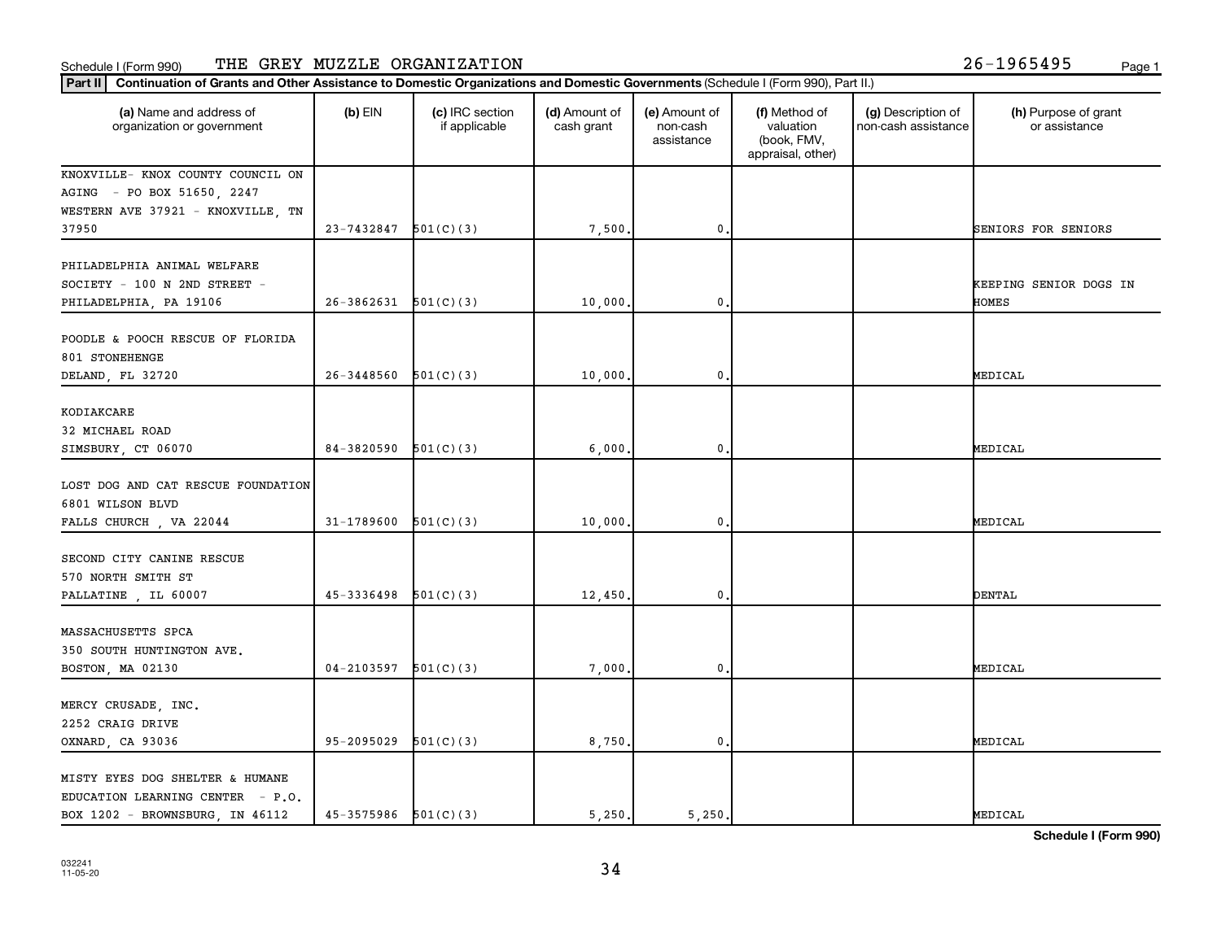Schedule I (Form 990) THE GREY MUZZLE ORGANIZATION 26-1965495

**Part II** **Continuation of Grants and Other Assistance to Domestic Organizations and Domestic Governments** (Schedule I (Form 990), Part II.)

| (a) Name and address of organization or government | (b) EIN | (c) IRC section if applicable | (d) Amount of cash grant | (e) Amount of non-cash assistance | (f) Method of valuation (book, FMV, appraisal, other) | (g) Description of non-cash assistance | (h) Purpose of grant or assistance |
|---|---|---|---|---|---|---|---|
| KNOXVILLE- KNOX COUNTY COUNCIL ON AGING - PO BOX 51650, 2247 WESTERN AVE 37921 - KNOXVILLE, TN 37950 | 23-7432847 | 501(C)(3) | 7,500. | 0. | | | SENIORS FOR SENIORS |
| PHILADELPHIA ANIMAL WELFARE SOCIETY - 100 N 2ND STREET - PHILADELPHIA, PA 19106 | 26-3862631 | 501(C)(3) | 10,000. | 0. | | | KEEPING SENIOR DOGS IN HOMES |
| POODLE & POOCH RESCUE OF FLORIDA 801 STONEHENGE DELAND, FL 32720 | 26-3448560 | 501(C)(3) | 10,000. | 0. | | | MEDICAL |
| KODIAKCARE 32 MICHAEL ROAD SIMSBURY, CT 06070 | 84-3820590 | 501(C)(3) | 6,000. | 0. | | | MEDICAL |
| LOST DOG AND CAT RESCUE FOUNDATION 6801 WILSON BLVD FALLS CHURCH , VA 22044 | 31-1789600 | 501(C)(3) | 10,000. | 0. | | | MEDICAL |
| SECOND CITY CANINE RESCUE 570 NORTH SMITH ST PALLATINE , IL 60007 | 45-3336498 | 501(C)(3) | 12,450. | 0. | | | DENTAL |
| MASSACHUSETTS SPCA 350 SOUTH HUNTINGTON AVE. BOSTON, MA 02130 | 04-2103597 | 501(C)(3) | 7,000. | 0. | | | MEDICAL |
| MERCY CRUSADE, INC. 2252 CRAIG DRIVE OXNARD, CA 93036 | 95-2095029 | 501(C)(3) | 8,750. | 0. | | | MEDICAL |
| MISTY EYES DOG SHELTER & HUMANE EDUCATION LEARNING CENTER - P.O. BOX 1202 - BROWNSBURG, IN 46112 | 45-3575986 | 501(C)(3) | 5,250. | 5,250. | | | MEDICAL |

Schedule I (Form 990)

032241 11-05-20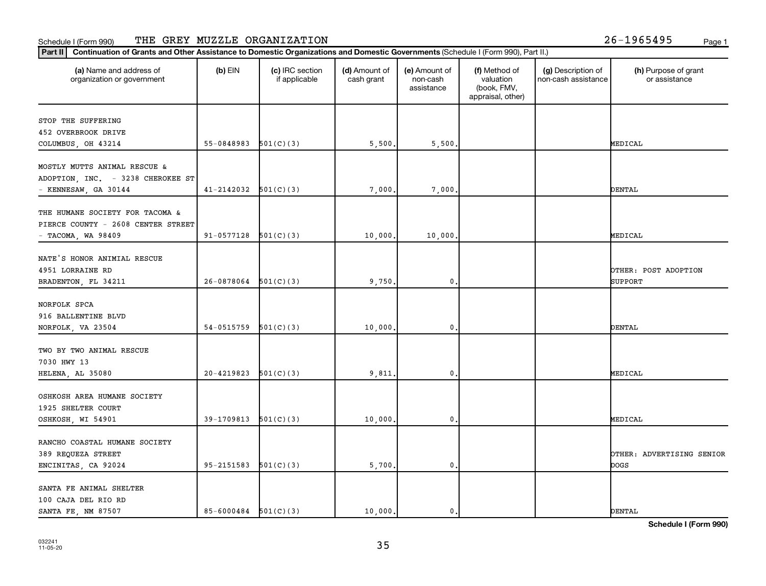Schedule I (Form 990) THE GREY MUZZLE ORGANIZATION 26-1965495

**Part II** **Continuation of Grants and Other Assistance to Domestic Organizations and Domestic Governments** (Schedule I (Form 990), Part II.)

| (a) Name and address of organization or government | (b) EIN | (c) IRC section if applicable | (d) Amount of cash grant | (e) Amount of non-cash assistance | (f) Method of valuation (book, FMV, appraisal, other) | (g) Description of non-cash assistance | (h) Purpose of grant or assistance |
|---|---|---|---|---|---|---|---|
| STOP THE SUFFERING 452 OVERBROOK DRIVE COLUMBUS, OH 43214 | 55-0848983 | 501(C)(3) | 5,500. | 5,500. | | | MEDICAL |
| MOSTLY MUTTS ANIMAL RESCUE & ADOPTION, INC. - 3238 CHEROKEE ST - KENNESAW, GA 30144 | 41-2142032 | 501(C)(3) | 7,000. | 7,000. | | | DENTAL |
| THE HUMANE SOCIETY FOR TACOMA & PIERCE COUNTY - 2608 CENTER STREET - TACOMA, WA 98409 | 91-0577128 | 501(C)(3) | 10,000. | 10,000. | | | MEDICAL |
| NATE'S HONOR ANIMIAL RESCUE 4951 LORRAINE RD BRADENTON, FL 34211 | 26-0878064 | 501(C)(3) | 9,750. | 0. | | | OTHER: POST ADOPTION SUPPORT |
| NORFOLK SPCA 916 BALLENTINE BLVD NORFOLK, VA 23504 | 54-0515759 | 501(C)(3) | 10,000. | 0. | | | DENTAL |
| TWO BY TWO ANIMAL RESCUE 7030 HWY 13 HELENA, AL 35080 | 20-4219823 | 501(C)(3) | 9,811. | 0. | | | MEDICAL |
| OSHKOSH AREA HUMANE SOCIETY 1925 SHELTER COURT OSHKOSH, WI 54901 | 39-1709813 | 501(C)(3) | 10,000. | 0. | | | MEDICAL |
| RANCHO COASTAL HUMANE SOCIETY 389 REQUEZA STREET ENCINITAS, CA 92024 | 95-2151583 | 501(C)(3) | 5,700. | 0. | | | OTHER: ADVERTISING SENIOR DOGS |
| SANTA FE ANIMAL SHELTER 100 CAJA DEL RIO RD SANTA FE, NM 87507 | 85-6000484 | 501(C)(3) | 10,000. | 0. | | | DENTAL |

**Schedule I (Form 990)**

032241 11-05-20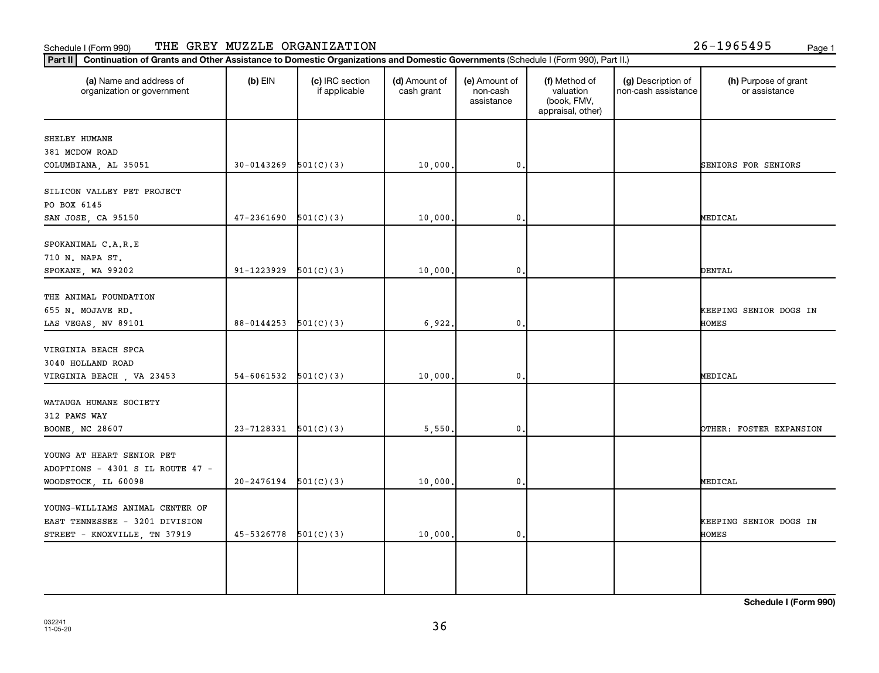Schedule I (Form 990) THE GREY MUZZLE ORGANIZATION 26-1965495

**Part II** **Continuation of Grants and Other Assistance to Domestic Organizations and Domestic Governments** (Schedule I (Form 990), Part II.)

| (a) Name and address of organization or government | (b) EIN | (c) IRC section if applicable | (d) Amount of cash grant | (e) Amount of non-cash assistance | (f) Method of valuation (book, FMV, appraisal, other) | (g) Description of non-cash assistance | (h) Purpose of grant or assistance |
|---|---|---|---|---|---|---|---|
| SHELBY HUMANE<br>381 MCDOW ROAD<br>COLUMBIANA, AL 35051 | 30-0143269 | 501(C)(3) | 10,000. | 0. | | | SENIORS FOR SENIORS |
| SILICON VALLEY PET PROJECT<br>PO BOX 6145<br>SAN JOSE, CA 95150 | 47-2361690 | 501(C)(3) | 10,000. | 0. | | | MEDICAL |
| SPOKANIMAL C.A.R.E<br>710 N. NAPA ST.<br>SPOKANE, WA 99202 | 91-1223929 | 501(C)(3) | 10,000. | 0. | | | DENTAL |
| THE ANIMAL FOUNDATION<br>655 N. MOJAVE RD.<br>LAS VEGAS, NV 89101 | 88-0144253 | 501(C)(3) | 6,922. | 0. | | | KEEPING SENIOR DOGS IN HOMES |
| VIRGINIA BEACH SPCA<br>3040 HOLLAND ROAD<br>VIRGINIA BEACH , VA 23453 | 54-6061532 | 501(C)(3) | 10,000. | 0. | | | MEDICAL |
| WATAUGA HUMANE SOCIETY<br>312 PAWS WAY<br>BOONE, NC 28607 | 23-7128331 | 501(C)(3) | 5,550. | 0. | | | OTHER: FOSTER EXPANSION |
| YOUNG AT HEART SENIOR PET ADOPTIONS - 4301 S IL ROUTE 47 - WOODSTOCK, IL 60098 | 20-2476194 | 501(C)(3) | 10,000. | 0. | | | MEDICAL |
| YOUNG-WILLIAMS ANIMAL CENTER OF EAST TENNESSEE - 3201 DIVISION STREET - KNOXVILLE, TN 37919 | 45-5326778 | 501(C)(3) | 10,000. | 0. | | | KEEPING SENIOR DOGS IN HOMES |

**Schedule I (Form 990)**

032241 11-05-20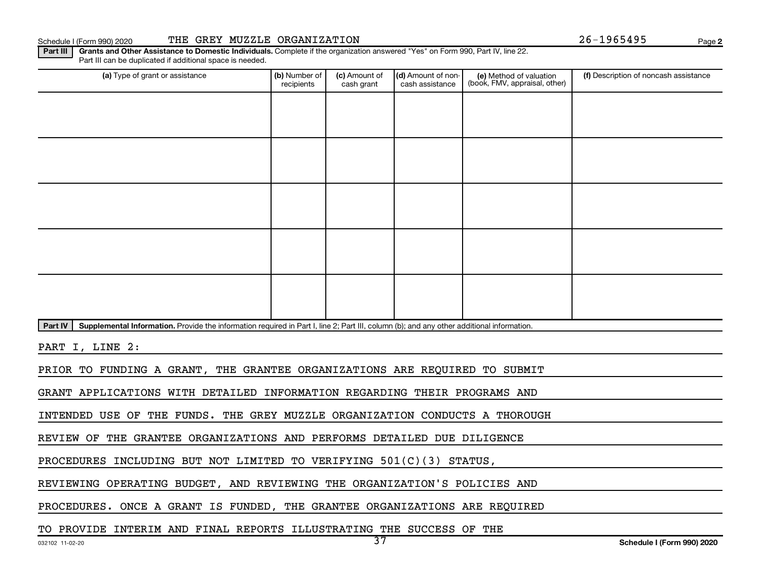Schedule I (Form 990) 2020 THE GREY MUZZLE ORGANIZATION 26-1965495 Page 2

**Part III** **Grants and Other Assistance to Domestic Individuals.** Complete if the organization answered "Yes" on Form 990, Part IV, line 22. Part III can be duplicated if additional space is needed.

| (a) Type of grant or assistance | (b) Number of recipients | (c) Amount of cash grant | (d) Amount of non-cash assistance | (e) Method of valuation (book, FMV, appraisal, other) | (f) Description of noncash assistance |
|---|---|---|---|---|---|
| | | | | | |
| | | | | | |
| | | | | | |
| | | | | | |
| | | | | | |

**Part IV** **Supplemental Information.** Provide the information required in Part I, line 2; Part III, column (b); and any other additional information.

PART I, LINE 2:

PRIOR TO FUNDING A GRANT, THE GRANTEE ORGANIZATIONS ARE REQUIRED TO SUBMIT GRANT APPLICATIONS WITH DETAILED INFORMATION REGARDING THEIR PROGRAMS AND INTENDED USE OF THE FUNDS. THE GREY MUZZLE ORGANIZATION CONDUCTS A THOROUGH REVIEW OF THE GRANTEE ORGANIZATIONS AND PERFORMS DETAILED DUE DILIGENCE PROCEDURES INCLUDING BUT NOT LIMITED TO VERIFYING 501(C)(3) STATUS, REVIEWING OPERATING BUDGET, AND REVIEWING THE ORGANIZATION'S POLICIES AND PROCEDURES. ONCE A GRANT IS FUNDED, THE GRANTEE ORGANIZATIONS ARE REQUIRED TO PROVIDE INTERIM AND FINAL REPORTS ILLUSTRATING THE SUCCESS OF THE

032102 11-02-20 Schedule I (Form 990) 2020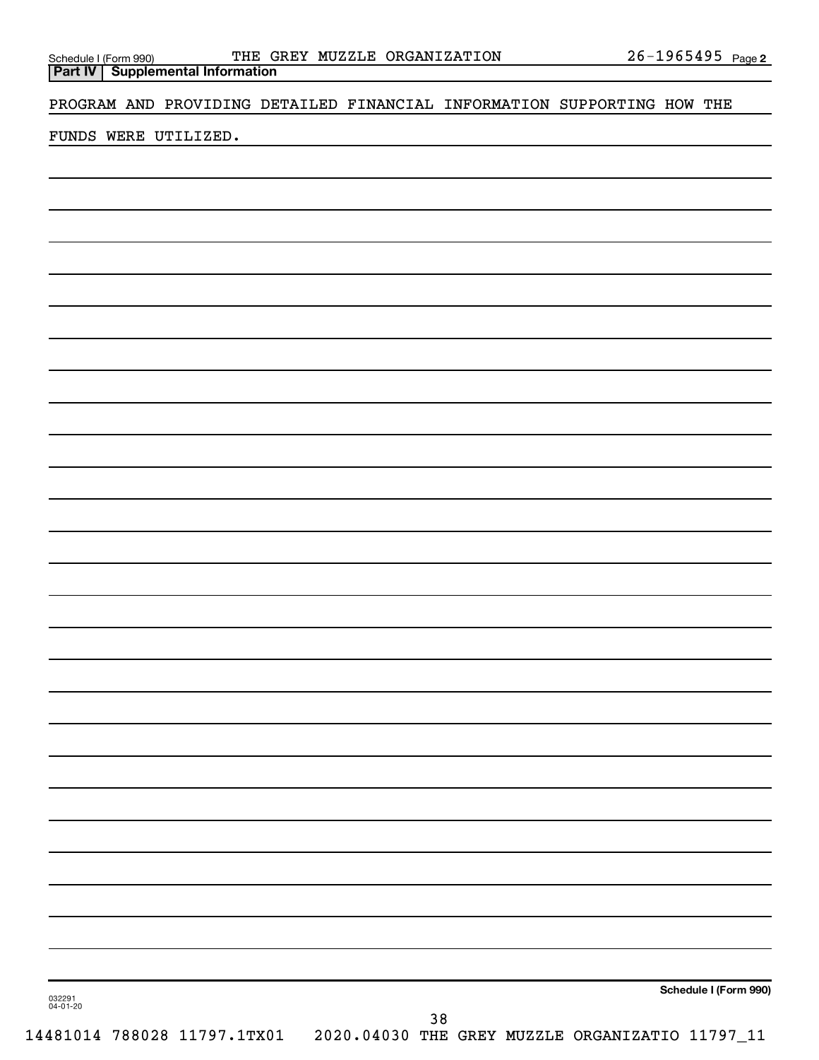Schedule I (Form 990) THE GREY MUZZLE ORGANIZATION 26-1965495 Page 2

## Part IV Supplemental Information

PROGRAM AND PROVIDING DETAILED FINANCIAL INFORMATION SUPPORTING HOW THE FUNDS WERE UTILIZED.

Schedule I (Form 990)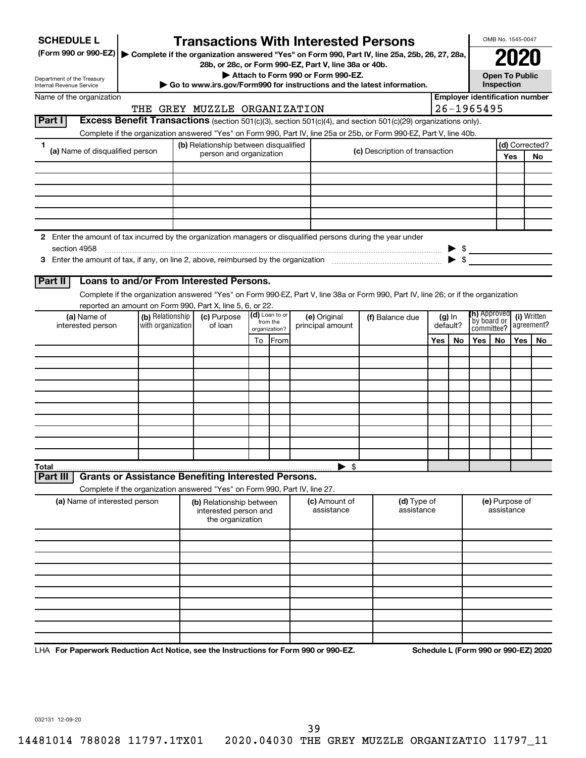**SCHEDULE L**
**(Form 990 or 990-EZ)**

Department of the Treasury
Internal Revenue Service

# Transactions With Interested Persons

▶ Complete if the organization answered "Yes" on Form 990, Part IV, line 25a, 25b, 26, 27, 28a, 28b, or 28c, or Form 990-EZ, Part V, line 38a or 40b.

▶ Attach to Form 990 or Form 990-EZ.

▶ Go to www.irs.gov/Form990 for instructions and the latest information.

OMB No. 1545-0047

**2020**

**Open To Public Inspection**

Name of the organization: THE GREY MUZZLE ORGANIZATION

Employer identification number: 26-1965495

## Part I Excess Benefit Transactions (section 501(c)(3), section 501(c)(4), and section 501(c)(29) organizations only).

Complete if the organization answered "Yes" on Form 990, Part IV, line 25a or 25b, or Form 990-EZ, Part V, line 40b.

| 1 (a) Name of disqualified person | (b) Relationship between disqualified person and organization | (c) Description of transaction | (d) Corrected? Yes | No |
|---|---|---|---|---|
| | | | | |
| | | | | |
| | | | | |
| | | | | |
| | | | | |
| | | | | |

**2** Enter the amount of tax incurred by the organization managers or disqualified persons during the year under section 4958 ▶ $

**3** Enter the amount of tax, if any, on line 2, above, reimbursed by the organization ▶ $

## Part II Loans to and/or From Interested Persons.

Complete if the organization answered "Yes" on Form 990-EZ, Part V, line 38a or Form 990, Part IV, line 26; or if the organization reported an amount on Form 990, Part X, line 5, 6, or 22.

| (a) Name of interested person | (b) Relationship with organization | (c) Purpose of loan | (d) Loan to or from the organization? To | From | (e) Original principal amount | (f) Balance due | (g) In default? Yes | No | (h) Approved by board or committee? Yes | No | (i) Written agreement? Yes | No |
|---|---|---|---|---|---|---|---|---|---|---|---|---|
| | | | | | | | | | | | | |
| | | | | | | | | | | | | |
| | | | | | | | | | | | | |
| | | | | | | | | | | | | |
| | | | | | | | | | | | | |
| | | | | | | | | | | | | |
| | | | | | | | | | | | | |
| | | | | | | | | | | | | |
| | | | | | | | | | | | | |
| | | | | | | | | | | | | |
| **Total** | | | | | ▶ $ | | | | | | | |

## Part III Grants or Assistance Benefiting Interested Persons.

Complete if the organization answered "Yes" on Form 990, Part IV, line 27.

| (a) Name of interested person | (b) Relationship between interested person and the organization | (c) Amount of assistance | (d) Type of assistance | (e) Purpose of assistance |
|---|---|---|---|---|
| | | | | |
| | | | | |
| | | | | |
| | | | | |
| | | | | |
| | | | | |
| | | | | |
| | | | | |
| | | | | |
| | | | | |

LHA **For Paperwork Reduction Act Notice, see the Instructions for Form 990 or 990-EZ.** **Schedule L (Form 990 or 990-EZ) 2020**

032131 12-09-20

14481014 788028 11797.1TX01 2020.04030 THE GREY MUZZLE ORGANIZATIO 11797_11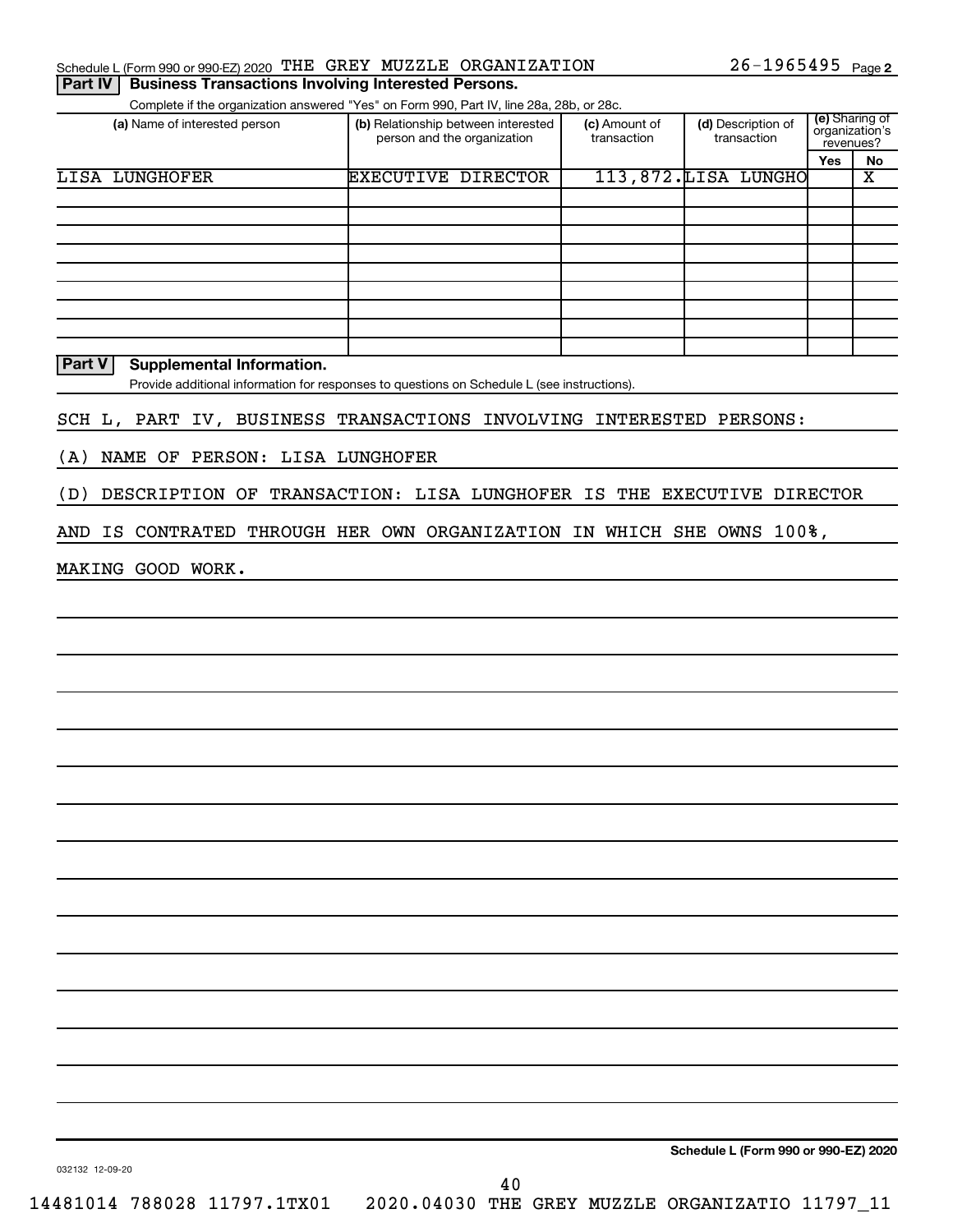Schedule L (Form 990 or 990-EZ) 2020 THE GREY MUZZLE ORGANIZATION 26-1965495 Page 2

## Part IV Business Transactions Involving Interested Persons.

Complete if the organization answered "Yes" on Form 990, Part IV, line 28a, 28b, or 28c.

| (a) Name of interested person | (b) Relationship between interested person and the organization | (c) Amount of transaction | (d) Description of transaction | (e) Sharing of organization's revenues? | |
|---|---|---|---|---|---|
| | | | | Yes | No |
| LISA LUNGHOFER | EXECUTIVE DIRECTOR | 113,872. | LISA LUNGHO | | X |
| | | | | | |
| | | | | | |
| | | | | | |
| | | | | | |
| | | | | | |
| | | | | | |
| | | | | | |
| | | | | | |

## Part V Supplemental Information.

Provide additional information for responses to questions on Schedule L (see instructions).

SCH L, PART IV, BUSINESS TRANSACTIONS INVOLVING INTERESTED PERSONS:

(A) NAME OF PERSON: LISA LUNGHOFER

(D) DESCRIPTION OF TRANSACTION: LISA LUNGHOFER IS THE EXECUTIVE DIRECTOR AND IS CONTRATED THROUGH HER OWN ORGANIZATION IN WHICH SHE OWNS 100%, MAKING GOOD WORK.

Schedule L (Form 990 or 990-EZ) 2020

032132 12-09-20

14481014 788028 11797.1TX01 2020.04030 THE GREY MUZZLE ORGANIZATIO 11797_11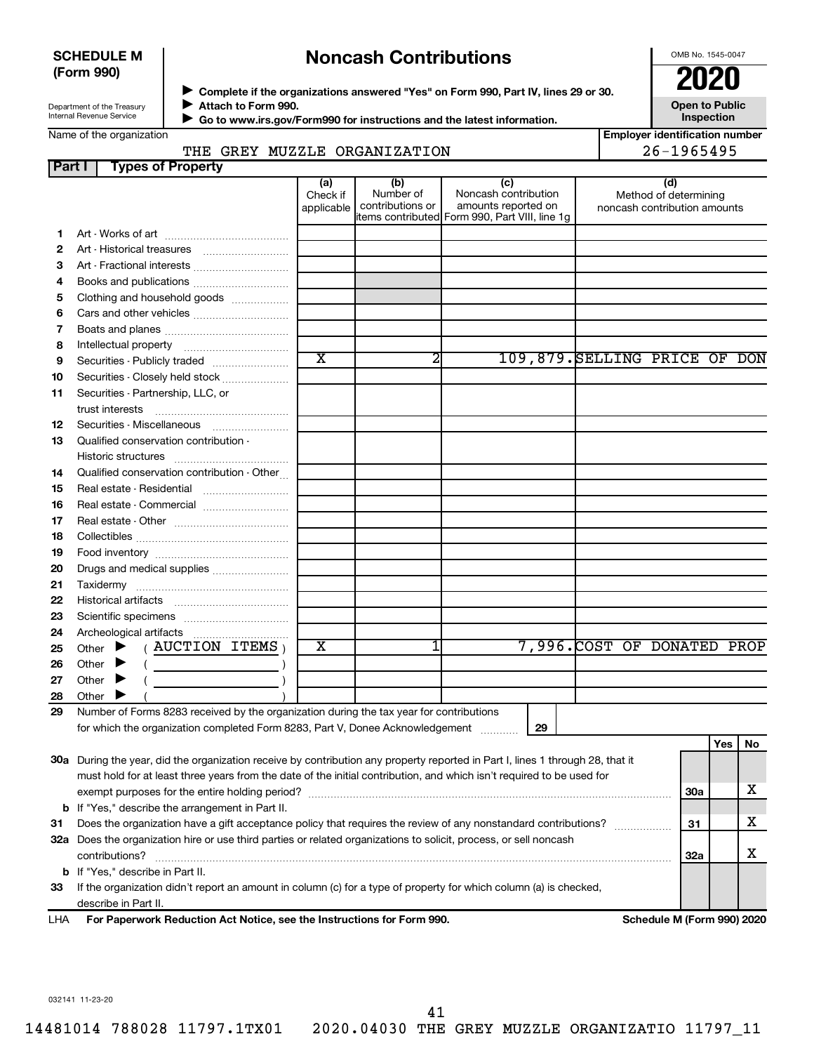**SCHEDULE M (Form 990)**

Department of the Treasury
Internal Revenue Service

# Noncash Contributions

▶ Complete if the organizations answered "Yes" on Form 990, Part IV, lines 29 or 30.
▶ Attach to Form 990.
▶ Go to www.irs.gov/Form990 for instructions and the latest information.

OMB No. 1545-0047

**2020**

**Open to Public Inspection**

| Name of the organization | Employer identification number |
|---|---|
| THE GREY MUZZLE ORGANIZATION | 26-1965495 |

## Part I Types of Property

| | | (a) Check if applicable | (b) Number of contributions or items contributed | (c) Noncash contribution amounts reported on Form 990, Part VIII, line 1g | (d) Method of determining noncash contribution amounts |
|---|---|---|---|---|---|
| 1 | Art - Works of art | | | | |
| 2 | Art - Historical treasures | | | | |
| 3 | Art - Fractional interests | | | | |
| 4 | Books and publications | | | | |
| 5 | Clothing and household goods | | | | |
| 6 | Cars and other vehicles | | | | |
| 7 | Boats and planes | | | | |
| 8 | Intellectual property | | | | |
| 9 | Securities - Publicly traded | X | 2 | 109,879. | SELLING PRICE OF DON |
| 10 | Securities - Closely held stock | | | | |
| 11 | Securities - Partnership, LLC, or trust interests | | | | |
| 12 | Securities - Miscellaneous | | | | |
| 13 | Qualified conservation contribution - Historic structures | | | | |
| 14 | Qualified conservation contribution - Other | | | | |
| 15 | Real estate - Residential | | | | |
| 16 | Real estate - Commercial | | | | |
| 17 | Real estate - Other | | | | |
| 18 | Collectibles | | | | |
| 19 | Food inventory | | | | |
| 20 | Drugs and medical supplies | | | | |
| 21 | Taxidermy | | | | |
| 22 | Historical artifacts | | | | |
| 23 | Scientific specimens | | | | |
| 24 | Archeological artifacts | | | | |
| 25 | Other ▶ ( AUCTION ITEMS ) | X | 1 | 7,996. | COST OF DONATED PROP |
| 26 | Other ▶ ( ) | | | | |
| 27 | Other ▶ ( ) | | | | |
| 28 | Other ▶ ( ) | | | | |

29 Number of Forms 8283 received by the organization during the tax year for contributions for which the organization completed Form 8283, Part V, Donee Acknowledgement ........ **29**

| | | | Yes | No |
|---|---|---|---|---|
| 30a | During the year, did the organization receive by contribution any property reported in Part I, lines 1 through 28, that it must hold for at least three years from the date of the initial contribution, and which isn't required to be used for exempt purposes for the entire holding period? | 30a | | X |
| b | If "Yes," describe the arrangement in Part II. | | | |
| 31 | Does the organization have a gift acceptance policy that requires the review of any nonstandard contributions? | 31 | | X |
| 32a | Does the organization hire or use third parties or related organizations to solicit, process, or sell noncash contributions? | 32a | | X |
| b | If "Yes," describe in Part II. | | | |
| 33 | If the organization didn't report an amount in column (c) for a type of property for which column (a) is checked, describe in Part II. | | | |

LHA **For Paperwork Reduction Act Notice, see the Instructions for Form 990.** **Schedule M (Form 990) 2020**

032141 11-23-20

14481014 788028 11797.1TX01 2020.04030 THE GREY MUZZLE ORGANIZATIO 11797_11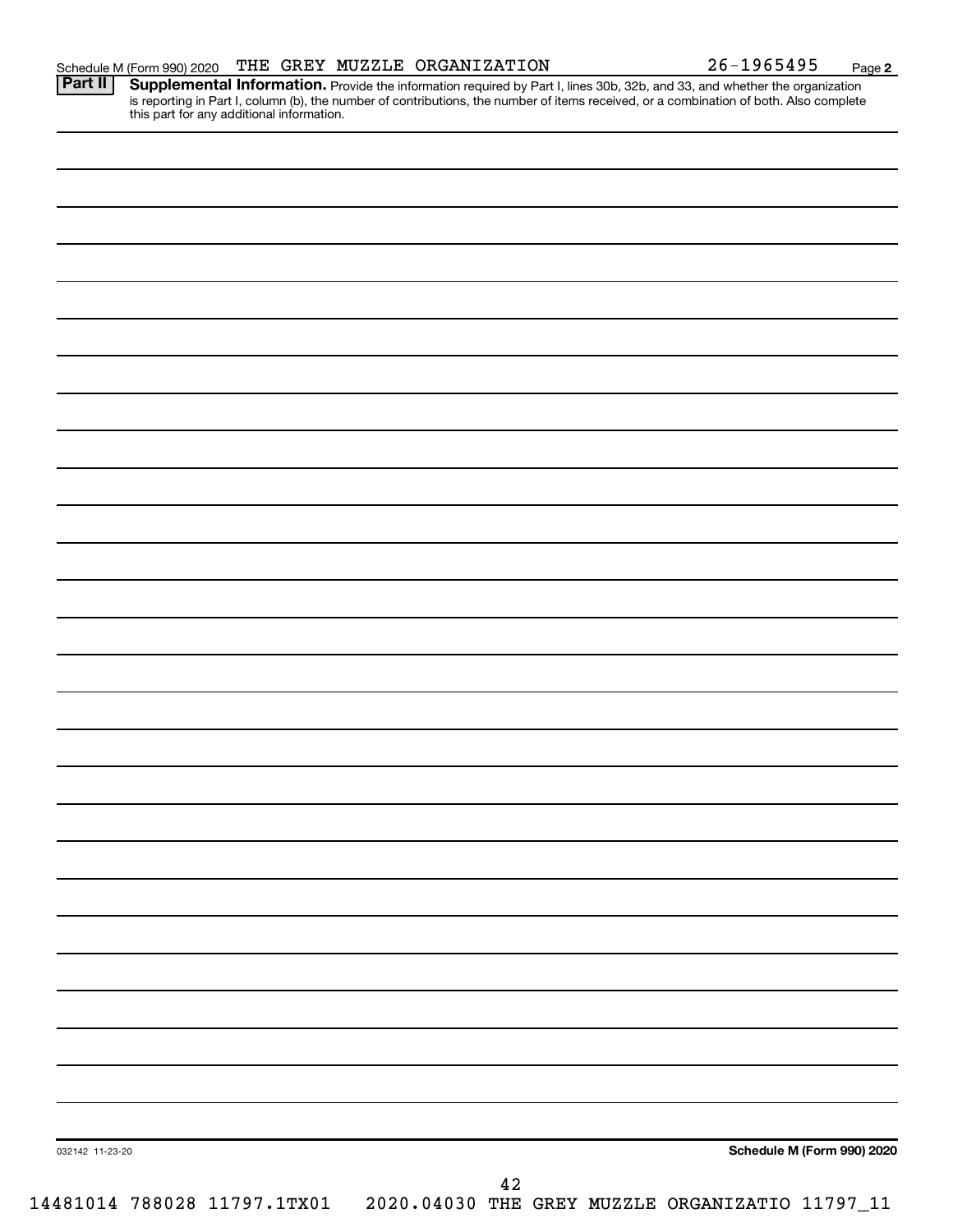Schedule M (Form 990) 2020 THE GREY MUZZLE ORGANIZATION 26-1965495

**Part II** **Supplemental Information.** Provide the information required by Part I, lines 30b, 32b, and 33, and whether the organization is reporting in Part I, column (b), the number of contributions, the number of items received, or a combination of both. Also complete this part for any additional information.

032142 11-23-20

**Schedule M (Form 990) 2020**

14481014 788028 11797.1TX01 2020.04030 THE GREY MUZZLE ORGANIZATIO 11797_11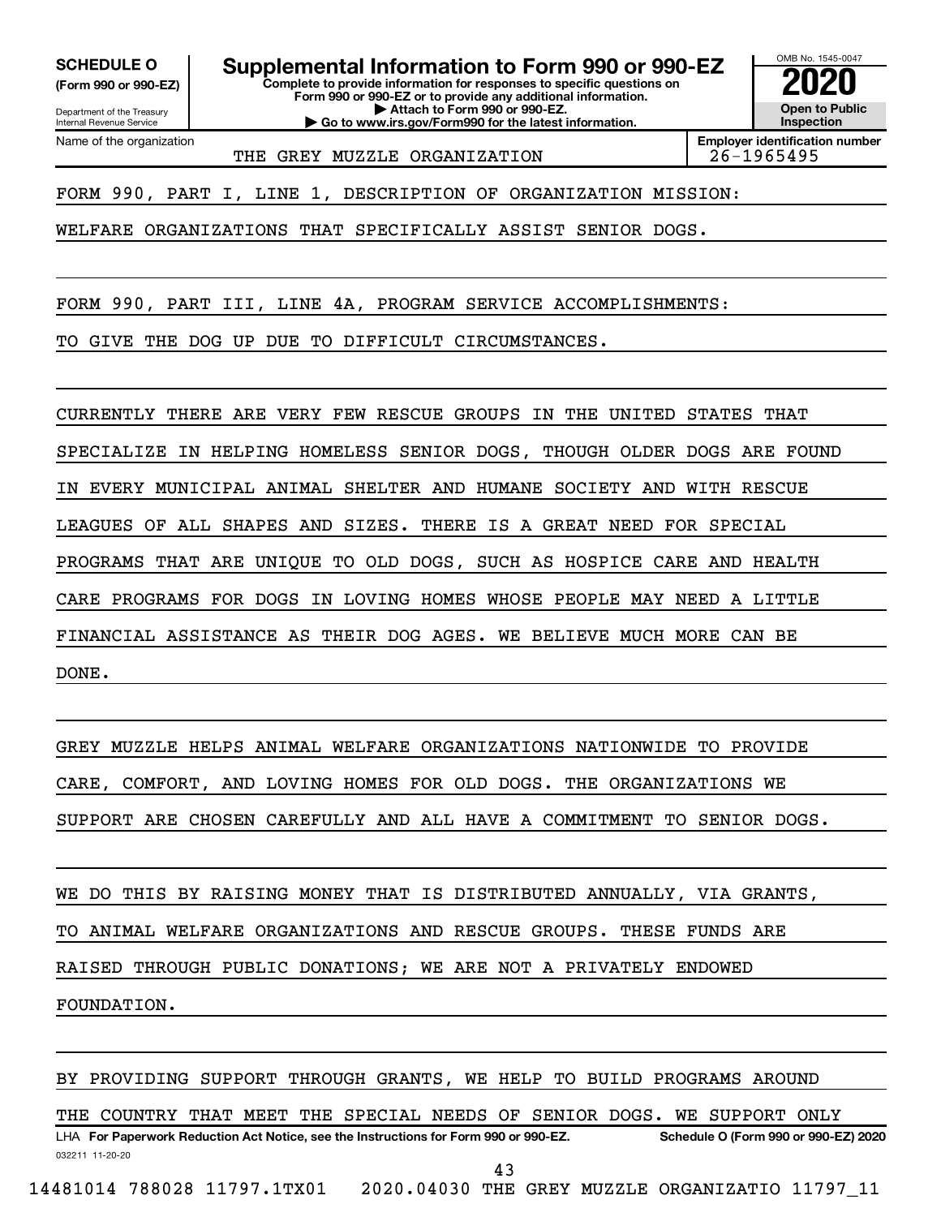**SCHEDULE O** (Form 990 or 990-EZ)

Department of the Treasury
Internal Revenue Service

# Supplemental Information to Form 990 or 990-EZ

**Complete to provide information for responses to specific questions on Form 990 or 990-EZ or to provide any additional information.**
**▶ Attach to Form 990 or 990-EZ.**
**▶ Go to www.irs.gov/Form990 for the latest information.**

OMB No. 1545-0047

**2020**

**Open to Public Inspection**

Name of the organization: THE GREY MUZZLE ORGANIZATION

**Employer identification number** 26-1965495

FORM 990, PART I, LINE 1, DESCRIPTION OF ORGANIZATION MISSION:

WELFARE ORGANIZATIONS THAT SPECIFICALLY ASSIST SENIOR DOGS.

FORM 990, PART III, LINE 4A, PROGRAM SERVICE ACCOMPLISHMENTS:

TO GIVE THE DOG UP DUE TO DIFFICULT CIRCUMSTANCES.

CURRENTLY THERE ARE VERY FEW RESCUE GROUPS IN THE UNITED STATES THAT SPECIALIZE IN HELPING HOMELESS SENIOR DOGS, THOUGH OLDER DOGS ARE FOUND IN EVERY MUNICIPAL ANIMAL SHELTER AND HUMANE SOCIETY AND WITH RESCUE LEAGUES OF ALL SHAPES AND SIZES. THERE IS A GREAT NEED FOR SPECIAL PROGRAMS THAT ARE UNIQUE TO OLD DOGS, SUCH AS HOSPICE CARE AND HEALTH CARE PROGRAMS FOR DOGS IN LOVING HOMES WHOSE PEOPLE MAY NEED A LITTLE FINANCIAL ASSISTANCE AS THEIR DOG AGES. WE BELIEVE MUCH MORE CAN BE DONE.

GREY MUZZLE HELPS ANIMAL WELFARE ORGANIZATIONS NATIONWIDE TO PROVIDE CARE, COMFORT, AND LOVING HOMES FOR OLD DOGS. THE ORGANIZATIONS WE SUPPORT ARE CHOSEN CAREFULLY AND ALL HAVE A COMMITMENT TO SENIOR DOGS.

WE DO THIS BY RAISING MONEY THAT IS DISTRIBUTED ANNUALLY, VIA GRANTS, TO ANIMAL WELFARE ORGANIZATIONS AND RESCUE GROUPS. THESE FUNDS ARE RAISED THROUGH PUBLIC DONATIONS; WE ARE NOT A PRIVATELY ENDOWED FOUNDATION.

BY PROVIDING SUPPORT THROUGH GRANTS, WE HELP TO BUILD PROGRAMS AROUND THE COUNTRY THAT MEET THE SPECIAL NEEDS OF SENIOR DOGS. WE SUPPORT ONLY

LHA **For Paperwork Reduction Act Notice, see the Instructions for Form 990 or 990-EZ.** **Schedule O (Form 990 or 990-EZ) 2020**

032211 11-20-20

14481014 788028 11797.1TX01 2020.04030 THE GREY MUZZLE ORGANIZATIO 11797_11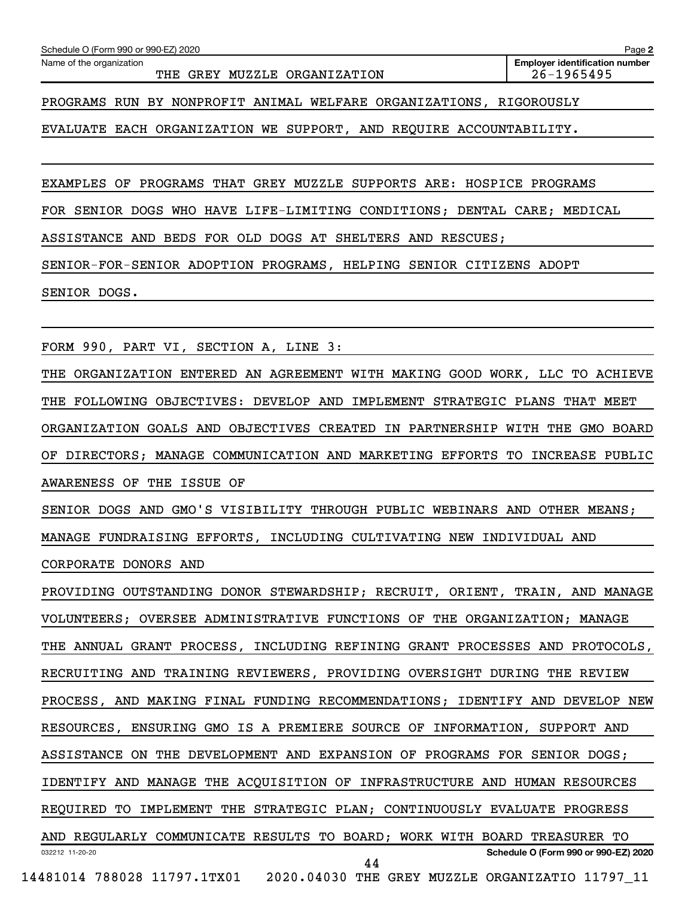PROGRAMS RUN BY NONPROFIT ANIMAL WELFARE ORGANIZATIONS, RIGOROUSLY EVALUATE EACH ORGANIZATION WE SUPPORT, AND REQUIRE ACCOUNTABILITY.

EXAMPLES OF PROGRAMS THAT GREY MUZZLE SUPPORTS ARE: HOSPICE PROGRAMS FOR SENIOR DOGS WHO HAVE LIFE-LIMITING CONDITIONS; DENTAL CARE; MEDICAL ASSISTANCE AND BEDS FOR OLD DOGS AT SHELTERS AND RESCUES; SENIOR-FOR-SENIOR ADOPTION PROGRAMS, HELPING SENIOR CITIZENS ADOPT SENIOR DOGS.

FORM 990, PART VI, SECTION A, LINE 3:

THE ORGANIZATION ENTERED AN AGREEMENT WITH MAKING GOOD WORK, LLC TO ACHIEVE THE FOLLOWING OBJECTIVES: DEVELOP AND IMPLEMENT STRATEGIC PLANS THAT MEET ORGANIZATION GOALS AND OBJECTIVES CREATED IN PARTNERSHIP WITH THE GMO BOARD OF DIRECTORS; MANAGE COMMUNICATION AND MARKETING EFFORTS TO INCREASE PUBLIC AWARENESS OF THE ISSUE OF

SENIOR DOGS AND GMO'S VISIBILITY THROUGH PUBLIC WEBINARS AND OTHER MEANS; MANAGE FUNDRAISING EFFORTS, INCLUDING CULTIVATING NEW INDIVIDUAL AND CORPORATE DONORS AND

PROVIDING OUTSTANDING DONOR STEWARDSHIP; RECRUIT, ORIENT, TRAIN, AND MANAGE VOLUNTEERS; OVERSEE ADMINISTRATIVE FUNCTIONS OF THE ORGANIZATION; MANAGE THE ANNUAL GRANT PROCESS, INCLUDING REFINING GRANT PROCESSES AND PROTOCOLS, RECRUITING AND TRAINING REVIEWERS, PROVIDING OVERSIGHT DURING THE REVIEW PROCESS, AND MAKING FINAL FUNDING RECOMMENDATIONS; IDENTIFY AND DEVELOP NEW RESOURCES, ENSURING GMO IS A PREMIERE SOURCE OF INFORMATION, SUPPORT AND ASSISTANCE ON THE DEVELOPMENT AND EXPANSION OF PROGRAMS FOR SENIOR DOGS; IDENTIFY AND MANAGE THE ACQUISITION OF INFRASTRUCTURE AND HUMAN RESOURCES REQUIRED TO IMPLEMENT THE STRATEGIC PLAN; CONTINUOUSLY EVALUATE PROGRESS AND REGULARLY COMMUNICATE RESULTS TO BOARD; WORK WITH BOARD TREASURER TO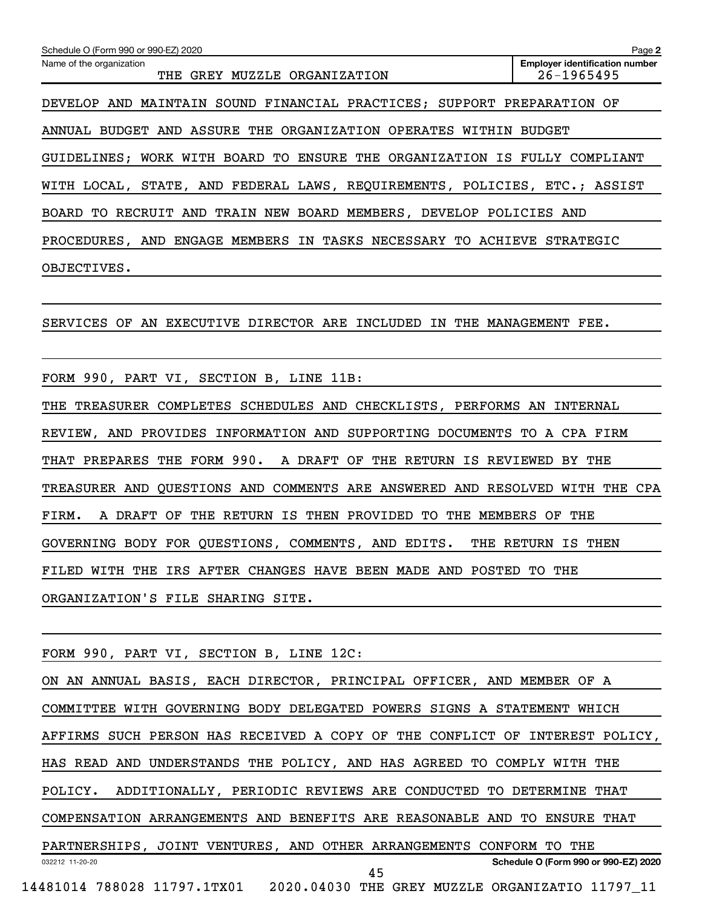Name of the organization: THE GREY MUZZLE ORGANIZATION

Employer identification number: 26-1965495

DEVELOP AND MAINTAIN SOUND FINANCIAL PRACTICES; SUPPORT PREPARATION OF ANNUAL BUDGET AND ASSURE THE ORGANIZATION OPERATES WITHIN BUDGET GUIDELINES; WORK WITH BOARD TO ENSURE THE ORGANIZATION IS FULLY COMPLIANT WITH LOCAL, STATE, AND FEDERAL LAWS, REQUIREMENTS, POLICIES, ETC.; ASSIST BOARD TO RECRUIT AND TRAIN NEW BOARD MEMBERS, DEVELOP POLICIES AND PROCEDURES, AND ENGAGE MEMBERS IN TASKS NECESSARY TO ACHIEVE STRATEGIC OBJECTIVES.

SERVICES OF AN EXECUTIVE DIRECTOR ARE INCLUDED IN THE MANAGEMENT FEE.

FORM 990, PART VI, SECTION B, LINE 11B:

THE TREASURER COMPLETES SCHEDULES AND CHECKLISTS, PERFORMS AN INTERNAL REVIEW, AND PROVIDES INFORMATION AND SUPPORTING DOCUMENTS TO A CPA FIRM THAT PREPARES THE FORM 990. A DRAFT OF THE RETURN IS REVIEWED BY THE TREASURER AND QUESTIONS AND COMMENTS ARE ANSWERED AND RESOLVED WITH THE CPA FIRM. A DRAFT OF THE RETURN IS THEN PROVIDED TO THE MEMBERS OF THE GOVERNING BODY FOR QUESTIONS, COMMENTS, AND EDITS. THE RETURN IS THEN FILED WITH THE IRS AFTER CHANGES HAVE BEEN MADE AND POSTED TO THE ORGANIZATION'S FILE SHARING SITE.

FORM 990, PART VI, SECTION B, LINE 12C:

ON AN ANNUAL BASIS, EACH DIRECTOR, PRINCIPAL OFFICER, AND MEMBER OF A COMMITTEE WITH GOVERNING BODY DELEGATED POWERS SIGNS A STATEMENT WHICH AFFIRMS SUCH PERSON HAS RECEIVED A COPY OF THE CONFLICT OF INTEREST POLICY, HAS READ AND UNDERSTANDS THE POLICY, AND HAS AGREED TO COMPLY WITH THE POLICY. ADDITIONALLY, PERIODIC REVIEWS ARE CONDUCTED TO DETERMINE THAT COMPENSATION ARRANGEMENTS AND BENEFITS ARE REASONABLE AND TO ENSURE THAT PARTNERSHIPS, JOINT VENTURES, AND OTHER ARRANGEMENTS CONFORM TO THE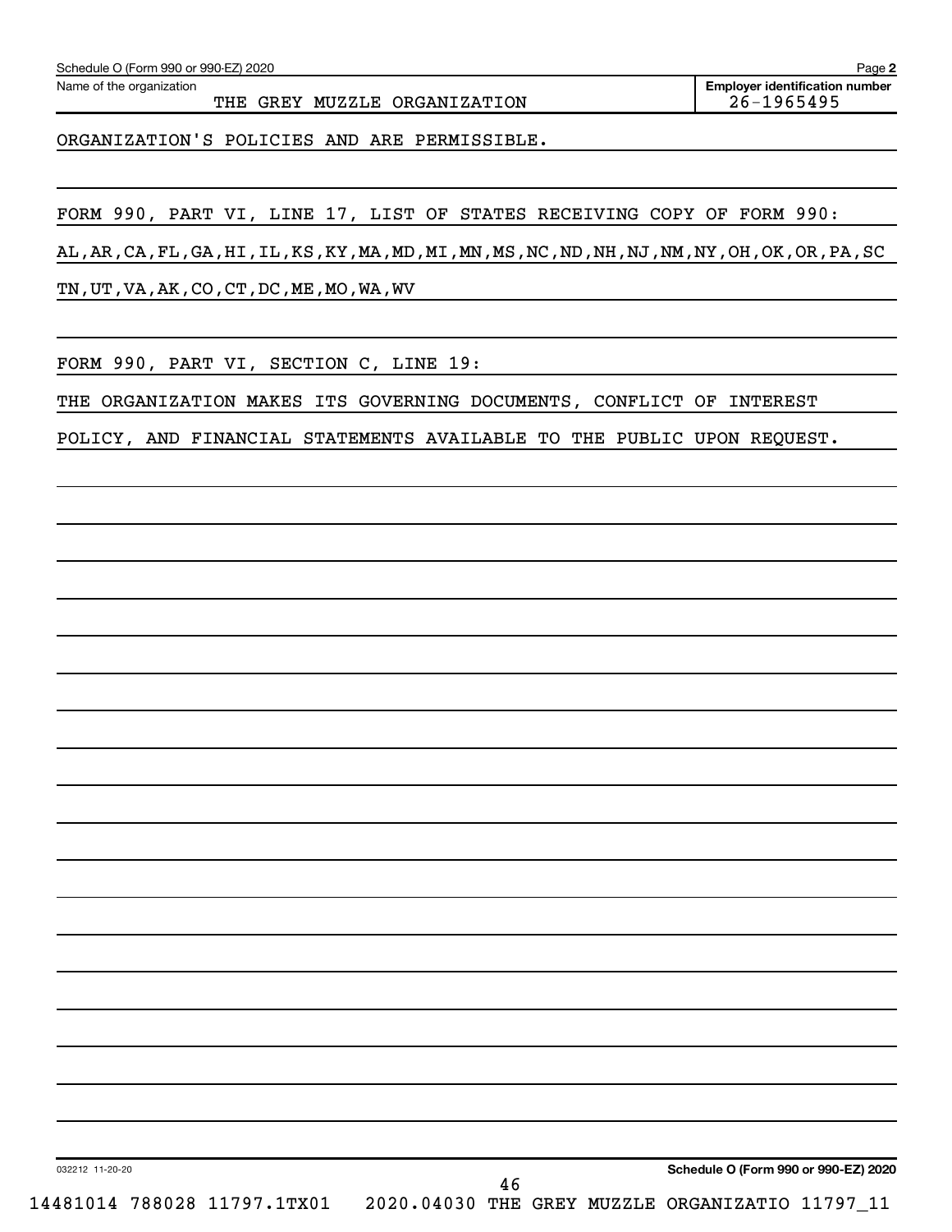Schedule O (Form 990 or 990-EZ) 2020

Name of the organization: THE GREY MUZZLE ORGANIZATION

Employer identification number: 26-1965495

ORGANIZATION'S POLICIES AND ARE PERMISSIBLE.

FORM 990, PART VI, LINE 17, LIST OF STATES RECEIVING COPY OF FORM 990:

AL,AR,CA,FL,GA,HI,IL,KS,KY,MA,MD,MI,MN,MS,NC,ND,NH,NJ,NM,NY,OH,OK,OR,PA,SC

TN,UT,VA,AK,CO,CT,DC,ME,MO,WA,WV

FORM 990, PART VI, SECTION C, LINE 19:

THE ORGANIZATION MAKES ITS GOVERNING DOCUMENTS, CONFLICT OF INTEREST

POLICY, AND FINANCIAL STATEMENTS AVAILABLE TO THE PUBLIC UPON REQUEST.

032212 11-20-20

Schedule O (Form 990 or 990-EZ) 2020

14481014 788028 11797.1TX01 2020.04030 THE GREY MUZZLE ORGANIZATIO 11797_11